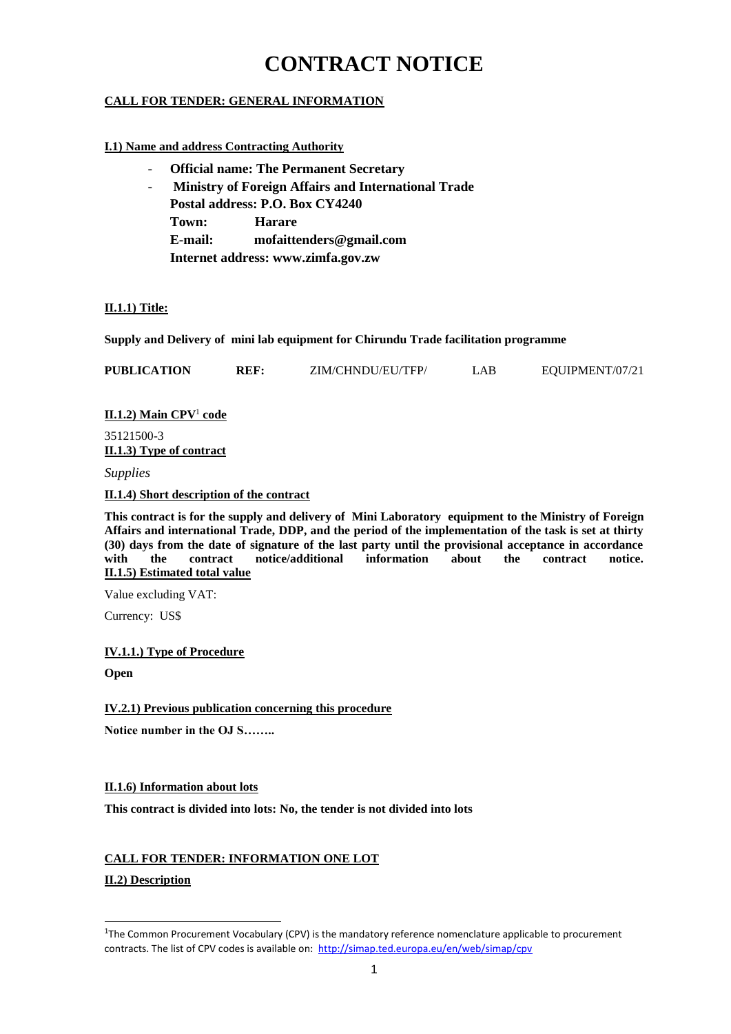# CONTRACT NOTICE

**CALL FOR TENDER: GENERAL INFORMATION**

**I.1) Name and address Contracting Authority**

- **Official name: The Permanent Secretary**
- **Ministry of Foreign Affairs and International Trade**
  **Postal address: P.O. Box CY4240**
  **Town: Harare**
  **E-mail: mofaittenders@gmail.com**
  **Internet address: www.zimfa.gov.zw**

**II.1.1) Title:**

**Supply and Delivery of mini lab equipment for Chirundu Trade facilitation programme**

**PUBLICATION REF:** ZIM/CHNDU/EU/TFP/ LAB EQUIPMENT/07/21

**II.1.2) Main CPV[1] code**

35121500-3

**II.1.3) Type of contract**

*Supplies*

**II.1.4) Short description of the contract**

**This contract is for the supply and delivery of Mini Laboratory equipment to the Ministry of Foreign Affairs and international Trade, DDP, and the period of the implementation of the task is set at thirty (30) days from the date of signature of the last party until the provisional acceptance in accordance with the contract notice/additional information about the contract notice.**

**II.1.5) Estimated total value**

Value excluding VAT:

Currency: US$

**IV.1.1.) Type of Procedure**

**Open**

**IV.2.1) Previous publication concerning this procedure**

**Notice number in the OJ S……..**

**II.1.6) Information about lots**

**This contract is divided into lots: No, the tender is not divided into lots**

**CALL FOR TENDER: INFORMATION ONE LOT**

**II.2) Description**

---

[1] The Common Procurement Vocabulary (CPV) is the mandatory reference nomenclature applicable to procurement contracts. The list of CPV codes is available on: http://simap.ted.europa.eu/en/web/simap/cpv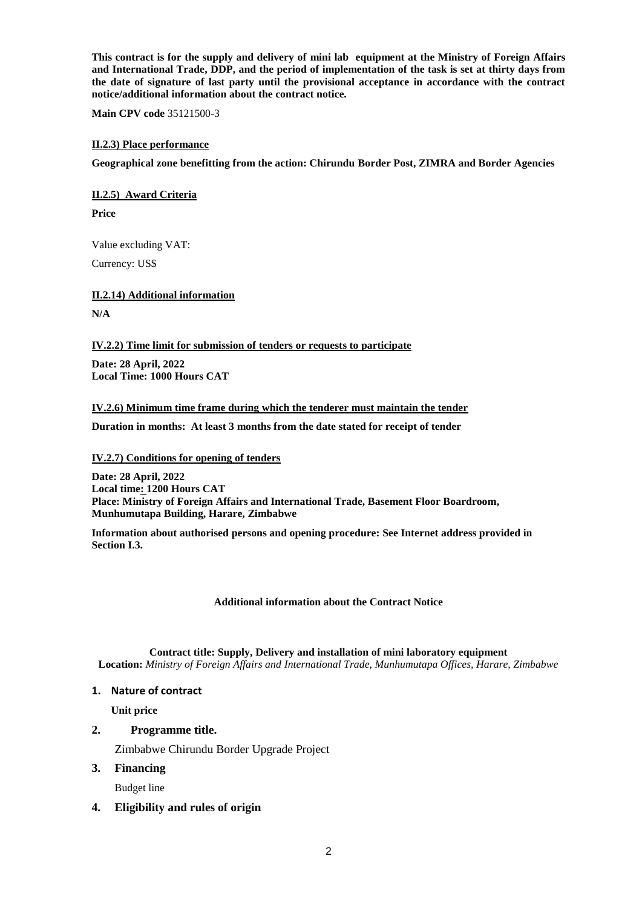**This contract is for the supply and delivery of mini lab equipment at the Ministry of Foreign Affairs and International Trade, DDP, and the period of implementation of the task is set at thirty days from the date of signature of last party until the provisional acceptance in accordance with the contract notice/additional information about the contract notice.**

**Main CPV code** 35121500-3

**II.2.3) Place performance**

**Geographical zone benefitting from the action: Chirundu Border Post, ZIMRA and Border Agencies**

**II.2.5) Award Criteria**

**Price**

Value excluding VAT:

Currency: US$

**II.2.14) Additional information**

**N/A**

**IV.2.2) Time limit for submission of tenders or requests to participate**

**Date: 28 April, 2022**
**Local Time: 1000 Hours CAT**

**IV.2.6) Minimum time frame during which the tenderer must maintain the tender**

**Duration in months: At least 3 months from the date stated for receipt of tender**

**IV.2.7) Conditions for opening of tenders**

**Date: 28 April, 2022**
**Local time: 1200 Hours CAT**
**Place: Ministry of Foreign Affairs and International Trade, Basement Floor Boardroom, Munhumutapa Building, Harare, Zimbabwe**

**Information about authorised persons and opening procedure: See Internet address provided in Section I.3.**

**Additional information about the Contract Notice**

**Contract title: Supply, Delivery and installation of mini laboratory equipment**
**Location:** *Ministry of Foreign Affairs and International Trade, Munhumutapa Offices, Harare, Zimbabwe*

**1. Nature of contract**

**Unit price**

**2. Programme title.**

Zimbabwe Chirundu Border Upgrade Project

**3. Financing**

Budget line

**4. Eligibility and rules of origin**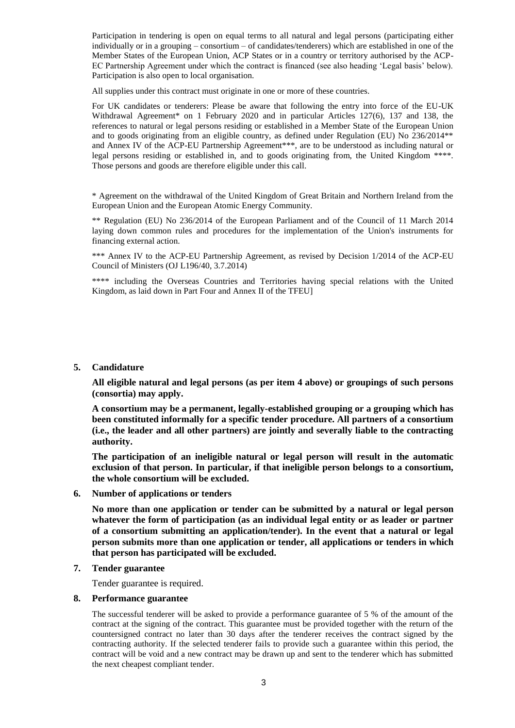Participation in tendering is open on equal terms to all natural and legal persons (participating either individually or in a grouping – consortium – of candidates/tenderers) which are established in one of the Member States of the European Union, ACP States or in a country or territory authorised by the ACP-EC Partnership Agreement under which the contract is financed (see also heading 'Legal basis' below). Participation is also open to local organisation.

All supplies under this contract must originate in one or more of these countries.

For UK candidates or tenderers: Please be aware that following the entry into force of the EU-UK Withdrawal Agreement* on 1 February 2020 and in particular Articles 127(6), 137 and 138, the references to natural or legal persons residing or established in a Member State of the European Union and to goods originating from an eligible country, as defined under Regulation (EU) No 236/2014** and Annex IV of the ACP-EU Partnership Agreement***, are to be understood as including natural or legal persons residing or established in, and to goods originating from, the United Kingdom ****. Those persons and goods are therefore eligible under this call.

* Agreement on the withdrawal of the United Kingdom of Great Britain and Northern Ireland from the European Union and the European Atomic Energy Community.

** Regulation (EU) No 236/2014 of the European Parliament and of the Council of 11 March 2014 laying down common rules and procedures for the implementation of the Union's instruments for financing external action.

*** Annex IV to the ACP-EU Partnership Agreement, as revised by Decision 1/2014 of the ACP-EU Council of Ministers (OJ L196/40, 3.7.2014)

**** including the Overseas Countries and Territories having special relations with the United Kingdom, as laid down in Part Four and Annex II of the TFEU]

## 5. Candidature

**All eligible natural and legal persons (as per item 4 above) or groupings of such persons (consortia) may apply.**

**A consortium may be a permanent, legally-established grouping or a grouping which has been constituted informally for a specific tender procedure. All partners of a consortium (i.e., the leader and all other partners) are jointly and severally liable to the contracting authority.**

**The participation of an ineligible natural or legal person will result in the automatic exclusion of that person. In particular, if that ineligible person belongs to a consortium, the whole consortium will be excluded.**

## 6. Number of applications or tenders

**No more than one application or tender can be submitted by a natural or legal person whatever the form of participation (as an individual legal entity or as leader or partner of a consortium submitting an application/tender). In the event that a natural or legal person submits more than one application or tender, all applications or tenders in which that person has participated will be excluded.**

## 7. Tender guarantee

Tender guarantee is required.

## 8. Performance guarantee

The successful tenderer will be asked to provide a performance guarantee of 5 % of the amount of the contract at the signing of the contract. This guarantee must be provided together with the return of the countersigned contract no later than 30 days after the tenderer receives the contract signed by the contracting authority. If the selected tenderer fails to provide such a guarantee within this period, the contract will be void and a new contract may be drawn up and sent to the tenderer which has submitted the next cheapest compliant tender.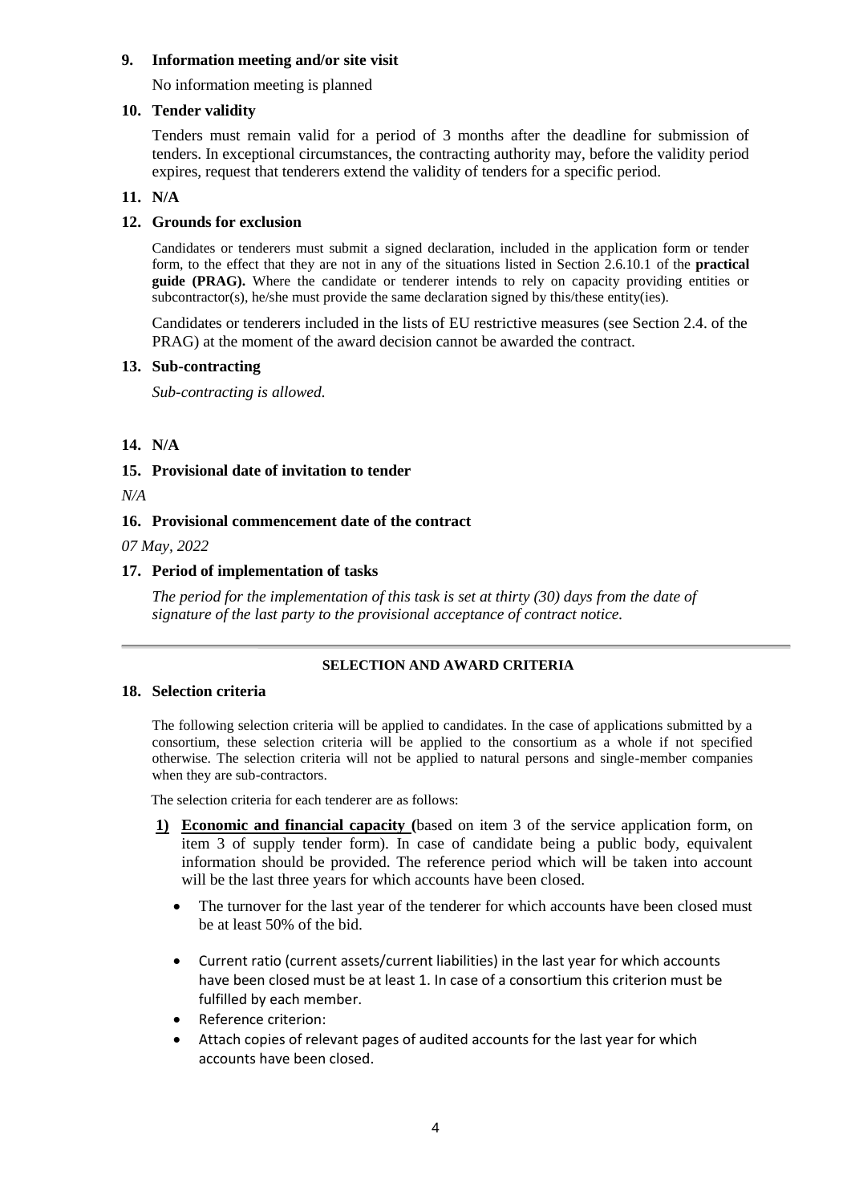## 9. Information meeting and/or site visit

No information meeting is planned

## 10. Tender validity

Tenders must remain valid for a period of 3 months after the deadline for submission of tenders. In exceptional circumstances, the contracting authority may, before the validity period expires, request that tenderers extend the validity of tenders for a specific period.

## 11. N/A

## 12. Grounds for exclusion

Candidates or tenderers must submit a signed declaration, included in the application form or tender form, to the effect that they are not in any of the situations listed in Section 2.6.10.1 of the **practical guide (PRAG).** Where the candidate or tenderer intends to rely on capacity providing entities or subcontractor(s), he/she must provide the same declaration signed by this/these entity(ies).

Candidates or tenderers included in the lists of EU restrictive measures (see Section 2.4. of the PRAG) at the moment of the award decision cannot be awarded the contract.

## 13. Sub-contracting

*Sub-contracting is allowed.*

## 14. N/A

## 15. Provisional date of invitation to tender

*N/A*

## 16. Provisional commencement date of the contract

*07 May, 2022*

## 17. Period of implementation of tasks

*The period for the implementation of this task is set at thirty (30) days from the date of signature of the last party to the provisional acceptance of contract notice.*

---

**SELECTION AND AWARD CRITERIA**

## 18. Selection criteria

The following selection criteria will be applied to candidates. In the case of applications submitted by a consortium, these selection criteria will be applied to the consortium as a whole if not specified otherwise. The selection criteria will not be applied to natural persons and single-member companies when they are sub-contractors.

The selection criteria for each tenderer are as follows:

1) **Economic and financial capacity (**based on item 3 of the service application form, on item 3 of supply tender form). In case of candidate being a public body, equivalent information should be provided. The reference period which will be taken into account will be the last three years for which accounts have been closed.

   - The turnover for the last year of the tenderer for which accounts have been closed must be at least 50% of the bid.
   - Current ratio (current assets/current liabilities) in the last year for which accounts have been closed must be at least 1. In case of a consortium this criterion must be fulfilled by each member.
   - Reference criterion:
   - Attach copies of relevant pages of audited accounts for the last year for which accounts have been closed.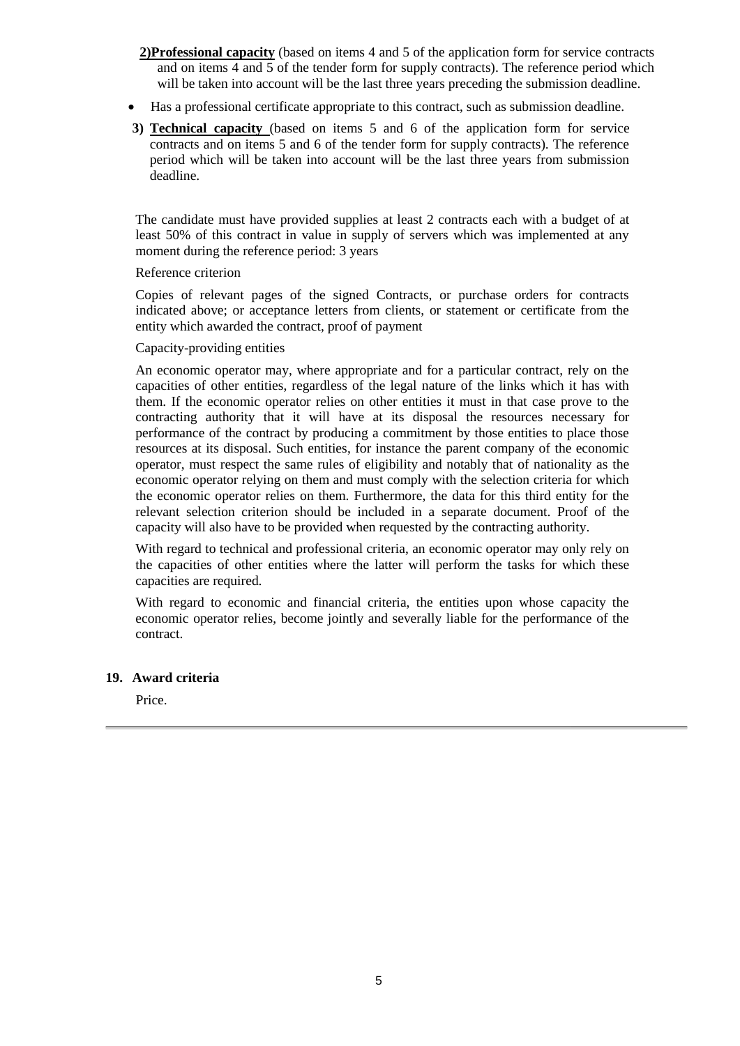2) **Professional capacity** (based on items 4 and 5 of the application form for service contracts and on items 4 and 5 of the tender form for supply contracts). The reference period which will be taken into account will be the last three years preceding the submission deadline.

- Has a professional certificate appropriate to this contract, such as submission deadline.

3) **Technical capacity** (based on items 5 and 6 of the application form for service contracts and on items 5 and 6 of the tender form for supply contracts). The reference period which will be taken into account will be the last three years from submission deadline.

The candidate must have provided supplies at least 2 contracts each with a budget of at least 50% of this contract in value in supply of servers which was implemented at any moment during the reference period: 3 years

Reference criterion

Copies of relevant pages of the signed Contracts, or purchase orders for contracts indicated above; or acceptance letters from clients, or statement or certificate from the entity which awarded the contract, proof of payment

Capacity-providing entities

An economic operator may, where appropriate and for a particular contract, rely on the capacities of other entities, regardless of the legal nature of the links which it has with them. If the economic operator relies on other entities it must in that case prove to the contracting authority that it will have at its disposal the resources necessary for performance of the contract by producing a commitment by those entities to place those resources at its disposal. Such entities, for instance the parent company of the economic operator, must respect the same rules of eligibility and notably that of nationality as the economic operator relying on them and must comply with the selection criteria for which the economic operator relies on them. Furthermore, the data for this third entity for the relevant selection criterion should be included in a separate document. Proof of the capacity will also have to be provided when requested by the contracting authority.

With regard to technical and professional criteria, an economic operator may only rely on the capacities of other entities where the latter will perform the tasks for which these capacities are required.

With regard to economic and financial criteria, the entities upon whose capacity the economic operator relies, become jointly and severally liable for the performance of the contract.

## 19. Award criteria

Price.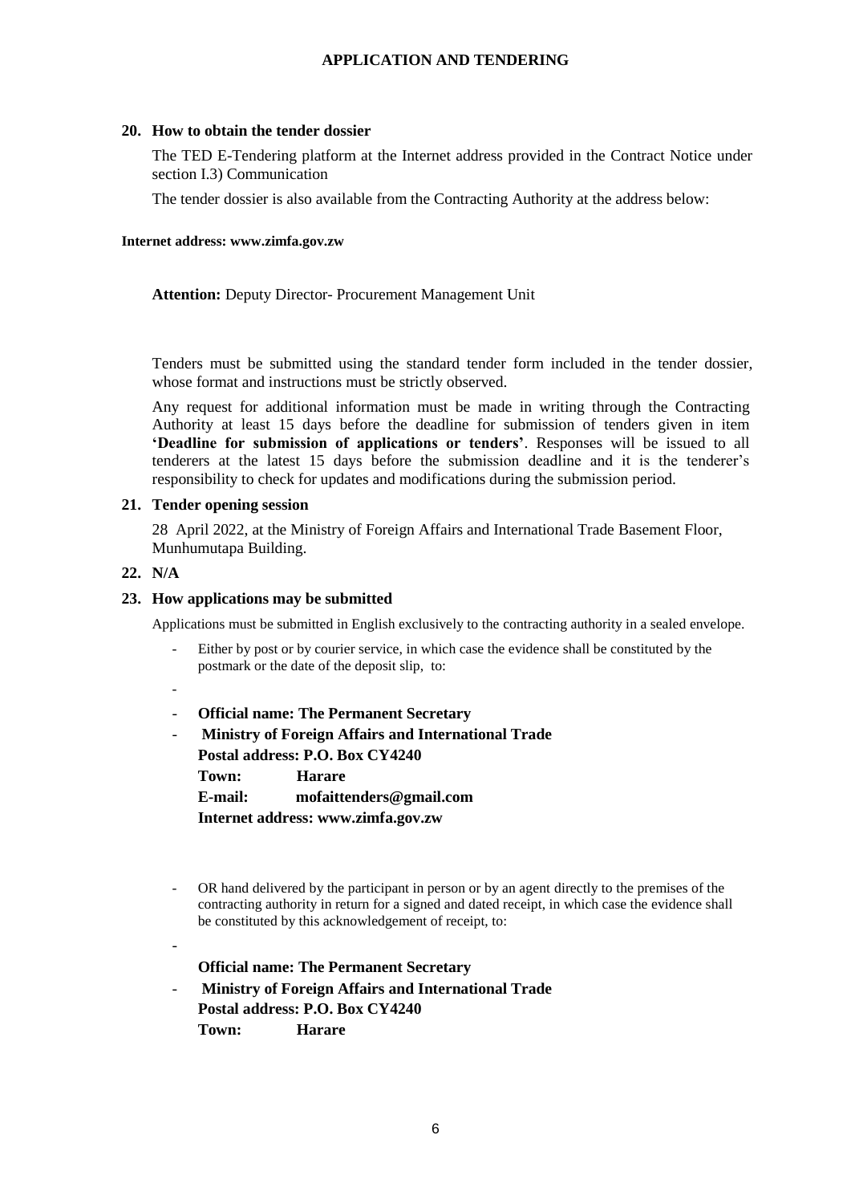## APPLICATION AND TENDERING

### 20. How to obtain the tender dossier

The TED E-Tendering platform at the Internet address provided in the Contract Notice under section I.3) Communication

The tender dossier is also available from the Contracting Authority at the address below:

**Internet address: www.zimfa.gov.zw**

**Attention:** Deputy Director- Procurement Management Unit

Tenders must be submitted using the standard tender form included in the tender dossier, whose format and instructions must be strictly observed.

Any request for additional information must be made in writing through the Contracting Authority at least 15 days before the deadline for submission of tenders given in item **'Deadline for submission of applications or tenders'**. Responses will be issued to all tenderers at the latest 15 days before the submission deadline and it is the tenderer's responsibility to check for updates and modifications during the submission period.

### 21. Tender opening session

28 April 2022, at the Ministry of Foreign Affairs and International Trade Basement Floor, Munhumutapa Building.

### 22. N/A

### 23. How applications may be submitted

Applications must be submitted in English exclusively to the contracting authority in a sealed envelope.

- Either by post or by courier service, in which case the evidence shall be constituted by the postmark or the date of the deposit slip, to:
-
- **Official name: The Permanent Secretary**
- **Ministry of Foreign Affairs and International Trade**
  **Postal address: P.O. Box CY4240**
  **Town: Harare**
  **E-mail: mofaittenders@gmail.com**
  **Internet address: www.zimfa.gov.zw**

- OR hand delivered by the participant in person or by an agent directly to the premises of the contracting authority in return for a signed and dated receipt, in which case the evidence shall be constituted by this acknowledgement of receipt, to:
-
  **Official name: The Permanent Secretary**
- **Ministry of Foreign Affairs and International Trade**
  **Postal address: P.O. Box CY4240**
  **Town: Harare**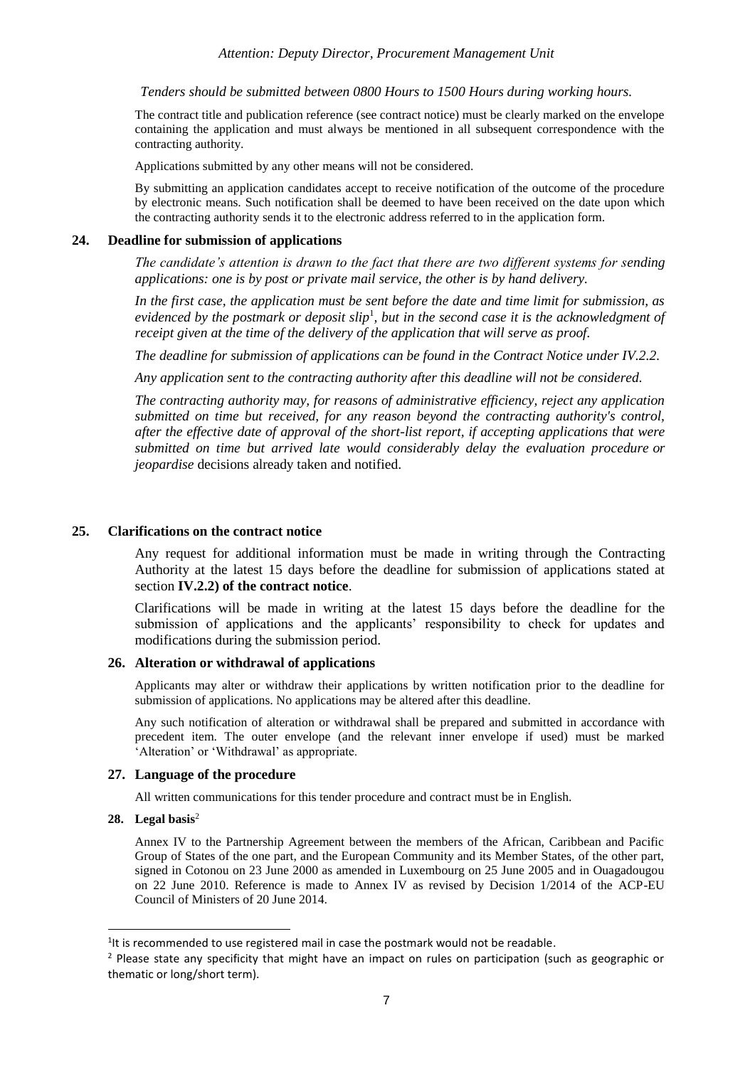*Attention: Deputy Director, Procurement Management Unit*

*Tenders should be submitted between 0800 Hours to 1500 Hours during working hours.*

The contract title and publication reference (see contract notice) must be clearly marked on the envelope containing the application and must always be mentioned in all subsequent correspondence with the contracting authority.

Applications submitted by any other means will not be considered.

By submitting an application candidates accept to receive notification of the outcome of the procedure by electronic means. Such notification shall be deemed to have been received on the date upon which the contracting authority sends it to the electronic address referred to in the application form.

## 24. Deadline for submission of applications

*The candidate's attention is drawn to the fact that there are two different systems for sending applications: one is by post or private mail service, the other is by hand delivery.*

*In the first case, the application must be sent before the date and time limit for submission, as evidenced by the postmark or deposit slip*[1]*, but in the second case it is the acknowledgment of receipt given at the time of the delivery of the application that will serve as proof.*

*The deadline for submission of applications can be found in the Contract Notice under IV.2.2.*

*Any application sent to the contracting authority after this deadline will not be considered.*

*The contracting authority may, for reasons of administrative efficiency, reject any application submitted on time but received, for any reason beyond the contracting authority's control, after the effective date of approval of the short-list report, if accepting applications that were submitted on time but arrived late would considerably delay the evaluation procedure or jeopardise* decisions already taken and notified.

## 25. Clarifications on the contract notice

Any request for additional information must be made in writing through the Contracting Authority at the latest 15 days before the deadline for submission of applications stated at section **IV.2.2) of the contract notice**.

Clarifications will be made in writing at the latest 15 days before the deadline for the submission of applications and the applicants' responsibility to check for updates and modifications during the submission period.

## 26. Alteration or withdrawal of applications

Applicants may alter or withdraw their applications by written notification prior to the deadline for submission of applications. No applications may be altered after this deadline.

Any such notification of alteration or withdrawal shall be prepared and submitted in accordance with precedent item. The outer envelope (and the relevant inner envelope if used) must be marked 'Alteration' or 'Withdrawal' as appropriate.

## 27. Language of the procedure

All written communications for this tender procedure and contract must be in English.

## 28. Legal basis[2]

Annex IV to the Partnership Agreement between the members of the African, Caribbean and Pacific Group of States of the one part, and the European Community and its Member States, of the other part, signed in Cotonou on 23 June 2000 as amended in Luxembourg on 25 June 2005 and in Ouagadougou on 22 June 2010. Reference is made to Annex IV as revised by Decision 1/2014 of the ACP-EU Council of Ministers of 20 June 2014.

---

[1] It is recommended to use registered mail in case the postmark would not be readable.

[2] Please state any specificity that might have an impact on rules on participation (such as geographic or thematic or long/short term).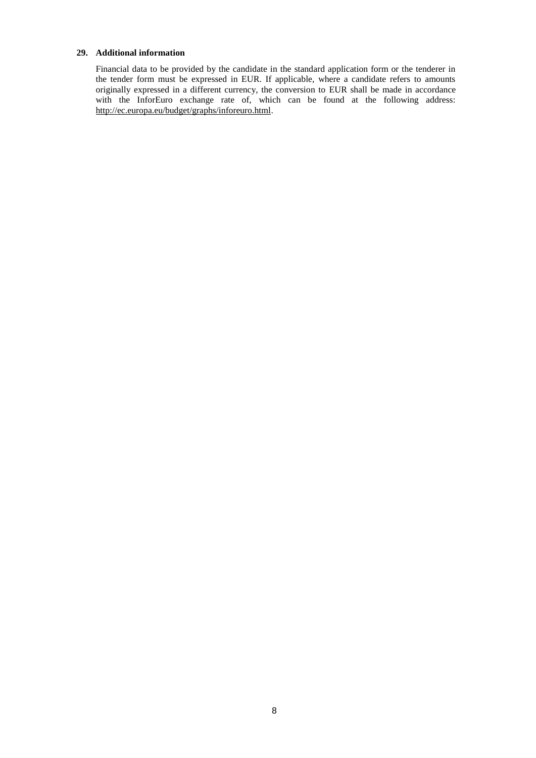### 29. Additional information

Financial data to be provided by the candidate in the standard application form or the tenderer in the tender form must be expressed in EUR. If applicable, where a candidate refers to amounts originally expressed in a different currency, the conversion to EUR shall be made in accordance with the InforEuro exchange rate of, which can be found at the following address: http://ec.europa.eu/budget/graphs/inforeuro.html.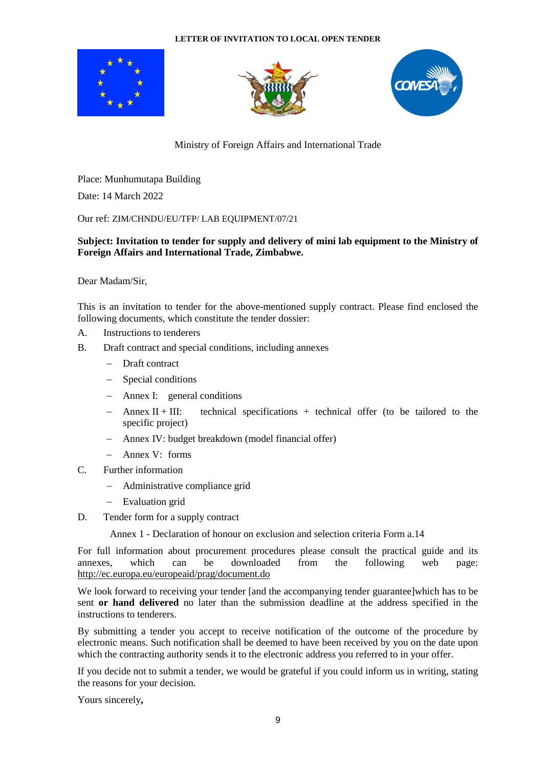**LETTER OF INVITATION TO LOCAL OPEN TENDER**

Ministry of Foreign Affairs and International Trade

Place: Munhumutapa Building

Date: 14 March 2022

Our ref: ZIM/CHNDU/EU/TFP/ LAB EQUIPMENT/07/21

**Subject: Invitation to tender for supply and delivery of mini lab equipment to the Ministry of Foreign Affairs and International Trade, Zimbabwe.**

Dear Madam/Sir,

This is an invitation to tender for the above-mentioned supply contract. Please find enclosed the following documents, which constitute the tender dossier:

A. Instructions to tenderers

B. Draft contract and special conditions, including annexes
   - Draft contract
   - Special conditions
   - Annex I: general conditions
   - Annex II + III: technical specifications + technical offer (to be tailored to the specific project)
   - Annex IV: budget breakdown (model financial offer)
   - Annex V: forms

C. Further information
   - Administrative compliance grid
   - Evaluation grid

D. Tender form for a supply contract

   Annex 1 - Declaration of honour on exclusion and selection criteria Form a.14

For full information about procurement procedures please consult the practical guide and its annexes, which can be downloaded from the following web page: http://ec.europa.eu/europeaid/prag/document.do

We look forward to receiving your tender [and the accompanying tender guarantee]which has to be sent **or hand delivered** no later than the submission deadline at the address specified in the instructions to tenderers.

By submitting a tender you accept to receive notification of the outcome of the procedure by electronic means. Such notification shall be deemed to have been received by you on the date upon which the contracting authority sends it to the electronic address you referred to in your offer.

If you decide not to submit a tender, we would be grateful if you could inform us in writing, stating the reasons for your decision.

Yours sincerely**,**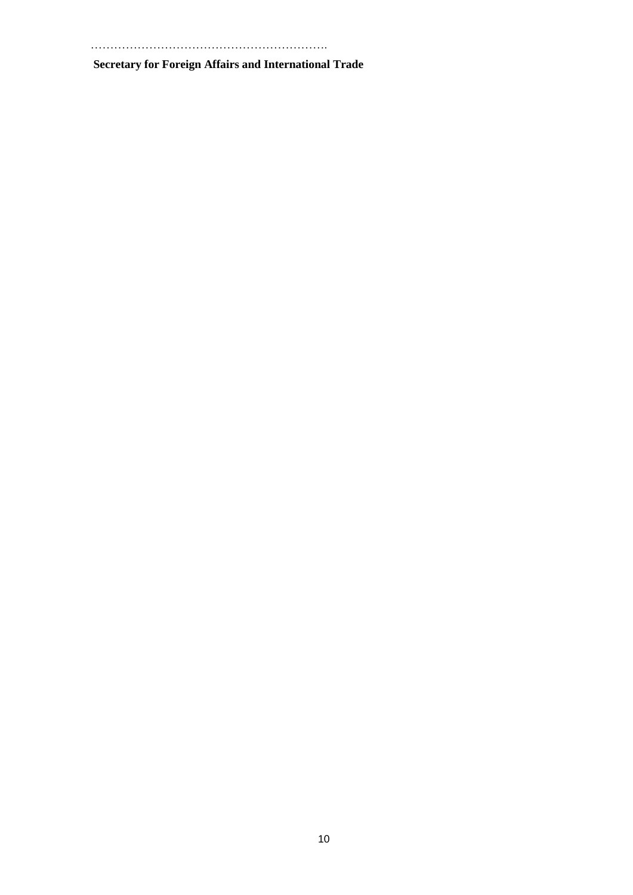……………………………………………………….

**Secretary for Foreign Affairs and International Trade**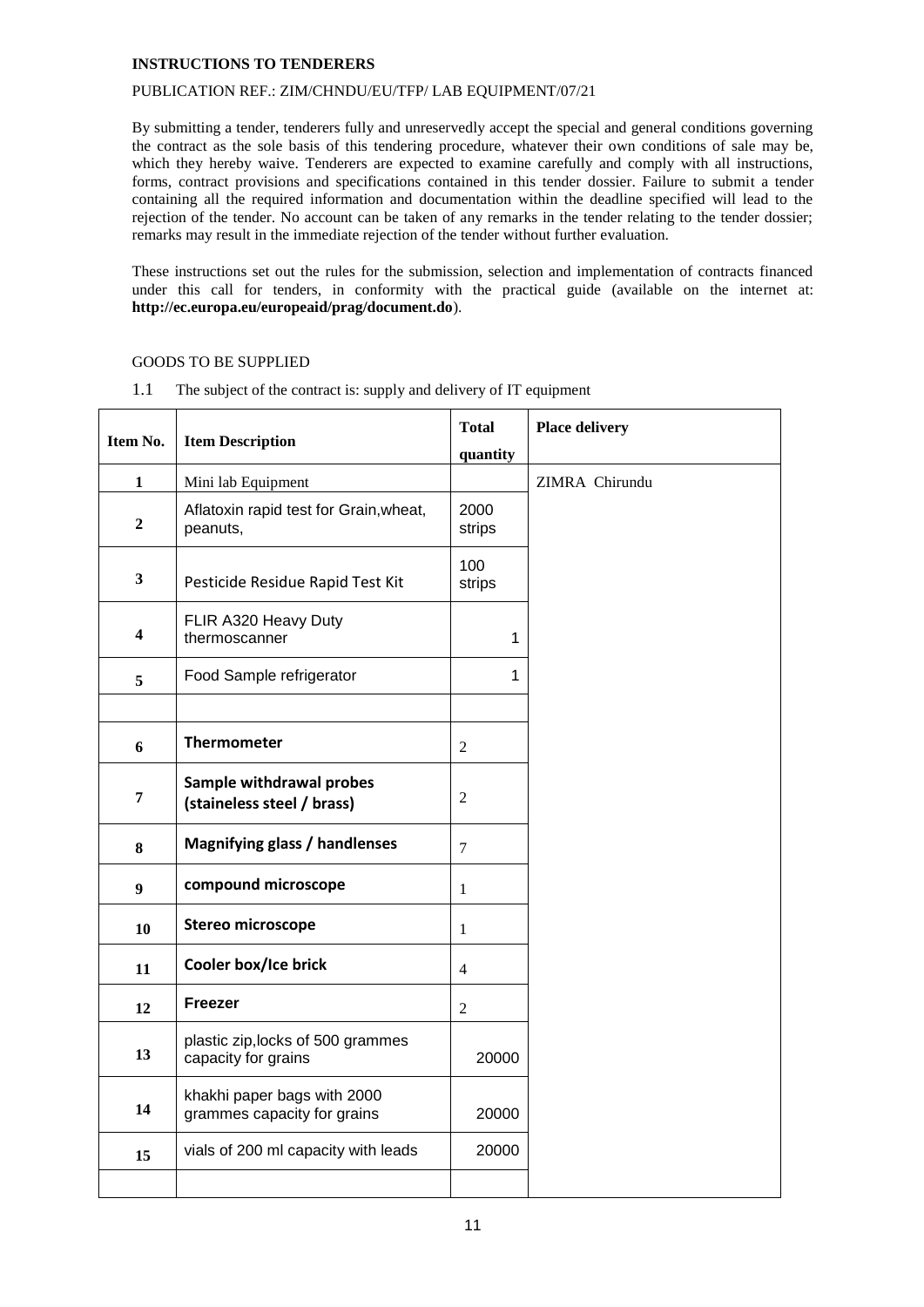**INSTRUCTIONS TO TENDERERS**

PUBLICATION REF.: ZIM/CHNDU/EU/TFP/ LAB EQUIPMENT/07/21

By submitting a tender, tenderers fully and unreservedly accept the special and general conditions governing the contract as the sole basis of this tendering procedure, whatever their own conditions of sale may be, which they hereby waive. Tenderers are expected to examine carefully and comply with all instructions, forms, contract provisions and specifications contained in this tender dossier. Failure to submit a tender containing all the required information and documentation within the deadline specified will lead to the rejection of the tender. No account can be taken of any remarks in the tender relating to the tender dossier; remarks may result in the immediate rejection of the tender without further evaluation.

These instructions set out the rules for the submission, selection and implementation of contracts financed under this call for tenders, in conformity with the practical guide (available on the internet at: **http://ec.europa.eu/europeaid/prag/document.do**).

GOODS TO BE SUPPLIED

1.1 The subject of the contract is: supply and delivery of IT equipment

| Item No. | Item Description | Total quantity | Place delivery |
|---|---|---|---|
| **1** | Mini lab Equipment | | ZIMRA Chirundu |
| **2** | Aflatoxin rapid test for Grain,wheat, peanuts, | 2000 strips | |
| **3** | Pesticide Residue Rapid Test Kit | 100 strips | |
| **4** | FLIR A320 Heavy Duty thermoscanner | 1 | |
| **5** | Food Sample refrigerator | 1 | |
| | | | |
| **6** | **Thermometer** | 2 | |
| **7** | **Sample withdrawal probes (staineless steel / brass)** | 2 | |
| **8** | **Magnifying glass / handlenses** | 7 | |
| **9** | **compound microscope** | 1 | |
| **10** | **Stereo microscope** | 1 | |
| **11** | **Cooler box/Ice brick** | 4 | |
| **12** | **Freezer** | 2 | |
| **13** | plastic zip,locks of 500 grammes capacity for grains | 20000 | |
| **14** | khakhi paper bags with 2000 grammes capacity for grains | 20000 | |
| **15** | vials of 200 ml capacity with leads | 20000 | |
| | | | |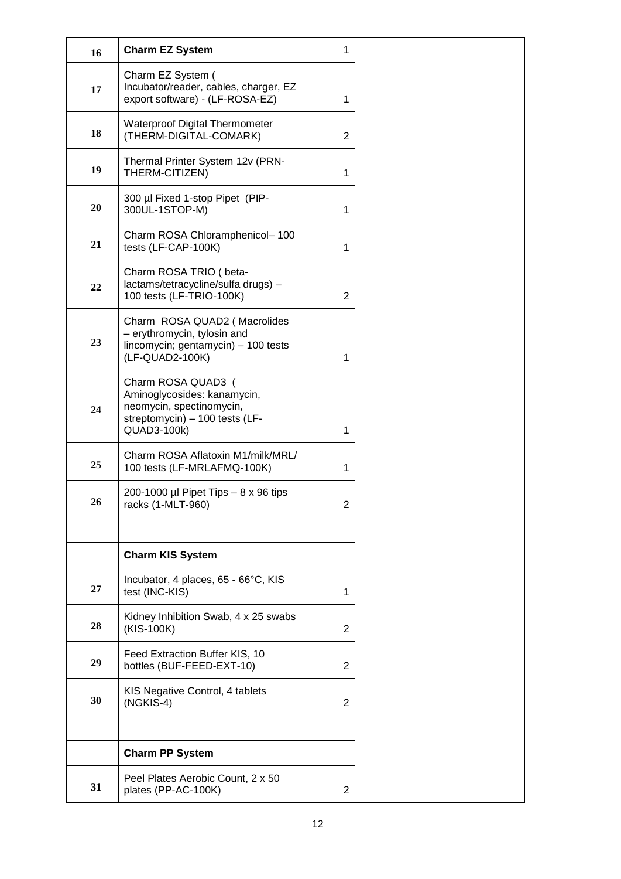| | | | |
|---|---|---|---|
| 16 | **Charm EZ System** | 1 | |
| 17 | Charm EZ System ( Incubator/reader, cables, charger, EZ export software) - (LF-ROSA-EZ) | 1 | |
| 18 | Waterproof Digital Thermometer (THERM-DIGITAL-COMARK) | 2 | |
| 19 | Thermal Printer System 12v (PRN-THERM-CITIZEN) | 1 | |
| 20 | 300 µl Fixed 1-stop Pipet (PIP-300UL-1STOP-M) | 1 | |
| 21 | Charm ROSA Chloramphenicol– 100 tests (LF-CAP-100K) | 1 | |
| 22 | Charm ROSA TRIO ( beta-lactams/tetracycline/sulfa drugs) – 100 tests (LF-TRIO-100K) | 2 | |
| 23 | Charm ROSA QUAD2 ( Macrolides – erythromycin, tylosin and lincomycin; gentamycin) – 100 tests (LF-QUAD2-100K) | 1 | |
| 24 | Charm ROSA QUAD3 ( Aminoglycosides: kanamycin, neomycin, spectinomycin, streptomycin) – 100 tests (LF-QUAD3-100k) | 1 | |
| 25 | Charm ROSA Aflatoxin M1/milk/MRL/ 100 tests (LF-MRLAFMQ-100K) | 1 | |
| 26 | 200-1000 µl Pipet Tips – 8 x 96 tips racks (1-MLT-960) | 2 | |
| | | | |
| | **Charm KIS System** | | |
| 27 | Incubator, 4 places, 65 - 66°C, KIS test (INC-KIS) | 1 | |
| 28 | Kidney Inhibition Swab, 4 x 25 swabs (KIS-100K) | 2 | |
| 29 | Feed Extraction Buffer KIS, 10 bottles (BUF-FEED-EXT-10) | 2 | |
| 30 | KIS Negative Control, 4 tablets (NGKIS-4) | 2 | |
| | | | |
| | **Charm PP System** | | |
| 31 | Peel Plates Aerobic Count, 2 x 50 plates (PP-AC-100K) | 2 | |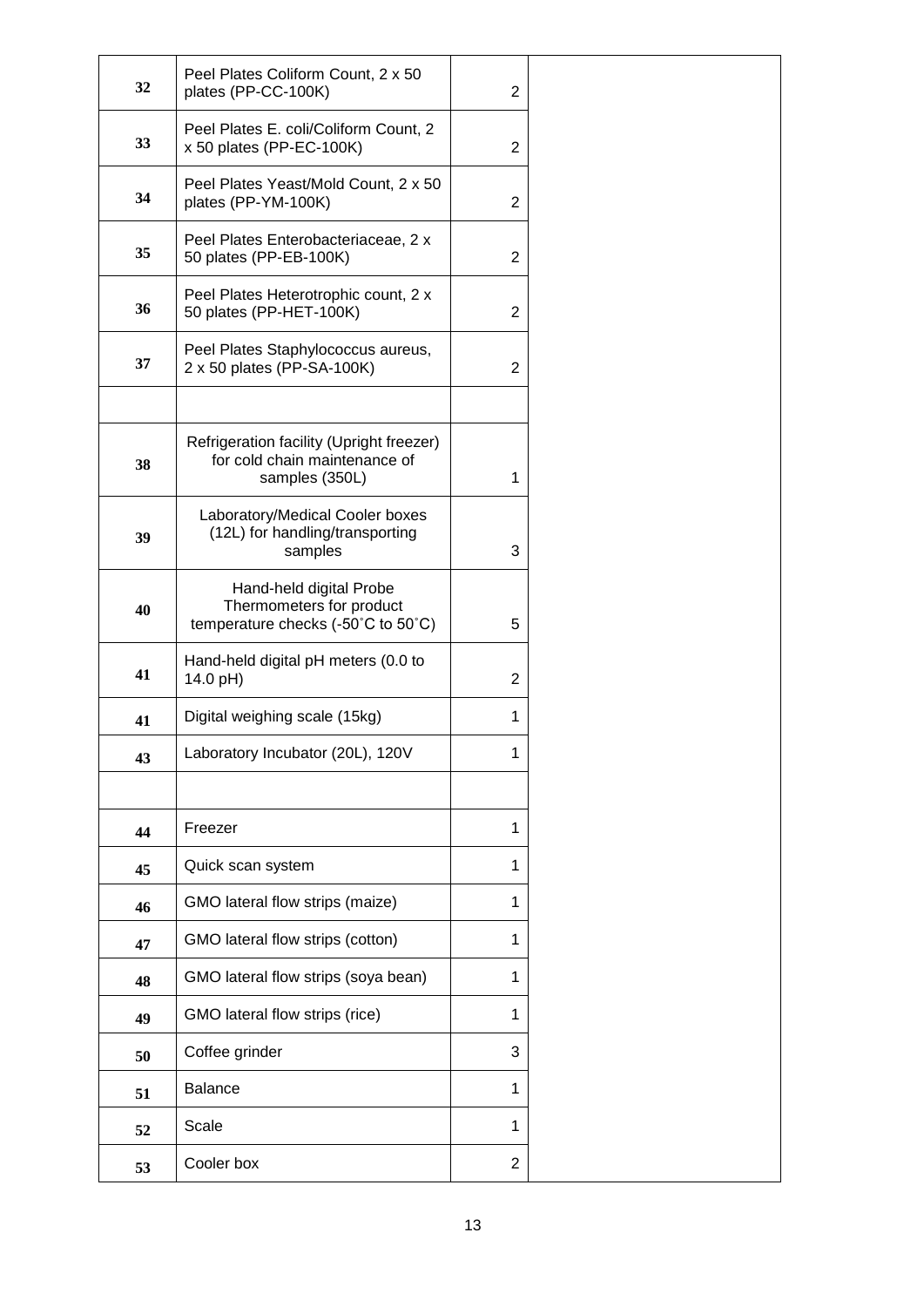| | | | |
|---|---|---|---|
| 32 | Peel Plates Coliform Count, 2 x 50 plates (PP-CC-100K) | 2 | |
| 33 | Peel Plates E. coli/Coliform Count, 2 x 50 plates (PP-EC-100K) | 2 | |
| 34 | Peel Plates Yeast/Mold Count, 2 x 50 plates (PP-YM-100K) | 2 | |
| 35 | Peel Plates Enterobacteriaceae, 2 x 50 plates (PP-EB-100K) | 2 | |
| 36 | Peel Plates Heterotrophic count, 2 x 50 plates (PP-HET-100K) | 2 | |
| 37 | Peel Plates Staphylococcus aureus, 2 x 50 plates (PP-SA-100K) | 2 | |
| | | | |
| 38 | Refrigeration facility (Upright freezer) for cold chain maintenance of samples (350L) | 1 | |
| 39 | Laboratory/Medical Cooler boxes (12L) for handling/transporting samples | 3 | |
| 40 | Hand-held digital Probe Thermometers for product temperature checks (-50˚C to 50˚C) | 5 | |
| 41 | Hand-held digital pH meters (0.0 to 14.0 pH) | 2 | |
| 41 | Digital weighing scale (15kg) | 1 | |
| 43 | Laboratory Incubator (20L), 120V | 1 | |
| | | | |
| 44 | Freezer | 1 | |
| 45 | Quick scan system | 1 | |
| 46 | GMO lateral flow strips (maize) | 1 | |
| 47 | GMO lateral flow strips (cotton) | 1 | |
| 48 | GMO lateral flow strips (soya bean) | 1 | |
| 49 | GMO lateral flow strips (rice) | 1 | |
| 50 | Coffee grinder | 3 | |
| 51 | Balance | 1 | |
| 52 | Scale | 1 | |
| 53 | Cooler box | 2 | |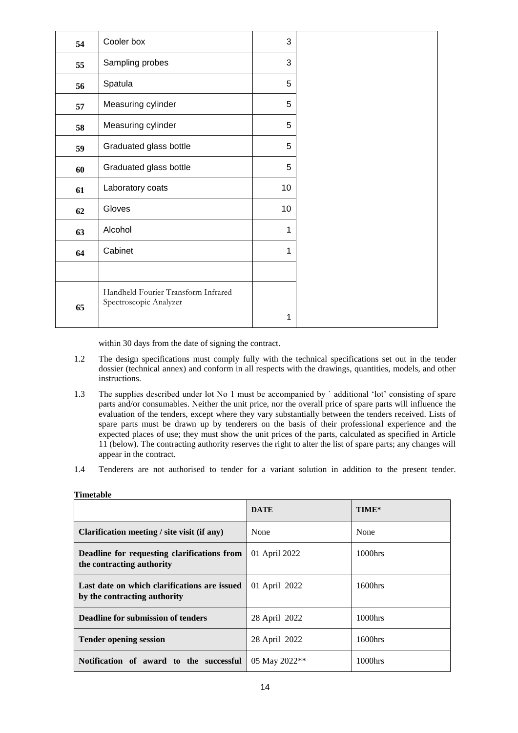| | | | |
|---|---|---|---|
| 54 | Cooler box | 3 | |
| 55 | Sampling probes | 3 | |
| 56 | Spatula | 5 | |
| 57 | Measuring cylinder | 5 | |
| 58 | Measuring cylinder | 5 | |
| 59 | Graduated glass bottle | 5 | |
| 60 | Graduated glass bottle | 5 | |
| 61 | Laboratory coats | 10 | |
| 62 | Gloves | 10 | |
| 63 | Alcohol | 1 | |
| 64 | Cabinet | 1 | |
| | | | |
| 65 | Handheld Fourier Transform Infrared Spectroscopic Analyzer | 1 | |

within 30 days from the date of signing the contract.

1.2 The design specifications must comply fully with the technical specifications set out in the tender dossier (technical annex) and conform in all respects with the drawings, quantities, models, and other instructions.

1.3 The supplies described under lot No 1 must be accompanied by ` additional 'lot' consisting of spare parts and/or consumables. Neither the unit price, nor the overall price of spare parts will influence the evaluation of the tenders, except where they vary substantially between the tenders received. Lists of spare parts must be drawn up by tenderers on the basis of their professional experience and the expected places of use; they must show the unit prices of the parts, calculated as specified in Article 11 (below). The contracting authority reserves the right to alter the list of spare parts; any changes will appear in the contract.

1.4 Tenderers are not authorised to tender for a variant solution in addition to the present tender.

**Timetable**

| | **DATE** | **TIME*** |
|---|---|---|
| **Clarification meeting / site visit (if any)** | None | None |
| **Deadline for requesting clarifications from the contracting authority** | 01 April 2022 | 1000hrs |
| **Last date on which clarifications are issued by the contracting authority** | 01 April 2022 | 1600hrs |
| **Deadline for submission of tenders** | 28 April 2022 | 1000hrs |
| **Tender opening session** | 28 April 2022 | 1600hrs |
| **Notification of award to the successful** | 05 May 2022** | 1000hrs |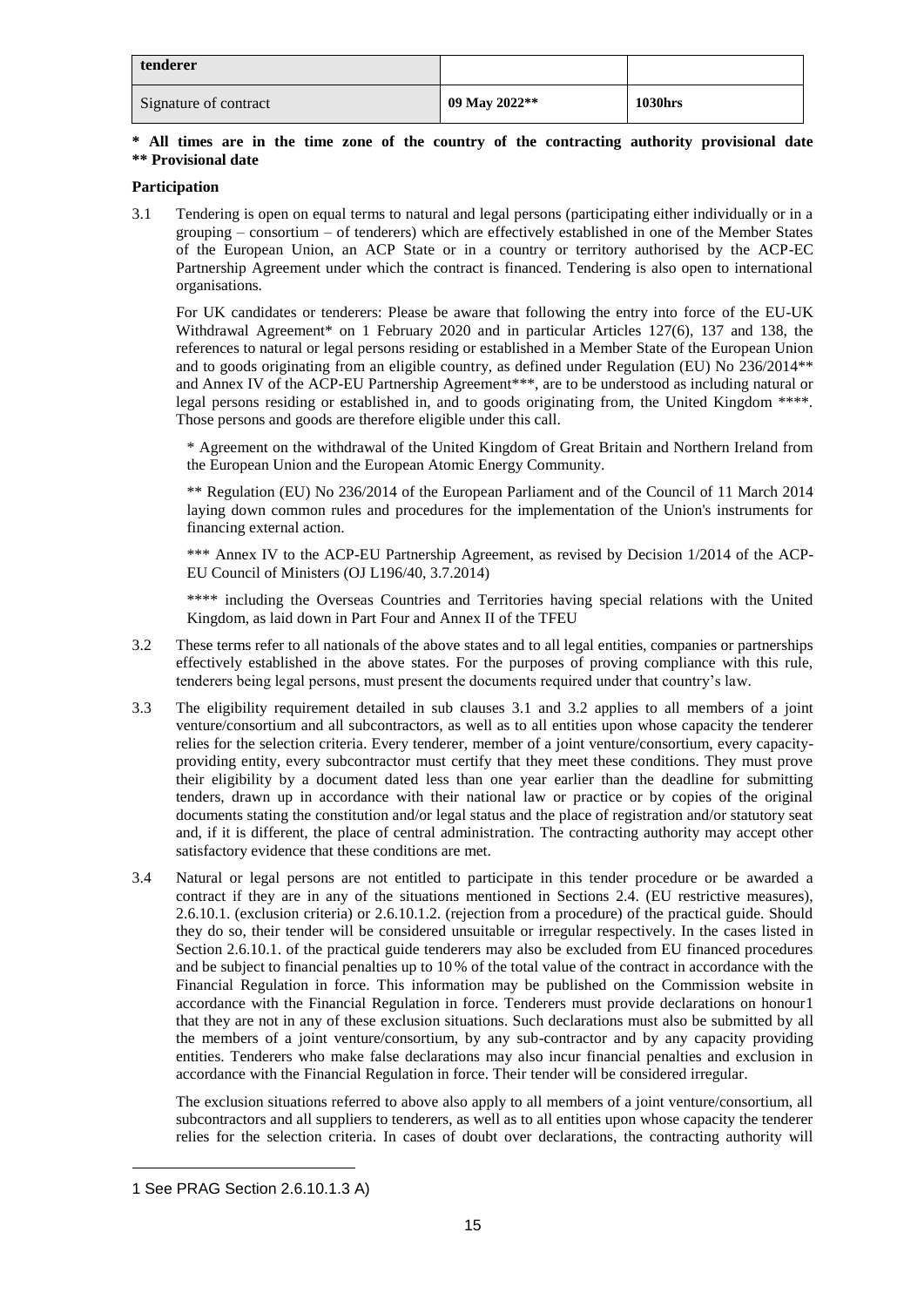| tenderer | | |
| --- | --- | --- |
| Signature of contract | **09 May 2022**** | **1030hrs** |

**\* All times are in the time zone of the country of the contracting authority provisional date**
**\*\* Provisional date**

**Participation**

3.1 Tendering is open on equal terms to natural and legal persons (participating either individually or in a grouping – consortium – of tenderers) which are effectively established in one of the Member States of the European Union, an ACP State or in a country or territory authorised by the ACP-EC Partnership Agreement under which the contract is financed. Tendering is also open to international organisations.

For UK candidates or tenderers: Please be aware that following the entry into force of the EU-UK Withdrawal Agreement* on 1 February 2020 and in particular Articles 127(6), 137 and 138, the references to natural or legal persons residing or established in a Member State of the European Union and to goods originating from an eligible country, as defined under Regulation (EU) No 236/2014** and Annex IV of the ACP-EU Partnership Agreement***, are to be understood as including natural or legal persons residing or established in, and to goods originating from, the United Kingdom ****. Those persons and goods are therefore eligible under this call.

\* Agreement on the withdrawal of the United Kingdom of Great Britain and Northern Ireland from the European Union and the European Atomic Energy Community.

\*\* Regulation (EU) No 236/2014 of the European Parliament and of the Council of 11 March 2014 laying down common rules and procedures for the implementation of the Union's instruments for financing external action.

\*\*\* Annex IV to the ACP-EU Partnership Agreement, as revised by Decision 1/2014 of the ACP-EU Council of Ministers (OJ L196/40, 3.7.2014)

\*\*\*\* including the Overseas Countries and Territories having special relations with the United Kingdom, as laid down in Part Four and Annex II of the TFEU

3.2 These terms refer to all nationals of the above states and to all legal entities, companies or partnerships effectively established in the above states. For the purposes of proving compliance with this rule, tenderers being legal persons, must present the documents required under that country's law.

3.3 The eligibility requirement detailed in sub clauses 3.1 and 3.2 applies to all members of a joint venture/consortium and all subcontractors, as well as to all entities upon whose capacity the tenderer relies for the selection criteria. Every tenderer, member of a joint venture/consortium, every capacity-providing entity, every subcontractor must certify that they meet these conditions. They must prove their eligibility by a document dated less than one year earlier than the deadline for submitting tenders, drawn up in accordance with their national law or practice or by copies of the original documents stating the constitution and/or legal status and the place of registration and/or statutory seat and, if it is different, the place of central administration. The contracting authority may accept other satisfactory evidence that these conditions are met.

3.4 Natural or legal persons are not entitled to participate in this tender procedure or be awarded a contract if they are in any of the situations mentioned in Sections 2.4. (EU restrictive measures), 2.6.10.1. (exclusion criteria) or 2.6.10.1.2. (rejection from a procedure) of the practical guide. Should they do so, their tender will be considered unsuitable or irregular respectively. In the cases listed in Section 2.6.10.1. of the practical guide tenderers may also be excluded from EU financed procedures and be subject to financial penalties up to 10% of the total value of the contract in accordance with the Financial Regulation in force. This information may be published on the Commission website in accordance with the Financial Regulation in force. Tenderers must provide declarations on honour[1] that they are not in any of these exclusion situations. Such declarations must also be submitted by all the members of a joint venture/consortium, by any sub-contractor and by any capacity providing entities. Tenderers who make false declarations may also incur financial penalties and exclusion in accordance with the Financial Regulation in force. Their tender will be considered irregular.

The exclusion situations referred to above also apply to all members of a joint venture/consortium, all subcontractors and all suppliers to tenderers, as well as to all entities upon whose capacity the tenderer relies for the selection criteria. In cases of doubt over declarations, the contracting authority will

---

[1] See PRAG Section 2.6.10.1.3 A)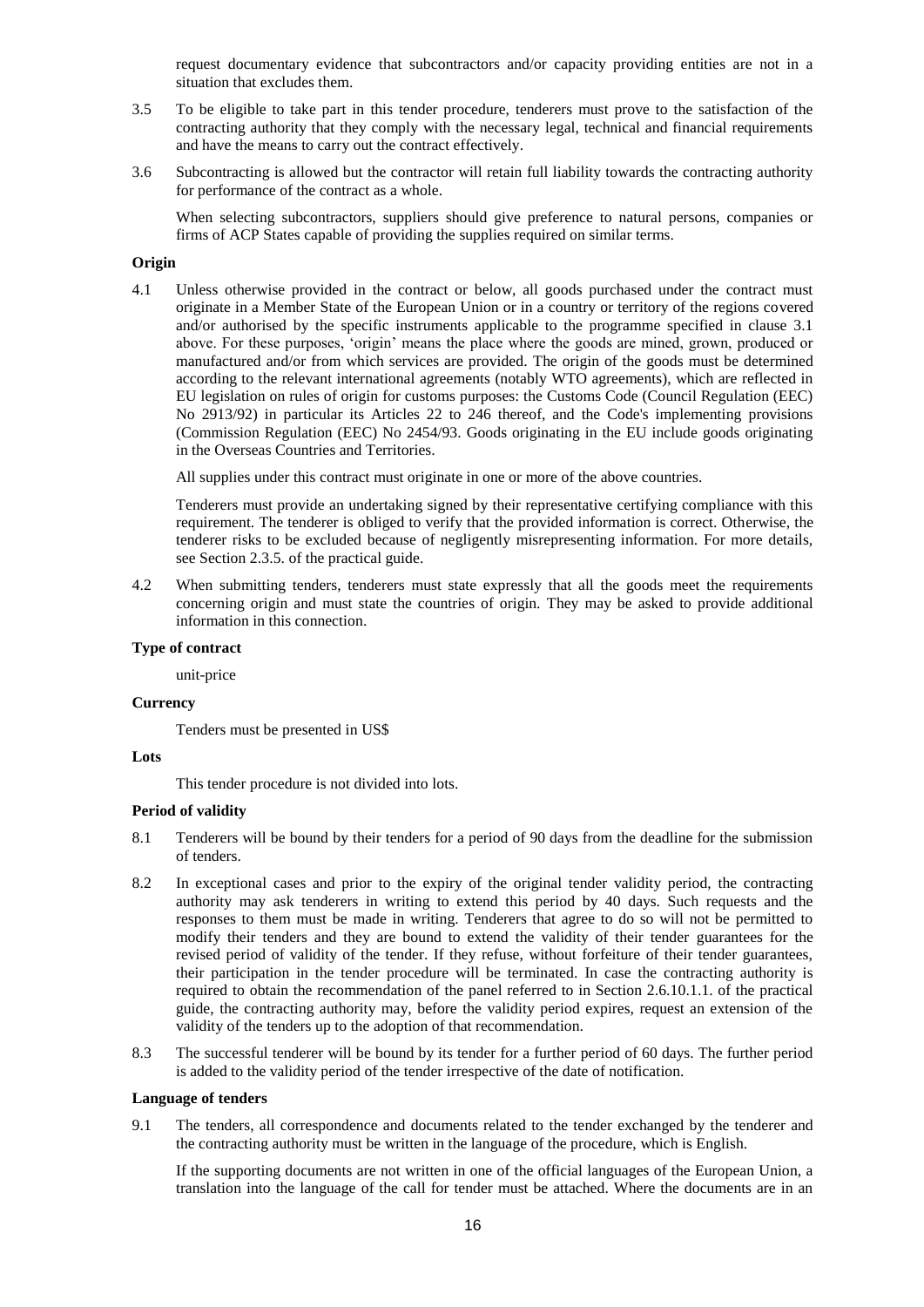request documentary evidence that subcontractors and/or capacity providing entities are not in a situation that excludes them.

3.5 To be eligible to take part in this tender procedure, tenderers must prove to the satisfaction of the contracting authority that they comply with the necessary legal, technical and financial requirements and have the means to carry out the contract effectively.

3.6 Subcontracting is allowed but the contractor will retain full liability towards the contracting authority for performance of the contract as a whole.

When selecting subcontractors, suppliers should give preference to natural persons, companies or firms of ACP States capable of providing the supplies required on similar terms.

**Origin**

4.1 Unless otherwise provided in the contract or below, all goods purchased under the contract must originate in a Member State of the European Union or in a country or territory of the regions covered and/or authorised by the specific instruments applicable to the programme specified in clause 3.1 above. For these purposes, 'origin' means the place where the goods are mined, grown, produced or manufactured and/or from which services are provided. The origin of the goods must be determined according to the relevant international agreements (notably WTO agreements), which are reflected in EU legislation on rules of origin for customs purposes: the Customs Code (Council Regulation (EEC) No 2913/92) in particular its Articles 22 to 246 thereof, and the Code's implementing provisions (Commission Regulation (EEC) No 2454/93. Goods originating in the EU include goods originating in the Overseas Countries and Territories.

All supplies under this contract must originate in one or more of the above countries.

Tenderers must provide an undertaking signed by their representative certifying compliance with this requirement. The tenderer is obliged to verify that the provided information is correct. Otherwise, the tenderer risks to be excluded because of negligently misrepresenting information. For more details, see Section 2.3.5. of the practical guide.

4.2 When submitting tenders, tenderers must state expressly that all the goods meet the requirements concerning origin and must state the countries of origin. They may be asked to provide additional information in this connection.

**Type of contract**

unit-price

**Currency**

Tenders must be presented in US$

**Lots**

This tender procedure is not divided into lots.

**Period of validity**

8.1 Tenderers will be bound by their tenders for a period of 90 days from the deadline for the submission of tenders.

8.2 In exceptional cases and prior to the expiry of the original tender validity period, the contracting authority may ask tenderers in writing to extend this period by 40 days. Such requests and the responses to them must be made in writing. Tenderers that agree to do so will not be permitted to modify their tenders and they are bound to extend the validity of their tender guarantees for the revised period of validity of the tender. If they refuse, without forfeiture of their tender guarantees, their participation in the tender procedure will be terminated. In case the contracting authority is required to obtain the recommendation of the panel referred to in Section 2.6.10.1.1. of the practical guide, the contracting authority may, before the validity period expires, request an extension of the validity of the tenders up to the adoption of that recommendation.

8.3 The successful tenderer will be bound by its tender for a further period of 60 days. The further period is added to the validity period of the tender irrespective of the date of notification.

**Language of tenders**

9.1 The tenders, all correspondence and documents related to the tender exchanged by the tenderer and the contracting authority must be written in the language of the procedure, which is English.

If the supporting documents are not written in one of the official languages of the European Union, a translation into the language of the call for tender must be attached. Where the documents are in an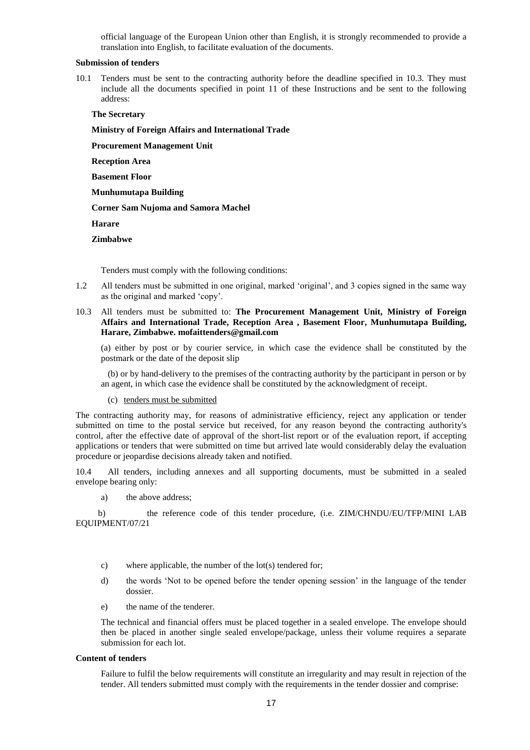official language of the European Union other than English, it is strongly recommended to provide a translation into English, to facilitate evaluation of the documents.

**Submission of tenders**

10.1 Tenders must be sent to the contracting authority before the deadline specified in 10.3. They must include all the documents specified in point 11 of these Instructions and be sent to the following address:

**The Secretary**

**Ministry of Foreign Affairs and International Trade**

**Procurement Management Unit**

**Reception Area**

**Basement Floor**

**Munhumutapa Building**

**Corner Sam Nujoma and Samora Machel**

**Harare**

**Zimbabwe**

Tenders must comply with the following conditions:

1.2 All tenders must be submitted in one original, marked 'original', and 3 copies signed in the same way as the original and marked 'copy'.

10.3 All tenders must be submitted to: **The Procurement Management Unit, Ministry of Foreign Affairs and International Trade, Reception Area , Basement Floor, Munhumutapa Building, Harare, Zimbabwe. mofaittenders@gmail.com**

(a) either by post or by courier service, in which case the evidence shall be constituted by the postmark or the date of the deposit slip

(b) or by hand-delivery to the premises of the contracting authority by the participant in person or by an agent, in which case the evidence shall be constituted by the acknowledgment of receipt.

(c) <u>tenders must be submitted</u>

The contracting authority may, for reasons of administrative efficiency, reject any application or tender submitted on time to the postal service but received, for any reason beyond the contracting authority's control, after the effective date of approval of the short-list report or of the evaluation report, if accepting applications or tenders that were submitted on time but arrived late would considerably delay the evaluation procedure or jeopardise decisions already taken and notified.

10.4 All tenders, including annexes and all supporting documents, must be submitted in a sealed envelope bearing only:

a) the above address;

b) the reference code of this tender procedure, (i.e. ZIM/CHNDU/EU/TFP/MINI LAB EQUIPMENT/07/21

c) where applicable, the number of the lot(s) tendered for;

d) the words 'Not to be opened before the tender opening session' in the language of the tender dossier.

e) the name of the tenderer.

The technical and financial offers must be placed together in a sealed envelope. The envelope should then be placed in another single sealed envelope/package, unless their volume requires a separate submission for each lot.

**Content of tenders**

Failure to fulfil the below requirements will constitute an irregularity and may result in rejection of the tender. All tenders submitted must comply with the requirements in the tender dossier and comprise: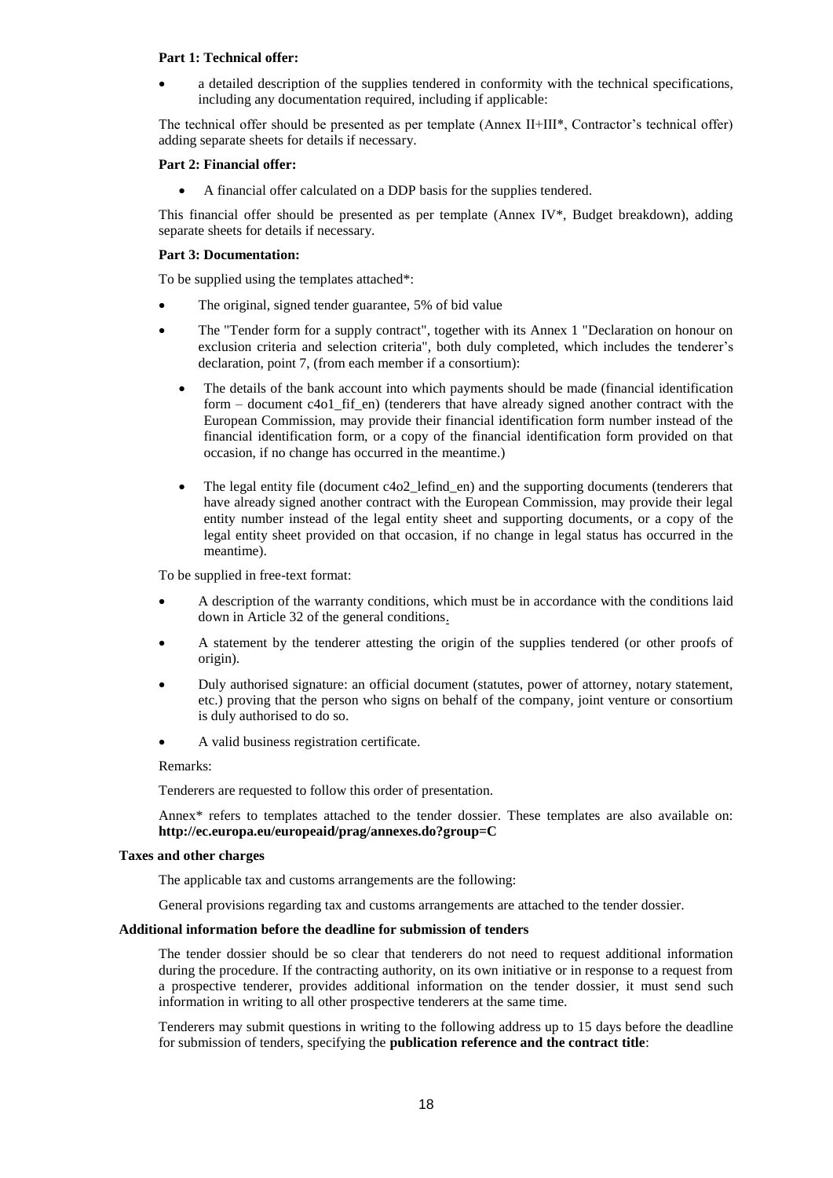**Part 1: Technical offer:**

- a detailed description of the supplies tendered in conformity with the technical specifications, including any documentation required, including if applicable:

The technical offer should be presented as per template (Annex II+III*, Contractor's technical offer) adding separate sheets for details if necessary.

**Part 2: Financial offer:**

- A financial offer calculated on a DDP basis for the supplies tendered.

This financial offer should be presented as per template (Annex IV*, Budget breakdown), adding separate sheets for details if necessary.

**Part 3: Documentation:**

To be supplied using the templates attached*:

- The original, signed tender guarantee, 5% of bid value
- The "Tender form for a supply contract", together with its Annex 1 "Declaration on honour on exclusion criteria and selection criteria", both duly completed, which includes the tenderer's declaration, point 7, (from each member if a consortium):
  - The details of the bank account into which payments should be made (financial identification form – document c4o1_fif_en) (tenderers that have already signed another contract with the European Commission, may provide their financial identification form number instead of the financial identification form, or a copy of the financial identification form provided on that occasion, if no change has occurred in the meantime.)
  - The legal entity file (document c4o2_lefind_en) and the supporting documents (tenderers that have already signed another contract with the European Commission, may provide their legal entity number instead of the legal entity sheet and supporting documents, or a copy of the legal entity sheet provided on that occasion, if no change in legal status has occurred in the meantime).

To be supplied in free-text format:

- A description of the warranty conditions, which must be in accordance with the conditions laid down in Article 32 of the general conditions.
- A statement by the tenderer attesting the origin of the supplies tendered (or other proofs of origin).
- Duly authorised signature: an official document (statutes, power of attorney, notary statement, etc.) proving that the person who signs on behalf of the company, joint venture or consortium is duly authorised to do so.
- A valid business registration certificate.

Remarks:

Tenderers are requested to follow this order of presentation.

Annex* refers to templates attached to the tender dossier. These templates are also available on: **http://ec.europa.eu/europeaid/prag/annexes.do?group=C**

**Taxes and other charges**

The applicable tax and customs arrangements are the following:

General provisions regarding tax and customs arrangements are attached to the tender dossier.

**Additional information before the deadline for submission of tenders**

The tender dossier should be so clear that tenderers do not need to request additional information during the procedure. If the contracting authority, on its own initiative or in response to a request from a prospective tenderer, provides additional information on the tender dossier, it must send such information in writing to all other prospective tenderers at the same time.

Tenderers may submit questions in writing to the following address up to 15 days before the deadline for submission of tenders, specifying the **publication reference and the contract title**: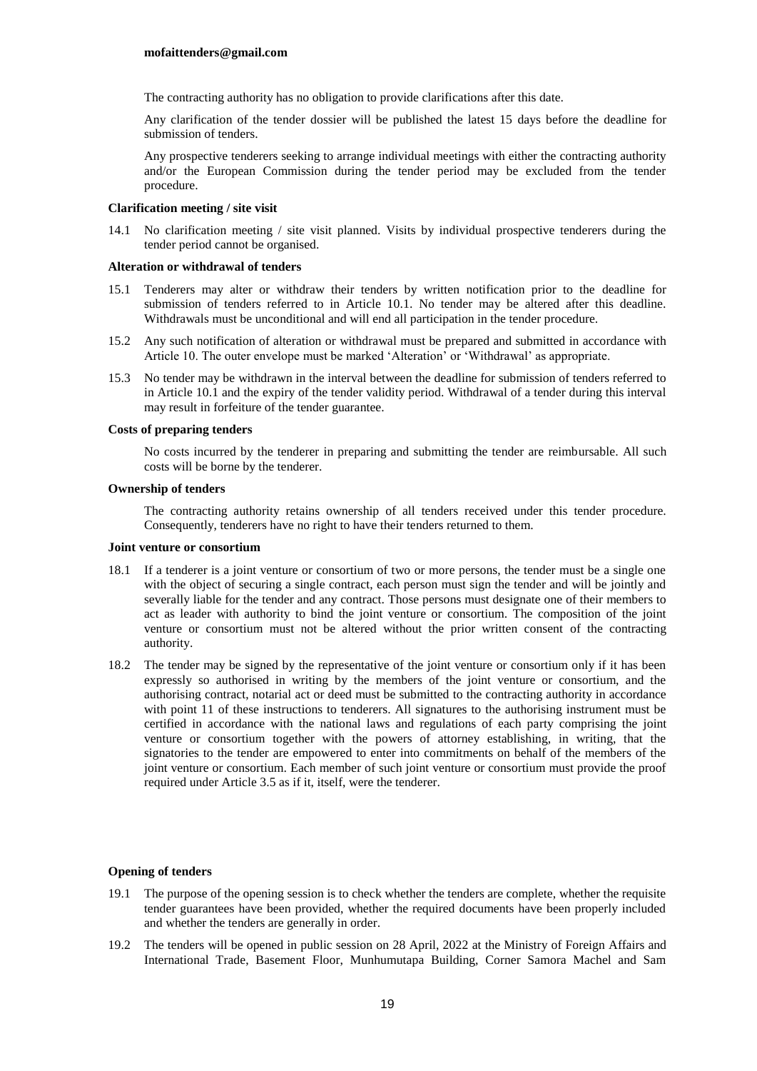**mofaittenders@gmail.com**

The contracting authority has no obligation to provide clarifications after this date.

Any clarification of the tender dossier will be published the latest 15 days before the deadline for submission of tenders.

Any prospective tenderers seeking to arrange individual meetings with either the contracting authority and/or the European Commission during the tender period may be excluded from the tender procedure.

**Clarification meeting / site visit**

14.1 No clarification meeting / site visit planned. Visits by individual prospective tenderers during the tender period cannot be organised.

**Alteration or withdrawal of tenders**

15.1 Tenderers may alter or withdraw their tenders by written notification prior to the deadline for submission of tenders referred to in Article 10.1. No tender may be altered after this deadline. Withdrawals must be unconditional and will end all participation in the tender procedure.

15.2 Any such notification of alteration or withdrawal must be prepared and submitted in accordance with Article 10. The outer envelope must be marked 'Alteration' or 'Withdrawal' as appropriate.

15.3 No tender may be withdrawn in the interval between the deadline for submission of tenders referred to in Article 10.1 and the expiry of the tender validity period. Withdrawal of a tender during this interval may result in forfeiture of the tender guarantee.

**Costs of preparing tenders**

No costs incurred by the tenderer in preparing and submitting the tender are reimbursable. All such costs will be borne by the tenderer.

**Ownership of tenders**

The contracting authority retains ownership of all tenders received under this tender procedure. Consequently, tenderers have no right to have their tenders returned to them.

**Joint venture or consortium**

18.1 If a tenderer is a joint venture or consortium of two or more persons, the tender must be a single one with the object of securing a single contract, each person must sign the tender and will be jointly and severally liable for the tender and any contract. Those persons must designate one of their members to act as leader with authority to bind the joint venture or consortium. The composition of the joint venture or consortium must not be altered without the prior written consent of the contracting authority.

18.2 The tender may be signed by the representative of the joint venture or consortium only if it has been expressly so authorised in writing by the members of the joint venture or consortium, and the authorising contract, notarial act or deed must be submitted to the contracting authority in accordance with point 11 of these instructions to tenderers. All signatures to the authorising instrument must be certified in accordance with the national laws and regulations of each party comprising the joint venture or consortium together with the powers of attorney establishing, in writing, that the signatories to the tender are empowered to enter into commitments on behalf of the members of the joint venture or consortium. Each member of such joint venture or consortium must provide the proof required under Article 3.5 as if it, itself, were the tenderer.

**Opening of tenders**

19.1 The purpose of the opening session is to check whether the tenders are complete, whether the requisite tender guarantees have been provided, whether the required documents have been properly included and whether the tenders are generally in order.

19.2 The tenders will be opened in public session on 28 April, 2022 at the Ministry of Foreign Affairs and International Trade, Basement Floor, Munhumutapa Building, Corner Samora Machel and Sam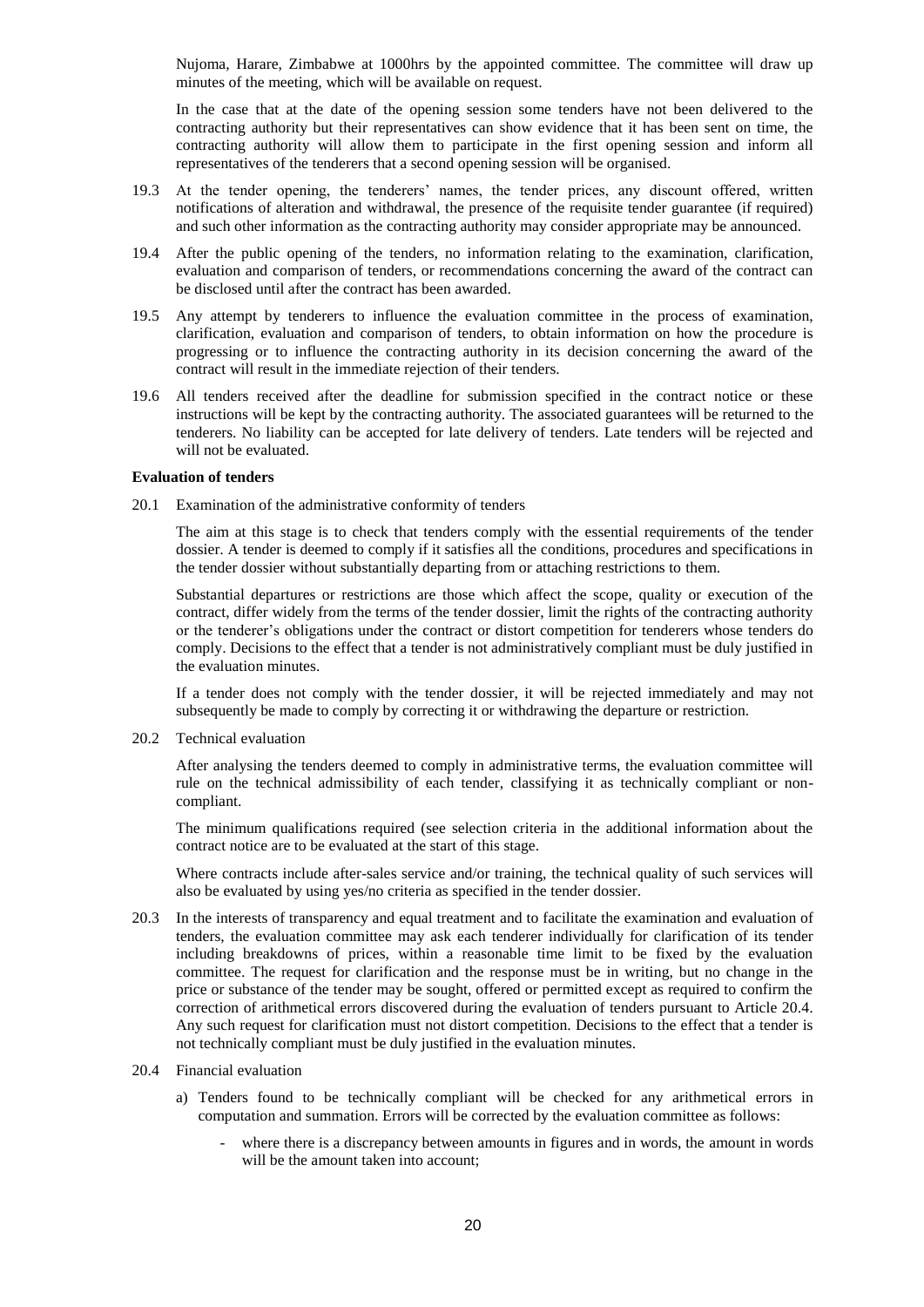Nujoma, Harare, Zimbabwe at 1000hrs by the appointed committee. The committee will draw up minutes of the meeting, which will be available on request.

In the case that at the date of the opening session some tenders have not been delivered to the contracting authority but their representatives can show evidence that it has been sent on time, the contracting authority will allow them to participate in the first opening session and inform all representatives of the tenderers that a second opening session will be organised.

19.3 At the tender opening, the tenderers' names, the tender prices, any discount offered, written notifications of alteration and withdrawal, the presence of the requisite tender guarantee (if required) and such other information as the contracting authority may consider appropriate may be announced.

19.4 After the public opening of the tenders, no information relating to the examination, clarification, evaluation and comparison of tenders, or recommendations concerning the award of the contract can be disclosed until after the contract has been awarded.

19.5 Any attempt by tenderers to influence the evaluation committee in the process of examination, clarification, evaluation and comparison of tenders, to obtain information on how the procedure is progressing or to influence the contracting authority in its decision concerning the award of the contract will result in the immediate rejection of their tenders.

19.6 All tenders received after the deadline for submission specified in the contract notice or these instructions will be kept by the contracting authority. The associated guarantees will be returned to the tenderers. No liability can be accepted for late delivery of tenders. Late tenders will be rejected and will not be evaluated.

**Evaluation of tenders**

20.1 Examination of the administrative conformity of tenders

The aim at this stage is to check that tenders comply with the essential requirements of the tender dossier. A tender is deemed to comply if it satisfies all the conditions, procedures and specifications in the tender dossier without substantially departing from or attaching restrictions to them.

Substantial departures or restrictions are those which affect the scope, quality or execution of the contract, differ widely from the terms of the tender dossier, limit the rights of the contracting authority or the tenderer's obligations under the contract or distort competition for tenderers whose tenders do comply. Decisions to the effect that a tender is not administratively compliant must be duly justified in the evaluation minutes.

If a tender does not comply with the tender dossier, it will be rejected immediately and may not subsequently be made to comply by correcting it or withdrawing the departure or restriction.

20.2 Technical evaluation

After analysing the tenders deemed to comply in administrative terms, the evaluation committee will rule on the technical admissibility of each tender, classifying it as technically compliant or non-compliant.

The minimum qualifications required (see selection criteria in the additional information about the contract notice are to be evaluated at the start of this stage.

Where contracts include after-sales service and/or training, the technical quality of such services will also be evaluated by using yes/no criteria as specified in the tender dossier.

20.3 In the interests of transparency and equal treatment and to facilitate the examination and evaluation of tenders, the evaluation committee may ask each tenderer individually for clarification of its tender including breakdowns of prices, within a reasonable time limit to be fixed by the evaluation committee. The request for clarification and the response must be in writing, but no change in the price or substance of the tender may be sought, offered or permitted except as required to confirm the correction of arithmetical errors discovered during the evaluation of tenders pursuant to Article 20.4. Any such request for clarification must not distort competition. Decisions to the effect that a tender is not technically compliant must be duly justified in the evaluation minutes.

20.4 Financial evaluation

a) Tenders found to be technically compliant will be checked for any arithmetical errors in computation and summation. Errors will be corrected by the evaluation committee as follows:

- where there is a discrepancy between amounts in figures and in words, the amount in words will be the amount taken into account;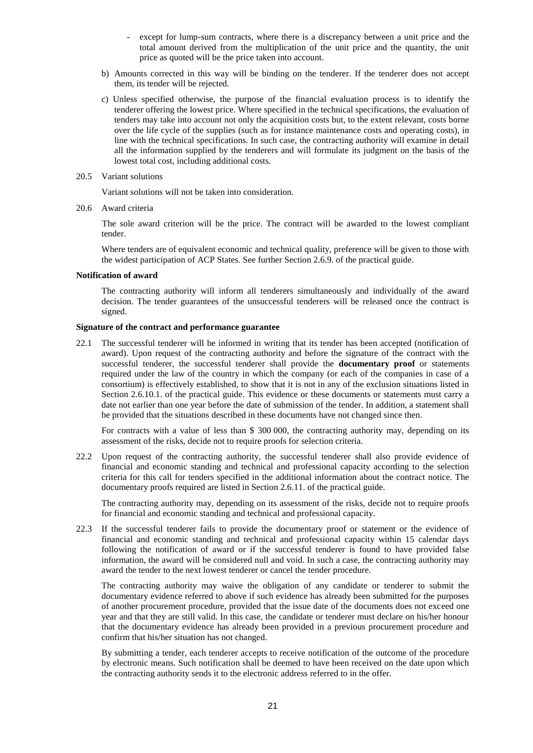- except for lump-sum contracts, where there is a discrepancy between a unit price and the total amount derived from the multiplication of the unit price and the quantity, the unit price as quoted will be the price taken into account.

b) Amounts corrected in this way will be binding on the tenderer. If the tenderer does not accept them, its tender will be rejected.

c) Unless specified otherwise, the purpose of the financial evaluation process is to identify the tenderer offering the lowest price. Where specified in the technical specifications, the evaluation of tenders may take into account not only the acquisition costs but, to the extent relevant, costs borne over the life cycle of the supplies (such as for instance maintenance costs and operating costs), in line with the technical specifications. In such case, the contracting authority will examine in detail all the information supplied by the tenderers and will formulate its judgment on the basis of the lowest total cost, including additional costs.

20.5 Variant solutions

Variant solutions will not be taken into consideration.

20.6 Award criteria

The sole award criterion will be the price. The contract will be awarded to the lowest compliant tender.

Where tenders are of equivalent economic and technical quality, preference will be given to those with the widest participation of ACP States. See further Section 2.6.9. of the practical guide.

**Notification of award**

The contracting authority will inform all tenderers simultaneously and individually of the award decision. The tender guarantees of the unsuccessful tenderers will be released once the contract is signed.

**Signature of the contract and performance guarantee**

22.1 The successful tenderer will be informed in writing that its tender has been accepted (notification of award). Upon request of the contracting authority and before the signature of the contract with the successful tenderer, the successful tenderer shall provide the **documentary proof** or statements required under the law of the country in which the company (or each of the companies in case of a consortium) is effectively established, to show that it is not in any of the exclusion situations listed in Section 2.6.10.1. of the practical guide. This evidence or these documents or statements must carry a date not earlier than one year before the date of submission of the tender. In addition, a statement shall be provided that the situations described in these documents have not changed since then.

For contracts with a value of less than $ 300 000, the contracting authority may, depending on its assessment of the risks, decide not to require proofs for selection criteria.

22.2 Upon request of the contracting authority, the successful tenderer shall also provide evidence of financial and economic standing and technical and professional capacity according to the selection criteria for this call for tenders specified in the additional information about the contract notice. The documentary proofs required are listed in Section 2.6.11. of the practical guide.

The contracting authority may, depending on its assessment of the risks, decide not to require proofs for financial and economic standing and technical and professional capacity.

22.3 If the successful tenderer fails to provide the documentary proof or statement or the evidence of financial and economic standing and technical and professional capacity within 15 calendar days following the notification of award or if the successful tenderer is found to have provided false information, the award will be considered null and void. In such a case, the contracting authority may award the tender to the next lowest tenderer or cancel the tender procedure.

The contracting authority may waive the obligation of any candidate or tenderer to submit the documentary evidence referred to above if such evidence has already been submitted for the purposes of another procurement procedure, provided that the issue date of the documents does not exceed one year and that they are still valid. In this case, the candidate or tenderer must declare on his/her honour that the documentary evidence has already been provided in a previous procurement procedure and confirm that his/her situation has not changed.

By submitting a tender, each tenderer accepts to receive notification of the outcome of the procedure by electronic means. Such notification shall be deemed to have been received on the date upon which the contracting authority sends it to the electronic address referred to in the offer.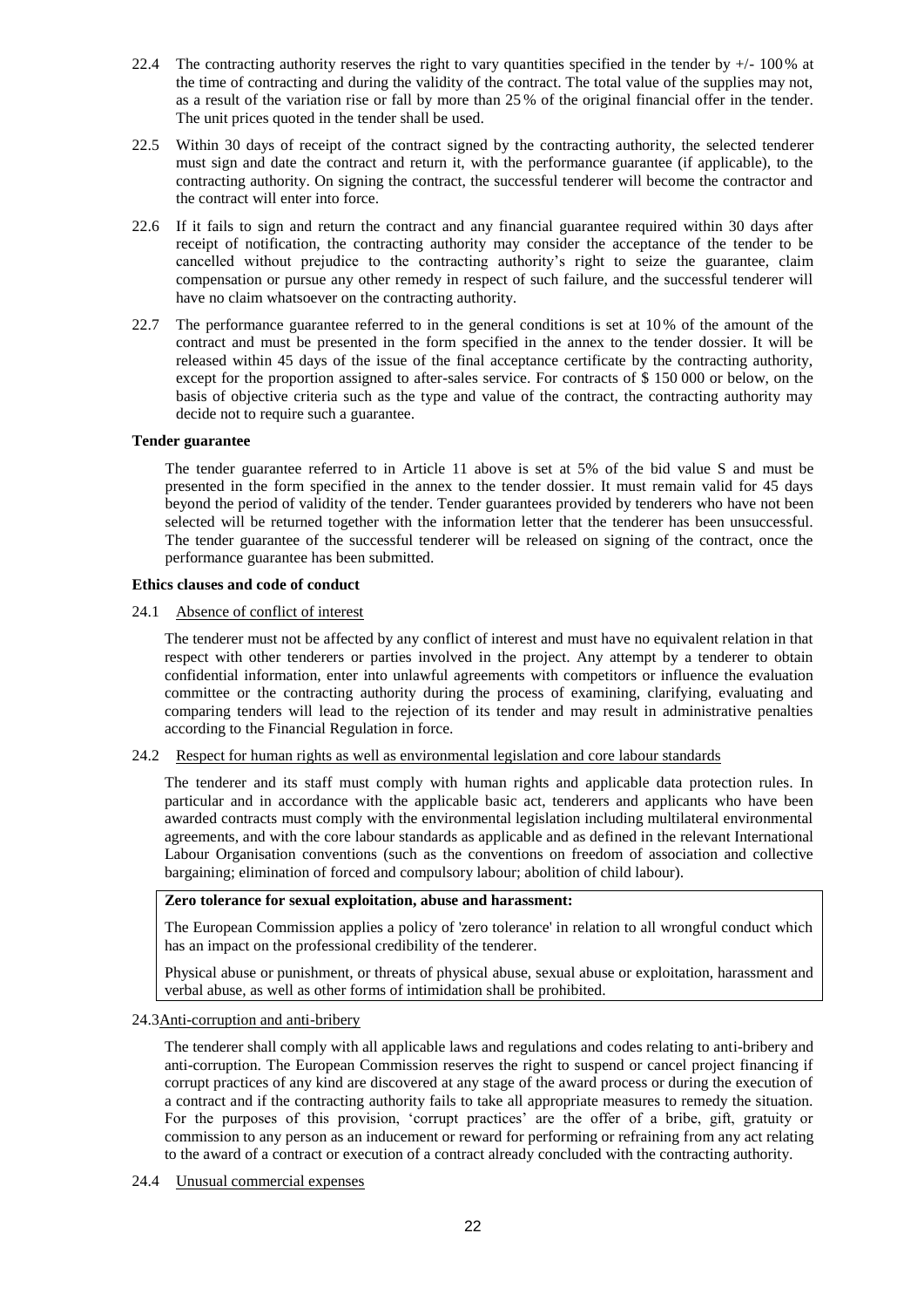22.4 The contracting authority reserves the right to vary quantities specified in the tender by +/- 100 % at the time of contracting and during the validity of the contract. The total value of the supplies may not, as a result of the variation rise or fall by more than 25 % of the original financial offer in the tender. The unit prices quoted in the tender shall be used.

22.5 Within 30 days of receipt of the contract signed by the contracting authority, the selected tenderer must sign and date the contract and return it, with the performance guarantee (if applicable), to the contracting authority. On signing the contract, the successful tenderer will become the contractor and the contract will enter into force.

22.6 If it fails to sign and return the contract and any financial guarantee required within 30 days after receipt of notification, the contracting authority may consider the acceptance of the tender to be cancelled without prejudice to the contracting authority's right to seize the guarantee, claim compensation or pursue any other remedy in respect of such failure, and the successful tenderer will have no claim whatsoever on the contracting authority.

22.7 The performance guarantee referred to in the general conditions is set at 10 % of the amount of the contract and must be presented in the form specified in the annex to the tender dossier. It will be released within 45 days of the issue of the final acceptance certificate by the contracting authority, except for the proportion assigned to after-sales service. For contracts of $ 150 000 or below, on the basis of objective criteria such as the type and value of the contract, the contracting authority may decide not to require such a guarantee.

**Tender guarantee**

The tender guarantee referred to in Article 11 above is set at 5% of the bid value S and must be presented in the form specified in the annex to the tender dossier. It must remain valid for 45 days beyond the period of validity of the tender. Tender guarantees provided by tenderers who have not been selected will be returned together with the information letter that the tenderer has been unsuccessful. The tender guarantee of the successful tenderer will be released on signing of the contract, once the performance guarantee has been submitted.

**Ethics clauses and code of conduct**

24.1 Absence of conflict of interest

The tenderer must not be affected by any conflict of interest and must have no equivalent relation in that respect with other tenderers or parties involved in the project. Any attempt by a tenderer to obtain confidential information, enter into unlawful agreements with competitors or influence the evaluation committee or the contracting authority during the process of examining, clarifying, evaluating and comparing tenders will lead to the rejection of its tender and may result in administrative penalties according to the Financial Regulation in force.

24.2 Respect for human rights as well as environmental legislation and core labour standards

The tenderer and its staff must comply with human rights and applicable data protection rules. In particular and in accordance with the applicable basic act, tenderers and applicants who have been awarded contracts must comply with the environmental legislation including multilateral environmental agreements, and with the core labour standards as applicable and as defined in the relevant International Labour Organisation conventions (such as the conventions on freedom of association and collective bargaining; elimination of forced and compulsory labour; abolition of child labour).

**Zero tolerance for sexual exploitation, abuse and harassment:**

The European Commission applies a policy of 'zero tolerance' in relation to all wrongful conduct which has an impact on the professional credibility of the tenderer.

Physical abuse or punishment, or threats of physical abuse, sexual abuse or exploitation, harassment and verbal abuse, as well as other forms of intimidation shall be prohibited.

24.3 Anti-corruption and anti-bribery

The tenderer shall comply with all applicable laws and regulations and codes relating to anti-bribery and anti-corruption. The European Commission reserves the right to suspend or cancel project financing if corrupt practices of any kind are discovered at any stage of the award process or during the execution of a contract and if the contracting authority fails to take all appropriate measures to remedy the situation. For the purposes of this provision, 'corrupt practices' are the offer of a bribe, gift, gratuity or commission to any person as an inducement or reward for performing or refraining from any act relating to the award of a contract or execution of a contract already concluded with the contracting authority.

24.4 Unusual commercial expenses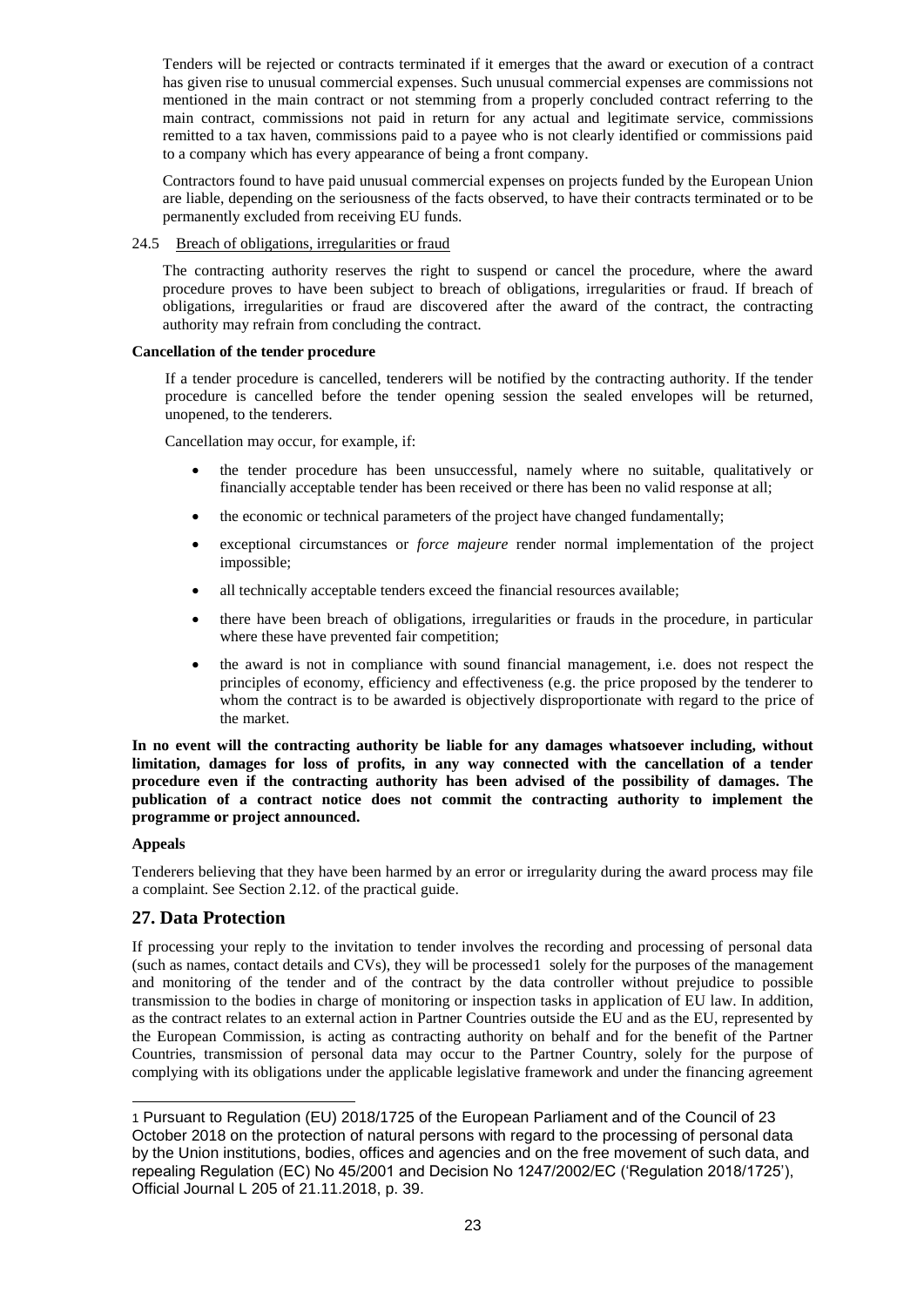Tenders will be rejected or contracts terminated if it emerges that the award or execution of a contract has given rise to unusual commercial expenses. Such unusual commercial expenses are commissions not mentioned in the main contract or not stemming from a properly concluded contract referring to the main contract, commissions not paid in return for any actual and legitimate service, commissions remitted to a tax haven, commissions paid to a payee who is not clearly identified or commissions paid to a company which has every appearance of being a front company.

Contractors found to have paid unusual commercial expenses on projects funded by the European Union are liable, depending on the seriousness of the facts observed, to have their contracts terminated or to be permanently excluded from receiving EU funds.

24.5 Breach of obligations, irregularities or fraud

The contracting authority reserves the right to suspend or cancel the procedure, where the award procedure proves to have been subject to breach of obligations, irregularities or fraud. If breach of obligations, irregularities or fraud are discovered after the award of the contract, the contracting authority may refrain from concluding the contract.

**Cancellation of the tender procedure**

If a tender procedure is cancelled, tenderers will be notified by the contracting authority. If the tender procedure is cancelled before the tender opening session the sealed envelopes will be returned, unopened, to the tenderers.

Cancellation may occur, for example, if:

- the tender procedure has been unsuccessful, namely where no suitable, qualitatively or financially acceptable tender has been received or there has been no valid response at all;
- the economic or technical parameters of the project have changed fundamentally;
- exceptional circumstances or *force majeure* render normal implementation of the project impossible;
- all technically acceptable tenders exceed the financial resources available;
- there have been breach of obligations, irregularities or frauds in the procedure, in particular where these have prevented fair competition;
- the award is not in compliance with sound financial management, i.e. does not respect the principles of economy, efficiency and effectiveness (e.g. the price proposed by the tenderer to whom the contract is to be awarded is objectively disproportionate with regard to the price of the market.

**In no event will the contracting authority be liable for any damages whatsoever including, without limitation, damages for loss of profits, in any way connected with the cancellation of a tender procedure even if the contracting authority has been advised of the possibility of damages. The publication of a contract notice does not commit the contracting authority to implement the programme or project announced.**

**Appeals**

Tenderers believing that they have been harmed by an error or irregularity during the award process may file a complaint. See Section 2.12. of the practical guide.

## 27. Data Protection

If processing your reply to the invitation to tender involves the recording and processing of personal data (such as names, contact details and CVs), they will be processed[1] solely for the purposes of the management and monitoring of the tender and of the contract by the data controller without prejudice to possible transmission to the bodies in charge of monitoring or inspection tasks in application of EU law. In addition, as the contract relates to an external action in Partner Countries outside the EU and as the EU, represented by the European Commission, is acting as contracting authority on behalf and for the benefit of the Partner Countries, transmission of personal data may occur to the Partner Country, solely for the purpose of complying with its obligations under the applicable legislative framework and under the financing agreement

---

[1] Pursuant to Regulation (EU) 2018/1725 of the European Parliament and of the Council of 23 October 2018 on the protection of natural persons with regard to the processing of personal data by the Union institutions, bodies, offices and agencies and on the free movement of such data, and repealing Regulation (EC) No 45/2001 and Decision No 1247/2002/EC ('Regulation 2018/1725'), Official Journal L 205 of 21.11.2018, p. 39.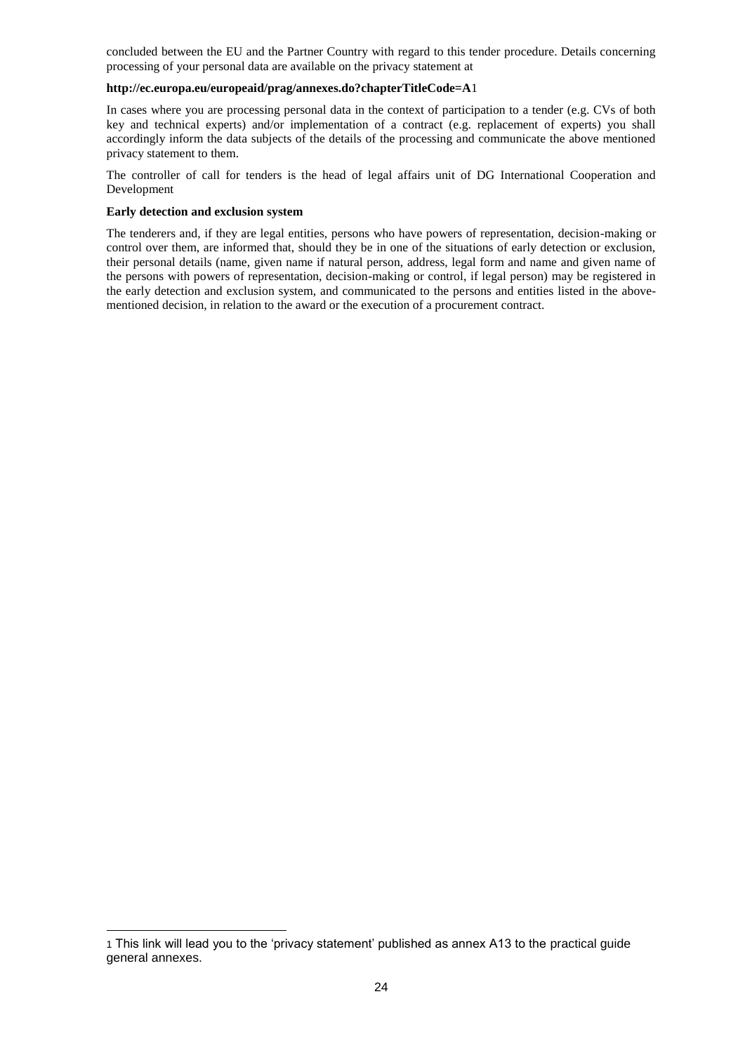concluded between the EU and the Partner Country with regard to this tender procedure. Details concerning processing of your personal data are available on the privacy statement at

**http://ec.europa.eu/europeaid/prag/annexes.do?chapterTitleCode=A**[1]

In cases where you are processing personal data in the context of participation to a tender (e.g. CVs of both key and technical experts) and/or implementation of a contract (e.g. replacement of experts) you shall accordingly inform the data subjects of the details of the processing and communicate the above mentioned privacy statement to them.

The controller of call for tenders is the head of legal affairs unit of DG International Cooperation and Development

**Early detection and exclusion system**

The tenderers and, if they are legal entities, persons who have powers of representation, decision-making or control over them, are informed that, should they be in one of the situations of early detection or exclusion, their personal details (name, given name if natural person, address, legal form and name and given name of the persons with powers of representation, decision-making or control, if legal person) may be registered in the early detection and exclusion system, and communicated to the persons and entities listed in the above-mentioned decision, in relation to the award or the execution of a procurement contract.

---

[1] This link will lead you to the 'privacy statement' published as annex A13 to the practical guide general annexes.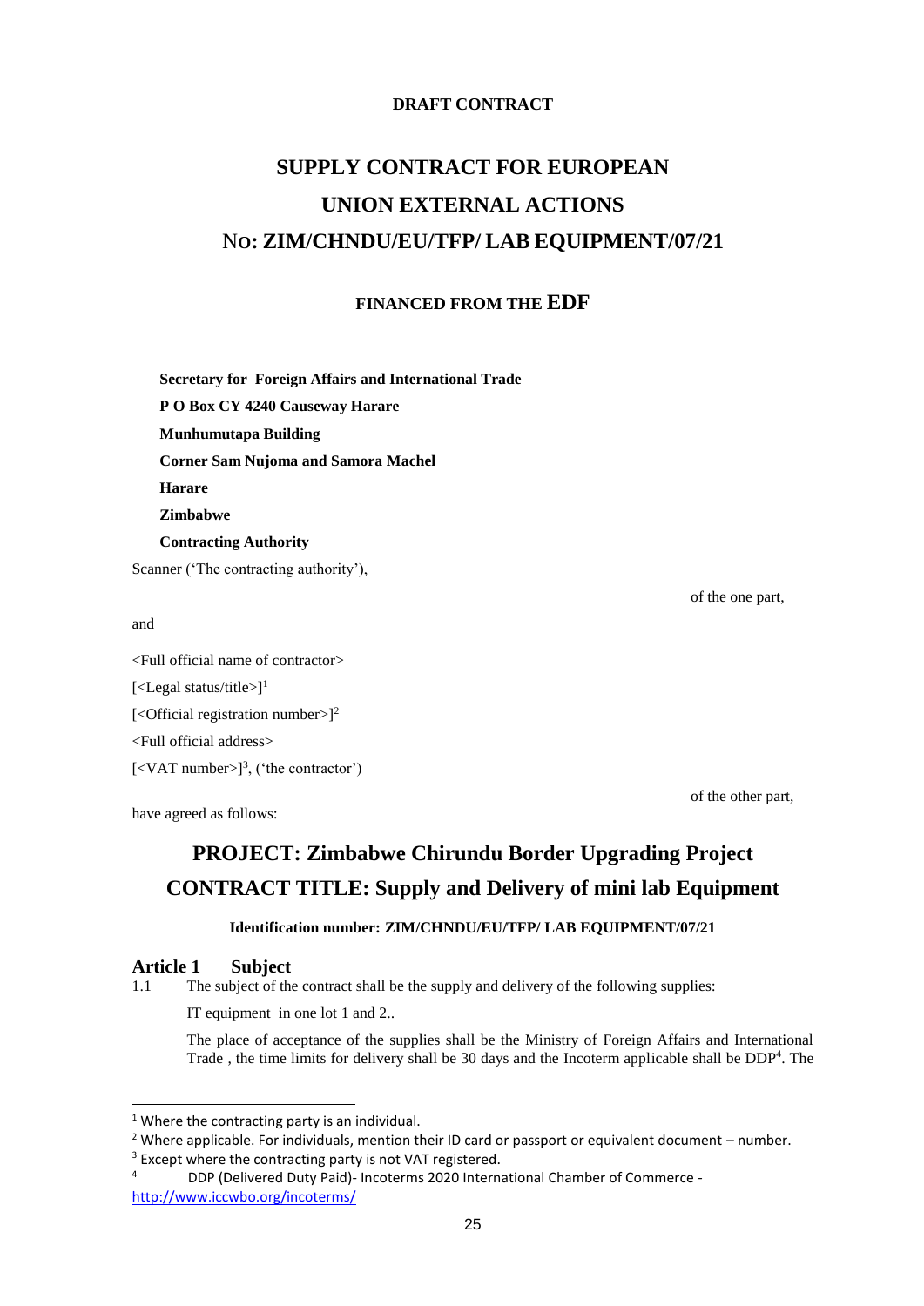**DRAFT CONTRACT**

# SUPPLY CONTRACT FOR EUROPEAN UNION EXTERNAL ACTIONS
# NO: ZIM/CHNDU/EU/TFP/ LAB EQUIPMENT/07/21

**FINANCED FROM THE EDF**

**Secretary for Foreign Affairs and International Trade**
**P O Box CY 4240 Causeway Harare**
**Munhumutapa Building**
**Corner Sam Nujoma and Samora Machel**
**Harare**
**Zimbabwe**
**Contracting Authority**

Scanner ('The contracting authority'),

of the one part,

and

<Full official name of contractor>
[<Legal status/title>][1]
[<Official registration number>][2]
<Full official address>
[<VAT number>][3], ('the contractor')

of the other part,

have agreed as follows:

# PROJECT: Zimbabwe Chirundu Border Upgrading Project
# CONTRACT TITLE: Supply and Delivery of mini lab Equipment

**Identification number: ZIM/CHNDU/EU/TFP/ LAB EQUIPMENT/07/21**

## Article 1 Subject

1.1 The subject of the contract shall be the supply and delivery of the following supplies:

IT equipment in one lot 1 and 2..

The place of acceptance of the supplies shall be the Ministry of Foreign Affairs and International Trade , the time limits for delivery shall be 30 days and the Incoterm applicable shall be DDP[4]. The

---

[1] Where the contracting party is an individual.

[2] Where applicable. For individuals, mention their ID card or passport or equivalent document – number.

[3] Except where the contracting party is not VAT registered.

[4] DDP (Delivered Duty Paid)- Incoterms 2020 International Chamber of Commerce - http://www.iccwbo.org/incoterms/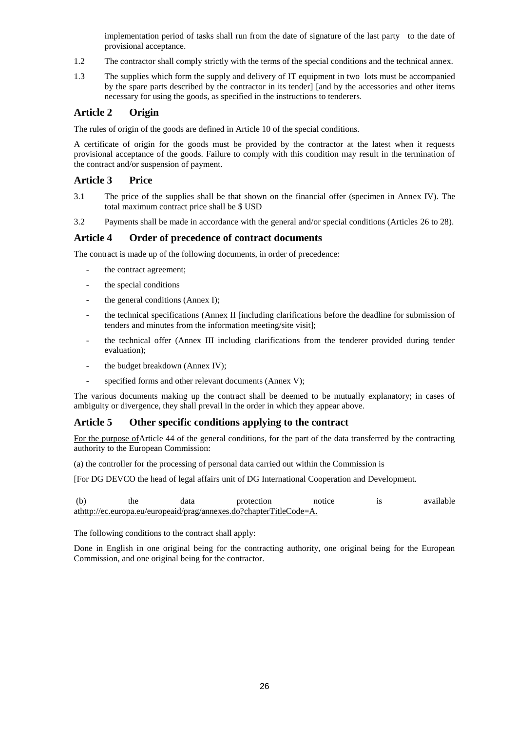implementation period of tasks shall run from the date of signature of the last party to the date of provisional acceptance.

1.2 The contractor shall comply strictly with the terms of the special conditions and the technical annex.

1.3 The supplies which form the supply and delivery of IT equipment in two lots must be accompanied by the spare parts described by the contractor in its tender] [and by the accessories and other items necessary for using the goods, as specified in the instructions to tenderers.

## Article 2 Origin

The rules of origin of the goods are defined in Article 10 of the special conditions.

A certificate of origin for the goods must be provided by the contractor at the latest when it requests provisional acceptance of the goods. Failure to comply with this condition may result in the termination of the contract and/or suspension of payment.

## Article 3 Price

3.1 The price of the supplies shall be that shown on the financial offer (specimen in Annex IV). The total maximum contract price shall be $ USD

3.2 Payments shall be made in accordance with the general and/or special conditions (Articles 26 to 28).

## Article 4 Order of precedence of contract documents

The contract is made up of the following documents, in order of precedence:

- the contract agreement;
- the special conditions
- the general conditions (Annex I);
- the technical specifications (Annex II [including clarifications before the deadline for submission of tenders and minutes from the information meeting/site visit];
- the technical offer (Annex III including clarifications from the tenderer provided during tender evaluation);
- the budget breakdown (Annex IV);
- specified forms and other relevant documents (Annex V);

The various documents making up the contract shall be deemed to be mutually explanatory; in cases of ambiguity or divergence, they shall prevail in the order in which they appear above.

## Article 5 Other specific conditions applying to the contract

For the purpose of Article 44 of the general conditions, for the part of the data transferred by the contracting authority to the European Commission:

(a) the controller for the processing of personal data carried out within the Commission is

[For DG DEVCO the head of legal affairs unit of DG International Cooperation and Development.

(b) the data protection notice is available at http://ec.europa.eu/europeaid/prag/annexes.do?chapterTitleCode=A.

The following conditions to the contract shall apply:

Done in English in one original being for the contracting authority, one original being for the European Commission, and one original being for the contractor.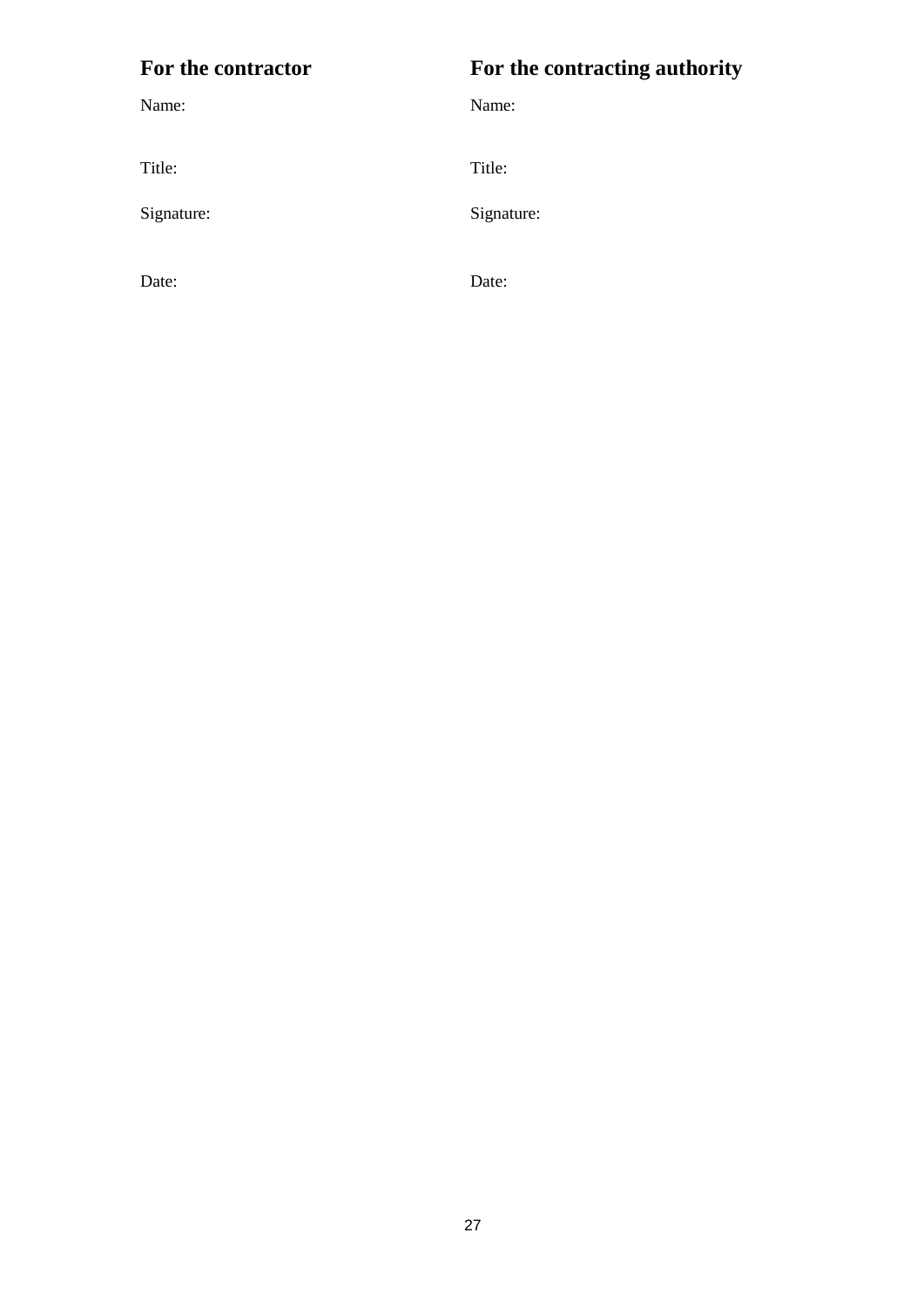| **For the contractor** | **For the contracting authority** |
| --- | --- |
| Name: | Name: |
| Title: | Title: |
| Signature: | Signature: |
| Date: | Date: |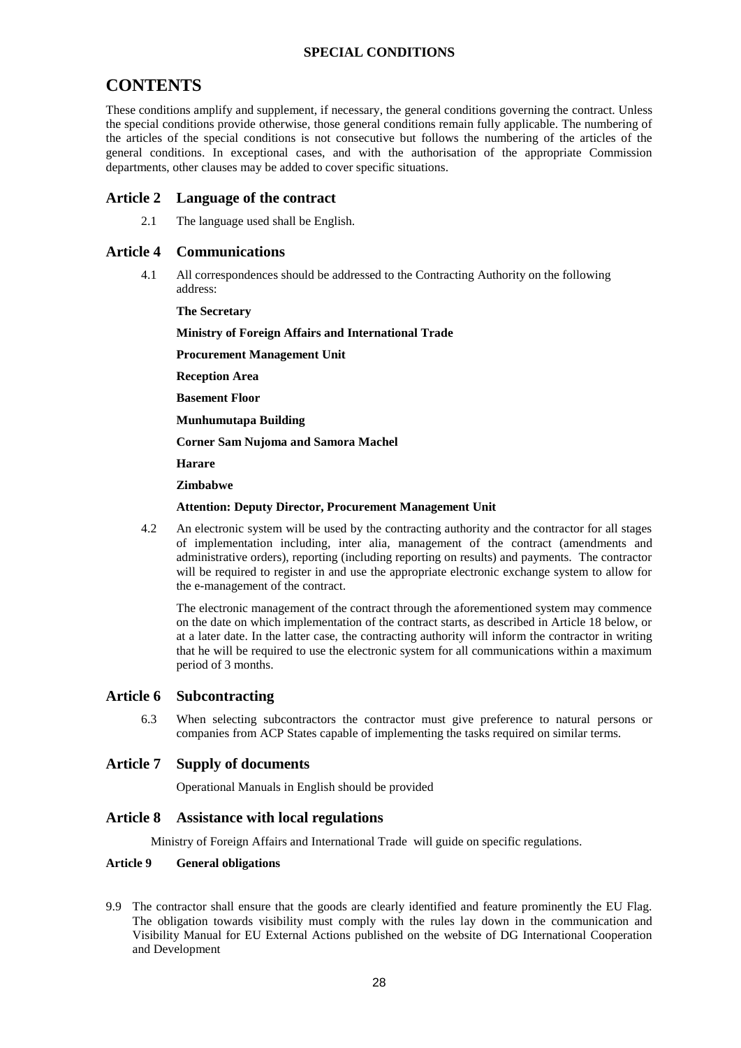**SPECIAL CONDITIONS**

# CONTENTS

These conditions amplify and supplement, if necessary, the general conditions governing the contract. Unless the special conditions provide otherwise, those general conditions remain fully applicable. The numbering of the articles of the special conditions is not consecutive but follows the numbering of the articles of the general conditions. In exceptional cases, and with the authorisation of the appropriate Commission departments, other clauses may be added to cover specific situations.

## Article 2 Language of the contract

2.1 The language used shall be English.

## Article 4 Communications

4.1 All correspondences should be addressed to the Contracting Authority on the following address:

**The Secretary**

**Ministry of Foreign Affairs and International Trade**

**Procurement Management Unit**

**Reception Area**

**Basement Floor**

**Munhumutapa Building**

**Corner Sam Nujoma and Samora Machel**

**Harare**

**Zimbabwe**

**Attention: Deputy Director, Procurement Management Unit**

4.2 An electronic system will be used by the contracting authority and the contractor for all stages of implementation including, inter alia, management of the contract (amendments and administrative orders), reporting (including reporting on results) and payments. The contractor will be required to register in and use the appropriate electronic exchange system to allow for the e-management of the contract.

The electronic management of the contract through the aforementioned system may commence on the date on which implementation of the contract starts, as described in Article 18 below, or at a later date. In the latter case, the contracting authority will inform the contractor in writing that he will be required to use the electronic system for all communications within a maximum period of 3 months.

## Article 6 Subcontracting

6.3 When selecting subcontractors the contractor must give preference to natural persons or companies from ACP States capable of implementing the tasks required on similar terms.

## Article 7 Supply of documents

Operational Manuals in English should be provided

## Article 8 Assistance with local regulations

Ministry of Foreign Affairs and International Trade will guide on specific regulations.

### Article 9 General obligations

9.9 The contractor shall ensure that the goods are clearly identified and feature prominently the EU Flag. The obligation towards visibility must comply with the rules lay down in the communication and Visibility Manual for EU External Actions published on the website of DG International Cooperation and Development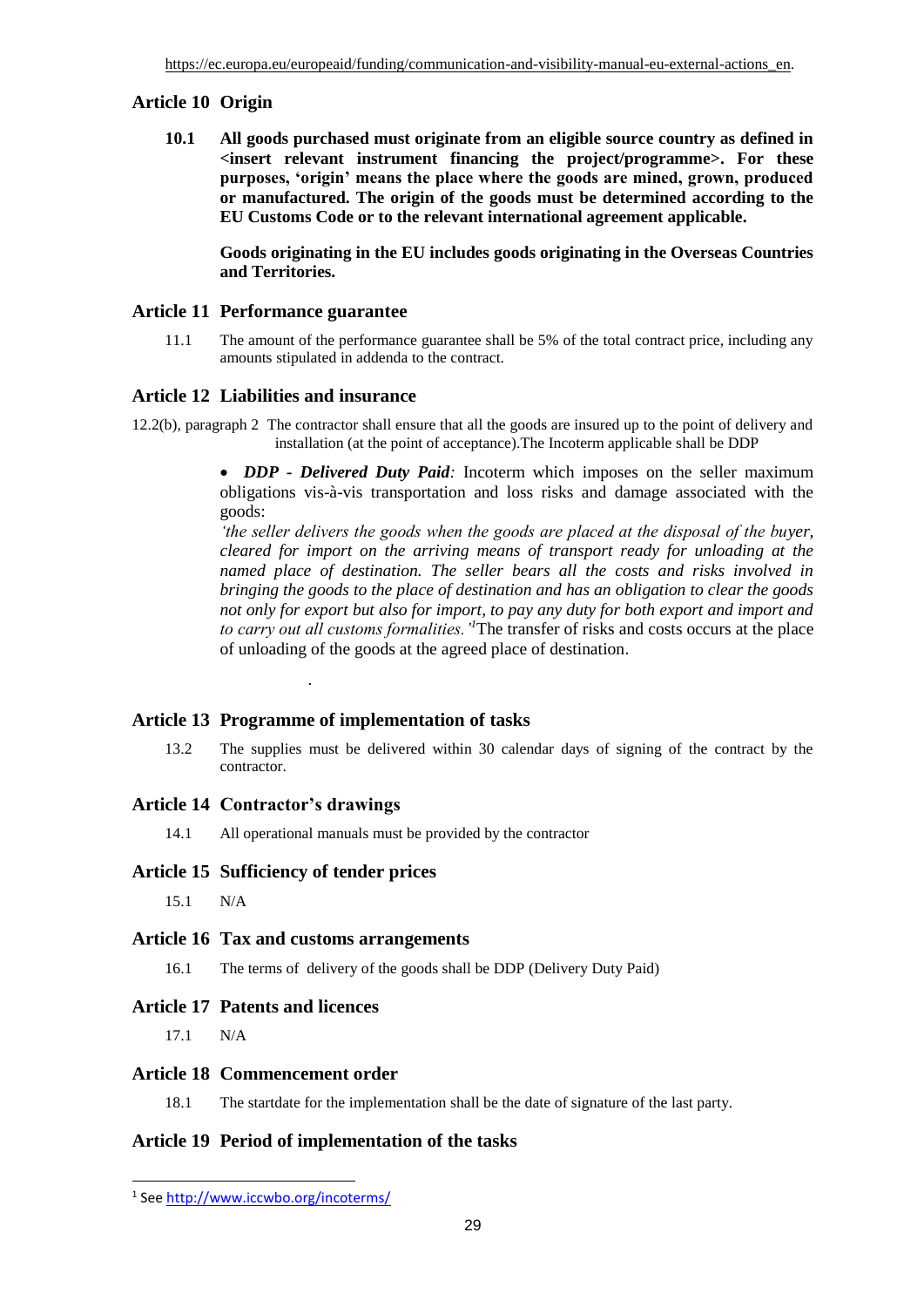https://ec.europa.eu/europeaid/funding/communication-and-visibility-manual-eu-external-actions_en.

## Article 10 Origin

**10.1 All goods purchased must originate from an eligible source country as defined in <insert relevant instrument financing the project/programme>. For these purposes, 'origin' means the place where the goods are mined, grown, produced or manufactured. The origin of the goods must be determined according to the EU Customs Code or to the relevant international agreement applicable.**

**Goods originating in the EU includes goods originating in the Overseas Countries and Territories.**

## Article 11 Performance guarantee

11.1 The amount of the performance guarantee shall be 5% of the total contract price, including any amounts stipulated in addenda to the contract.

## Article 12 Liabilities and insurance

12.2(b), paragraph 2 The contractor shall ensure that all the goods are insured up to the point of delivery and installation (at the point of acceptance).The Incoterm applicable shall be DDP

- ***DDP - Delivered Duty Paid**:* Incoterm which imposes on the seller maximum obligations vis-à-vis transportation and loss risks and damage associated with the goods:

*'the seller delivers the goods when the goods are placed at the disposal of the buyer, cleared for import on the arriving means of transport ready for unloading at the named place of destination. The seller bears all the costs and risks involved in bringing the goods to the place of destination and has an obligation to clear the goods not only for export but also for import, to pay any duty for both export and import and to carry out all customs formalities.'*[1]The transfer of risks and costs occurs at the place of unloading of the goods at the agreed place of destination.

.

## Article 13 Programme of implementation of tasks

13.2 The supplies must be delivered within 30 calendar days of signing of the contract by the contractor.

## Article 14 Contractor's drawings

14.1 All operational manuals must be provided by the contractor

## Article 15 Sufficiency of tender prices

15.1 N/A

## Article 16 Tax and customs arrangements

16.1 The terms of delivery of the goods shall be DDP (Delivery Duty Paid)

## Article 17 Patents and licences

17.1 N/A

## Article 18 Commencement order

18.1 The startdate for the implementation shall be the date of signature of the last party.

## Article 19 Period of implementation of the tasks

---

[1] See http://www.iccwbo.org/incoterms/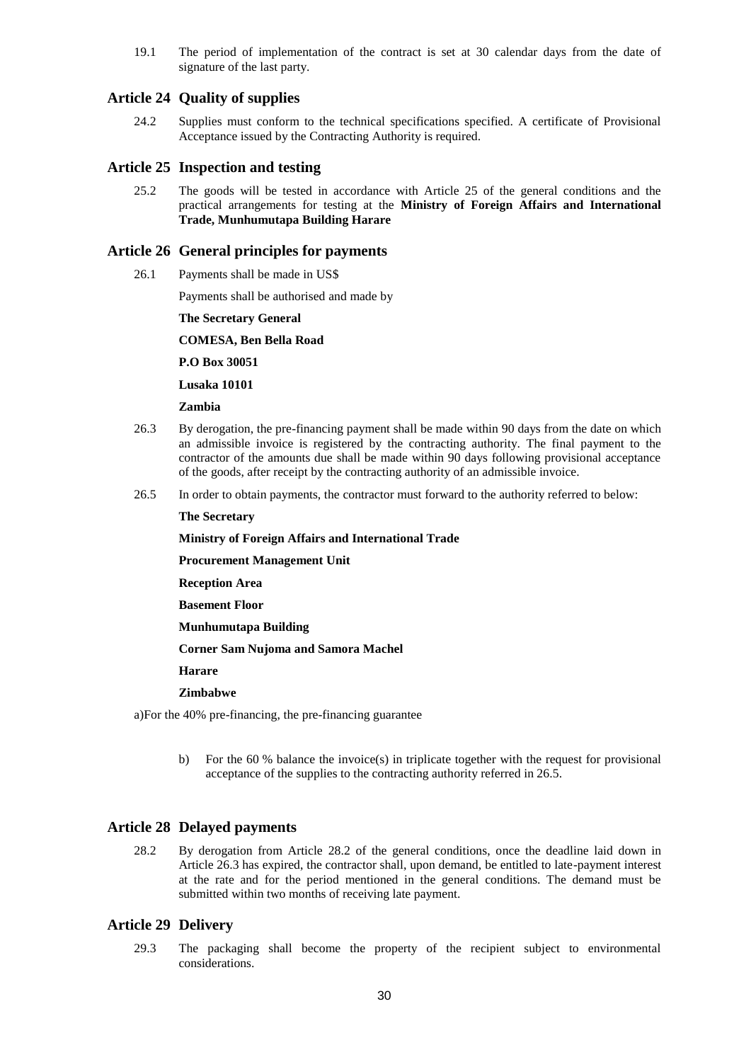19.1 The period of implementation of the contract is set at 30 calendar days from the date of signature of the last party.

## Article 24 Quality of supplies

24.2 Supplies must conform to the technical specifications specified. A certificate of Provisional Acceptance issued by the Contracting Authority is required.

## Article 25 Inspection and testing

25.2 The goods will be tested in accordance with Article 25 of the general conditions and the practical arrangements for testing at the **Ministry of Foreign Affairs and International Trade, Munhumutapa Building Harare**

## Article 26 General principles for payments

26.1 Payments shall be made in US$

Payments shall be authorised and made by

**The Secretary General**

**COMESA, Ben Bella Road**

**P.O Box 30051**

**Lusaka 10101**

**Zambia**

26.3 By derogation, the pre-financing payment shall be made within 90 days from the date on which an admissible invoice is registered by the contracting authority. The final payment to the contractor of the amounts due shall be made within 90 days following provisional acceptance of the goods, after receipt by the contracting authority of an admissible invoice.

26.5 In order to obtain payments, the contractor must forward to the authority referred to below:

**The Secretary**

**Ministry of Foreign Affairs and International Trade**

**Procurement Management Unit**

**Reception Area**

**Basement Floor**

**Munhumutapa Building**

**Corner Sam Nujoma and Samora Machel**

**Harare**

**Zimbabwe**

a)For the 40% pre-financing, the pre-financing guarantee

b) For the 60 % balance the invoice(s) in triplicate together with the request for provisional acceptance of the supplies to the contracting authority referred in 26.5.

## Article 28 Delayed payments

28.2 By derogation from Article 28.2 of the general conditions, once the deadline laid down in Article 26.3 has expired, the contractor shall, upon demand, be entitled to late-payment interest at the rate and for the period mentioned in the general conditions. The demand must be submitted within two months of receiving late payment.

## Article 29 Delivery

29.3 The packaging shall become the property of the recipient subject to environmental considerations.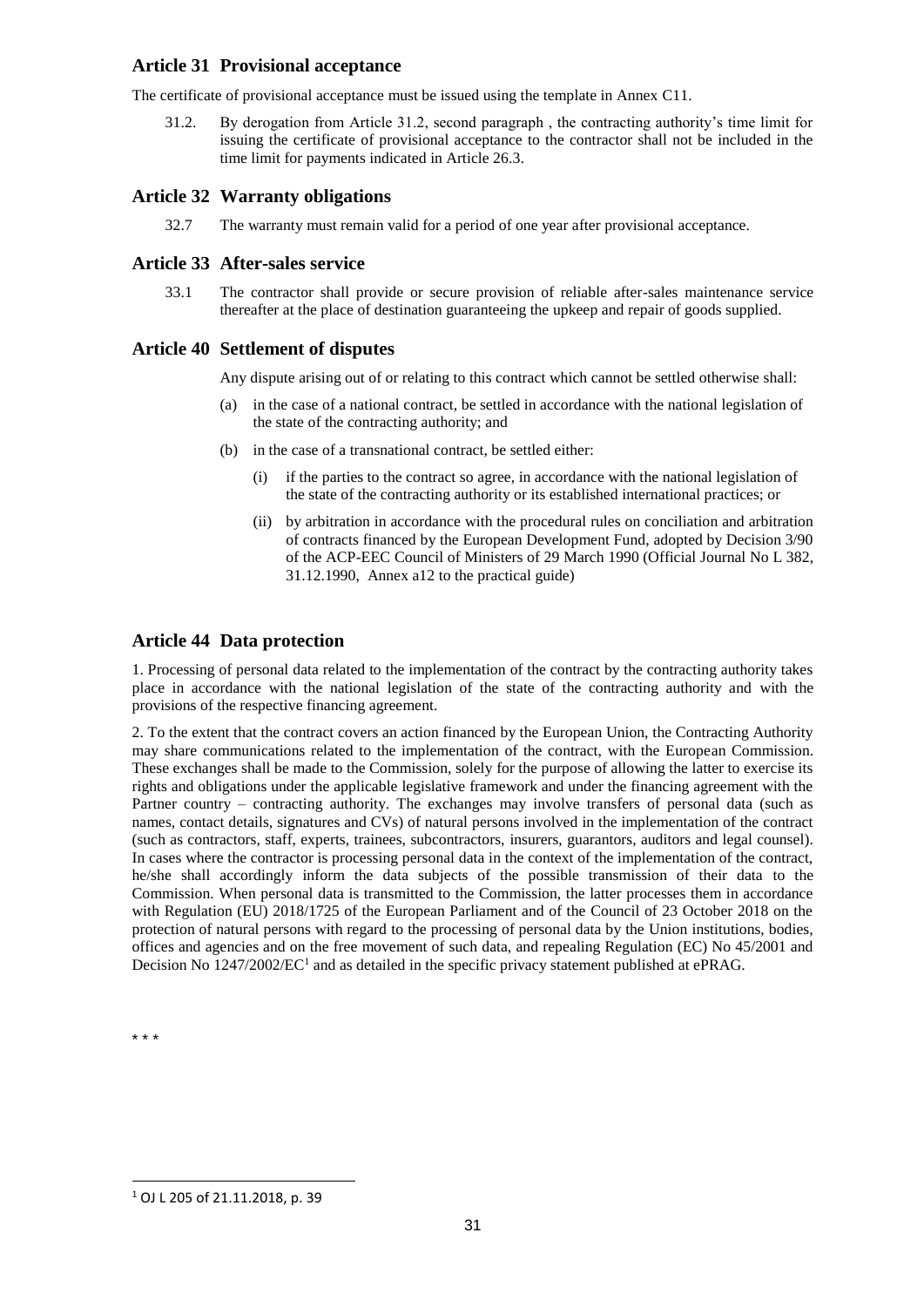## Article 31 Provisional acceptance

The certificate of provisional acceptance must be issued using the template in Annex C11.

31.2. By derogation from Article 31.2, second paragraph , the contracting authority's time limit for issuing the certificate of provisional acceptance to the contractor shall not be included in the time limit for payments indicated in Article 26.3.

## Article 32 Warranty obligations

32.7 The warranty must remain valid for a period of one year after provisional acceptance.

## Article 33 After-sales service

33.1 The contractor shall provide or secure provision of reliable after-sales maintenance service thereafter at the place of destination guaranteeing the upkeep and repair of goods supplied.

## Article 40 Settlement of disputes

Any dispute arising out of or relating to this contract which cannot be settled otherwise shall:

(a) in the case of a national contract, be settled in accordance with the national legislation of the state of the contracting authority; and

(b) in the case of a transnational contract, be settled either:

(i) if the parties to the contract so agree, in accordance with the national legislation of the state of the contracting authority or its established international practices; or

(ii) by arbitration in accordance with the procedural rules on conciliation and arbitration of contracts financed by the European Development Fund, adopted by Decision 3/90 of the ACP-EEC Council of Ministers of 29 March 1990 (Official Journal No L 382, 31.12.1990, Annex a12 to the practical guide)

## Article 44 Data protection

1. Processing of personal data related to the implementation of the contract by the contracting authority takes place in accordance with the national legislation of the state of the contracting authority and with the provisions of the respective financing agreement.

2. To the extent that the contract covers an action financed by the European Union, the Contracting Authority may share communications related to the implementation of the contract, with the European Commission. These exchanges shall be made to the Commission, solely for the purpose of allowing the latter to exercise its rights and obligations under the applicable legislative framework and under the financing agreement with the Partner country – contracting authority. The exchanges may involve transfers of personal data (such as names, contact details, signatures and CVs) of natural persons involved in the implementation of the contract (such as contractors, staff, experts, trainees, subcontractors, insurers, guarantors, auditors and legal counsel). In cases where the contractor is processing personal data in the context of the implementation of the contract, he/she shall accordingly inform the data subjects of the possible transmission of their data to the Commission. When personal data is transmitted to the Commission, the latter processes them in accordance with Regulation (EU) 2018/1725 of the European Parliament and of the Council of 23 October 2018 on the protection of natural persons with regard to the processing of personal data by the Union institutions, bodies, offices and agencies and on the free movement of such data, and repealing Regulation (EC) No 45/2001 and Decision No 1247/2002/EC[1] and as detailed in the specific privacy statement published at ePRAG.

\* \* \*

[1] OJ L 205 of 21.11.2018, p. 39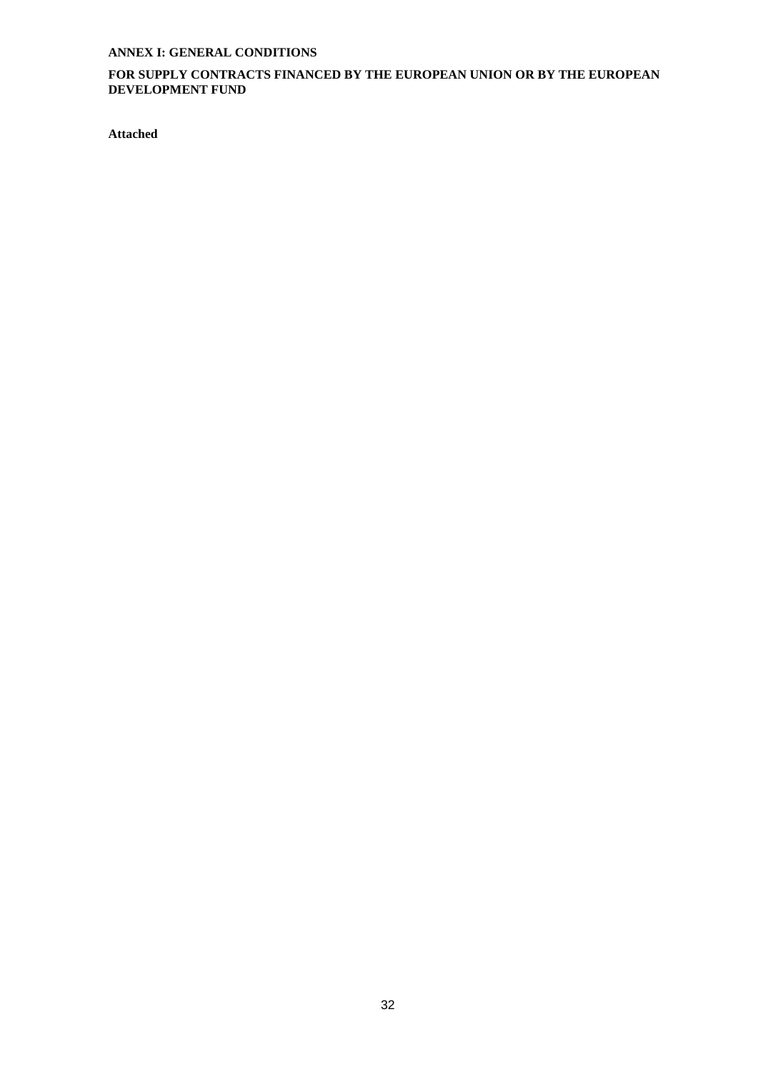**ANNEX I: GENERAL CONDITIONS**

**FOR SUPPLY CONTRACTS FINANCED BY THE EUROPEAN UNION OR BY THE EUROPEAN DEVELOPMENT FUND**

**Attached**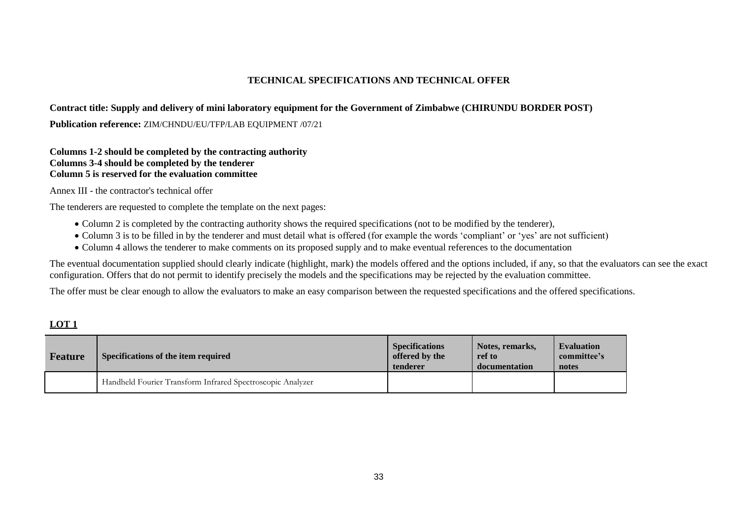# TECHNICAL SPECIFICATIONS AND TECHNICAL OFFER

**Contract title: Supply and delivery of mini laboratory equipment for the Government of Zimbabwe (CHIRUNDU BORDER POST)**

**Publication reference:** ZIM/CHNDU/EU/TFP/LAB EQUIPMENT /07/21

**Columns 1-2 should be completed by the contracting authority**
**Columns 3-4 should be completed by the tenderer**
**Column 5 is reserved for the evaluation committee**

Annex III - the contractor's technical offer

The tenderers are requested to complete the template on the next pages:

- Column 2 is completed by the contracting authority shows the required specifications (not to be modified by the tenderer),
- Column 3 is to be filled in by the tenderer and must detail what is offered (for example the words 'compliant' or 'yes' are not sufficient)
- Column 4 allows the tenderer to make comments on its proposed supply and to make eventual references to the documentation

The eventual documentation supplied should clearly indicate (highlight, mark) the models offered and the options included, if any, so that the evaluators can see the exact configuration. Offers that do not permit to identify precisely the models and the specifications may be rejected by the evaluation committee.

The offer must be clear enough to allow the evaluators to make an easy comparison between the requested specifications and the offered specifications.

## LOT 1

| Feature | Specifications of the item required | Specifications offered by the tenderer | Notes, remarks, ref to documentation | Evaluation committee's notes |
|---|---|---|---|---|
| | Handheld Fourier Transform Infrared Spectroscopic Analyzer | | | |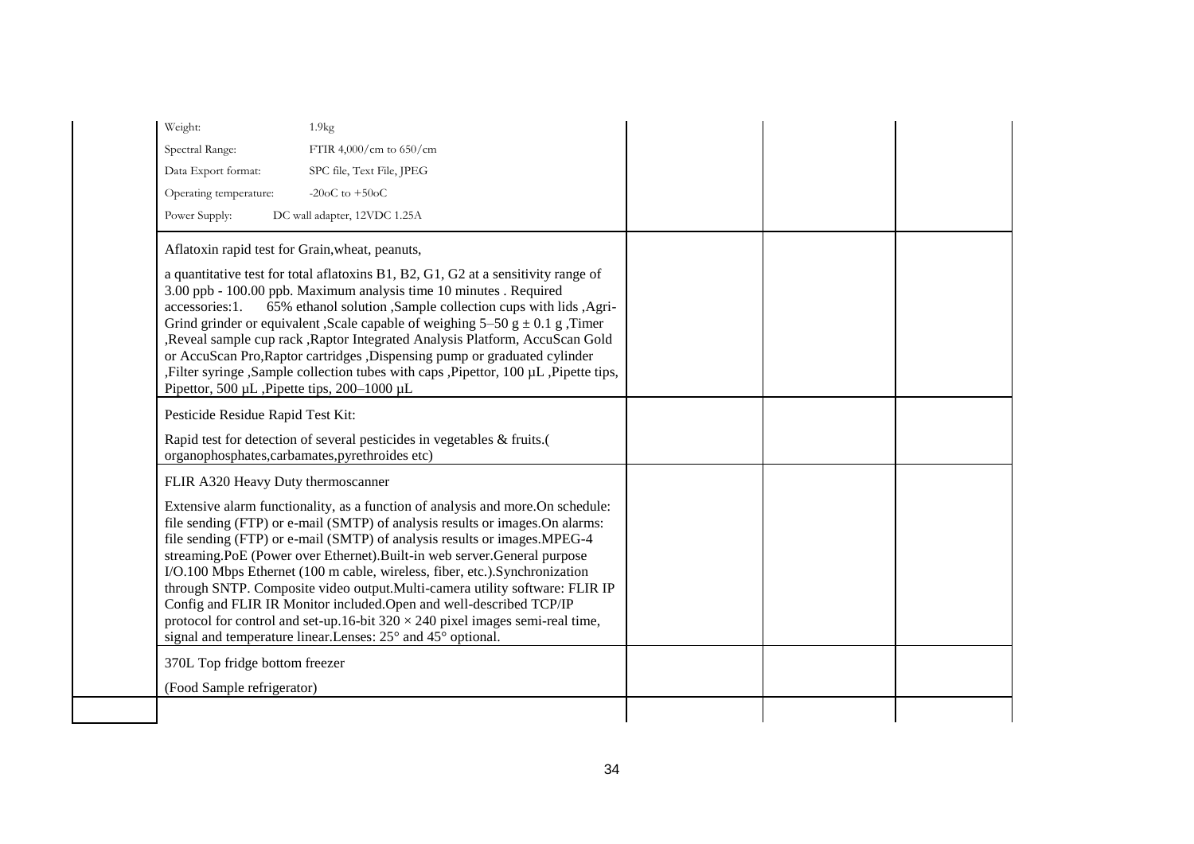| | | | | |
|---|---|---|---|---|
| | Weight: 1.9kg<br>Spectral Range: FTIR 4,000/cm to 650/cm<br>Data Export format: SPC file, Text File, JPEG<br>Operating temperature: -20oC to +50oC<br>Power Supply: DC wall adapter, 12VDC 1.25A | | | |
| | Aflatoxin rapid test for Grain,wheat, peanuts,<br><br>a quantitative test for total aflatoxins B1, B2, G1, G2 at a sensitivity range of 3.00 ppb - 100.00 ppb. Maximum analysis time 10 minutes . Required accessories:1. 65% ethanol solution ,Sample collection cups with lids ,Agri-Grind grinder or equivalent ,Scale capable of weighing 5–50 g ± 0.1 g ,Timer ,Reveal sample cup rack ,Raptor Integrated Analysis Platform, AccuScan Gold or AccuScan Pro,Raptor cartridges ,Dispensing pump or graduated cylinder ,Filter syringe ,Sample collection tubes with caps ,Pipettor, 100 µL ,Pipette tips, Pipettor, 500 µL ,Pipette tips, 200–1000 µL | | | |
| | Pesticide Residue Rapid Test Kit:<br><br>Rapid test for detection of several pesticides in vegetables & fruits.( organophosphates,carbamates,pyrethroides etc) | | | |
| | FLIR A320 Heavy Duty thermoscanner<br><br>Extensive alarm functionality, as a function of analysis and more.On schedule: file sending (FTP) or e-mail (SMTP) of analysis results or images.On alarms: file sending (FTP) or e-mail (SMTP) of analysis results or images.MPEG-4 streaming.PoE (Power over Ethernet).Built-in web server.General purpose I/O.100 Mbps Ethernet (100 m cable, wireless, fiber, etc.).Synchronization through SNTP. Composite video output.Multi-camera utility software: FLIR IP Config and FLIR IR Monitor included.Open and well-described TCP/IP protocol for control and set-up.16-bit 320 × 240 pixel images semi-real time, signal and temperature linear.Lenses: 25° and 45° optional. | | | |
| | 370L Top fridge bottom freezer<br><br>(Food Sample refrigerator) | | | |
| | | | | |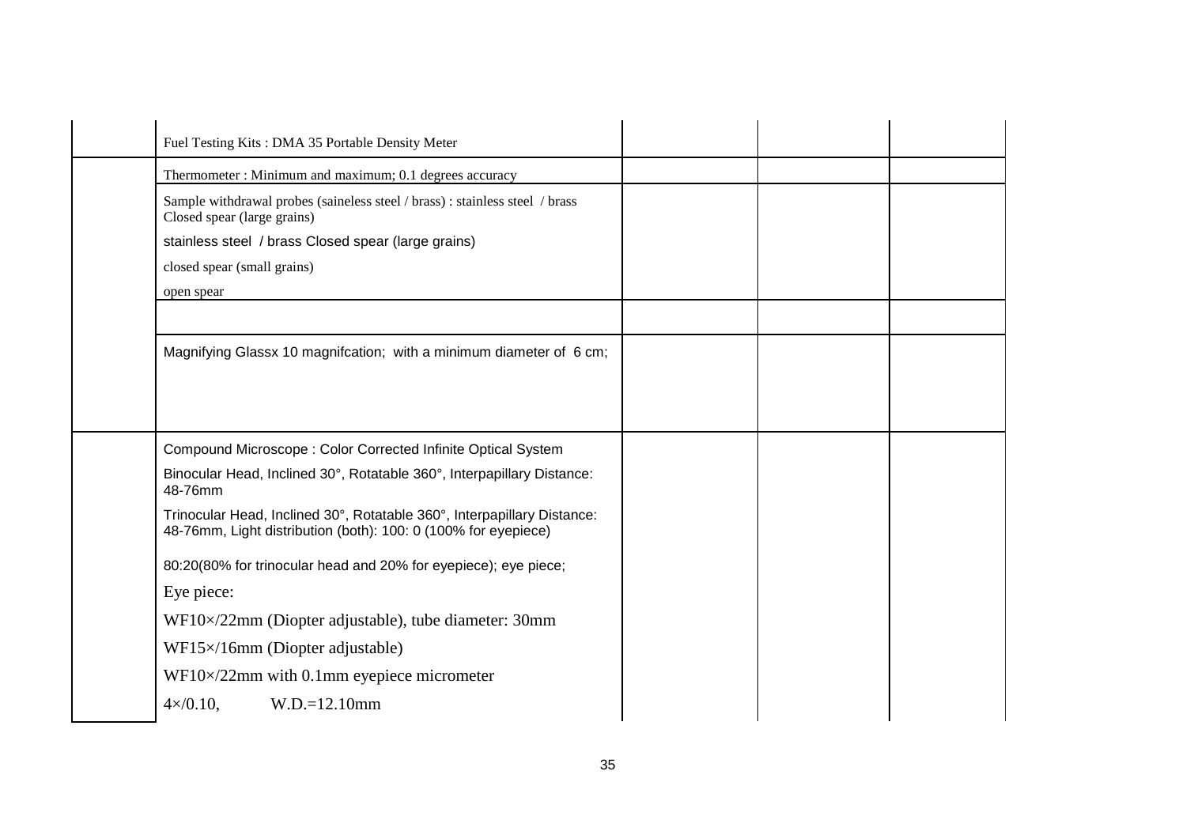| | | | | |
|---|---|---|---|---|
| | Fuel Testing Kits : DMA 35 Portable Density Meter | | | |
| | Thermometer : Minimum and maximum; 0.1 degrees accuracy | | | |
| | Sample withdrawal probes (saineless steel / brass) : stainless steel / brass Closed spear (large grains)<br>stainless steel / brass Closed spear (large grains)<br>closed spear (small grains)<br>open spear | | | |
| | | | | |
| | Magnifying Glassx 10 magnifcation; with a minimum diameter of 6 cm; | | | |
| | Compound Microscope : Color Corrected Infinite Optical System<br>Binocular Head, Inclined 30°, Rotatable 360°, Interpapillary Distance: 48-76mm<br>Trinocular Head, Inclined 30°, Rotatable 360°, Interpapillary Distance: 48-76mm, Light distribution (both): 100: 0 (100% for eyepiece)<br>80:20(80% for trinocular head and 20% for eyepiece); eye piece;<br>Eye piece:<br>WF10×/22mm (Diopter adjustable), tube diameter: 30mm<br>WF15×/16mm (Diopter adjustable)<br>WF10×/22mm with 0.1mm eyepiece micrometer<br>4×/0.10, W.D.=12.10mm | | | |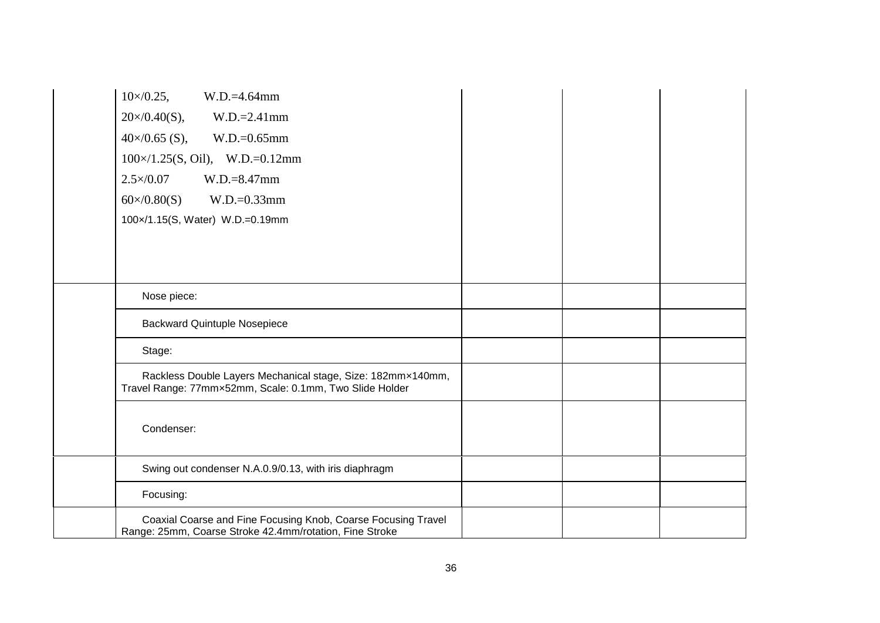| | | | | |
|---|---|---|---|---|
| | 10×/0.25, W.D.=4.64mm<br>20×/0.40(S), W.D.=2.41mm<br>40×/0.65 (S), W.D.=0.65mm<br>100×/1.25(S, Oil), W.D.=0.12mm<br>2.5×/0.07 W.D.=8.47mm<br>60×/0.80(S) W.D.=0.33mm<br>100×/1.15(S, Water) W.D.=0.19mm | | | |
| | Nose piece: | | | |
| | Backward Quintuple Nosepiece | | | |
| | Stage: | | | |
| | Rackless Double Layers Mechanical stage, Size: 182mm×140mm, Travel Range: 77mm×52mm, Scale: 0.1mm, Two Slide Holder | | | |
| | Condenser: | | | |
| | Swing out condenser N.A.0.9/0.13, with iris diaphragm | | | |
| | Focusing: | | | |
| | Coaxial Coarse and Fine Focusing Knob, Coarse Focusing Travel Range: 25mm, Coarse Stroke 42.4mm/rotation, Fine Stroke | | | |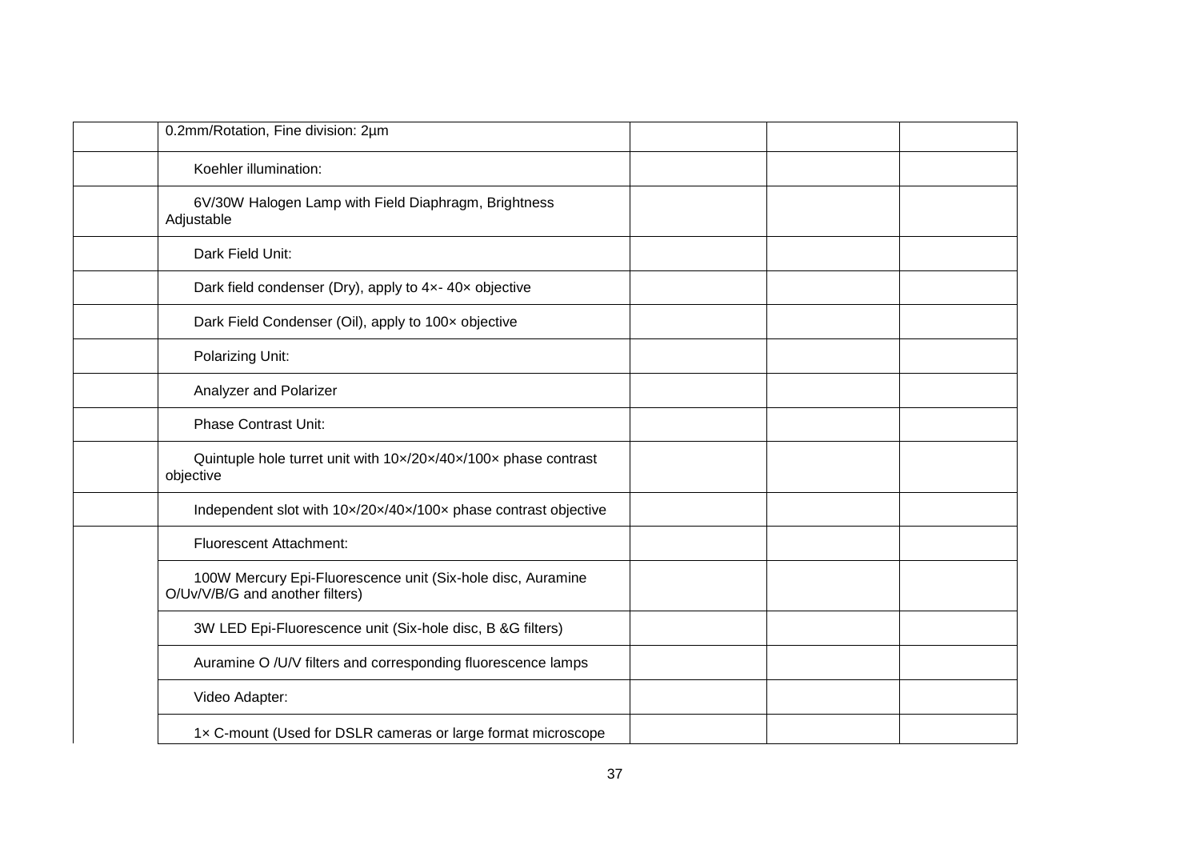| | | | | |
|---|---|---|---|---|
| | 0.2mm/Rotation, Fine division: 2µm | | | |
| | Koehler illumination: | | | |
| | 6V/30W Halogen Lamp with Field Diaphragm, Brightness Adjustable | | | |
| | Dark Field Unit: | | | |
| | Dark field condenser (Dry), apply to 4×- 40× objective | | | |
| | Dark Field Condenser (Oil), apply to 100× objective | | | |
| | Polarizing Unit: | | | |
| | Analyzer and Polarizer | | | |
| | Phase Contrast Unit: | | | |
| | Quintuple hole turret unit with 10×/20×/40×/100× phase contrast objective | | | |
| | Independent slot with 10×/20×/40×/100× phase contrast objective | | | |
| | Fluorescent Attachment: | | | |
| | 100W Mercury Epi-Fluorescence unit (Six-hole disc, Auramine O/Uv/V/B/G and another filters) | | | |
| | 3W LED Epi-Fluorescence unit (Six-hole disc, B &G filters) | | | |
| | Auramine O /U/V filters and corresponding fluorescence lamps | | | |
| | Video Adapter: | | | |
| | 1× C-mount (Used for DSLR cameras or large format microscope | | | |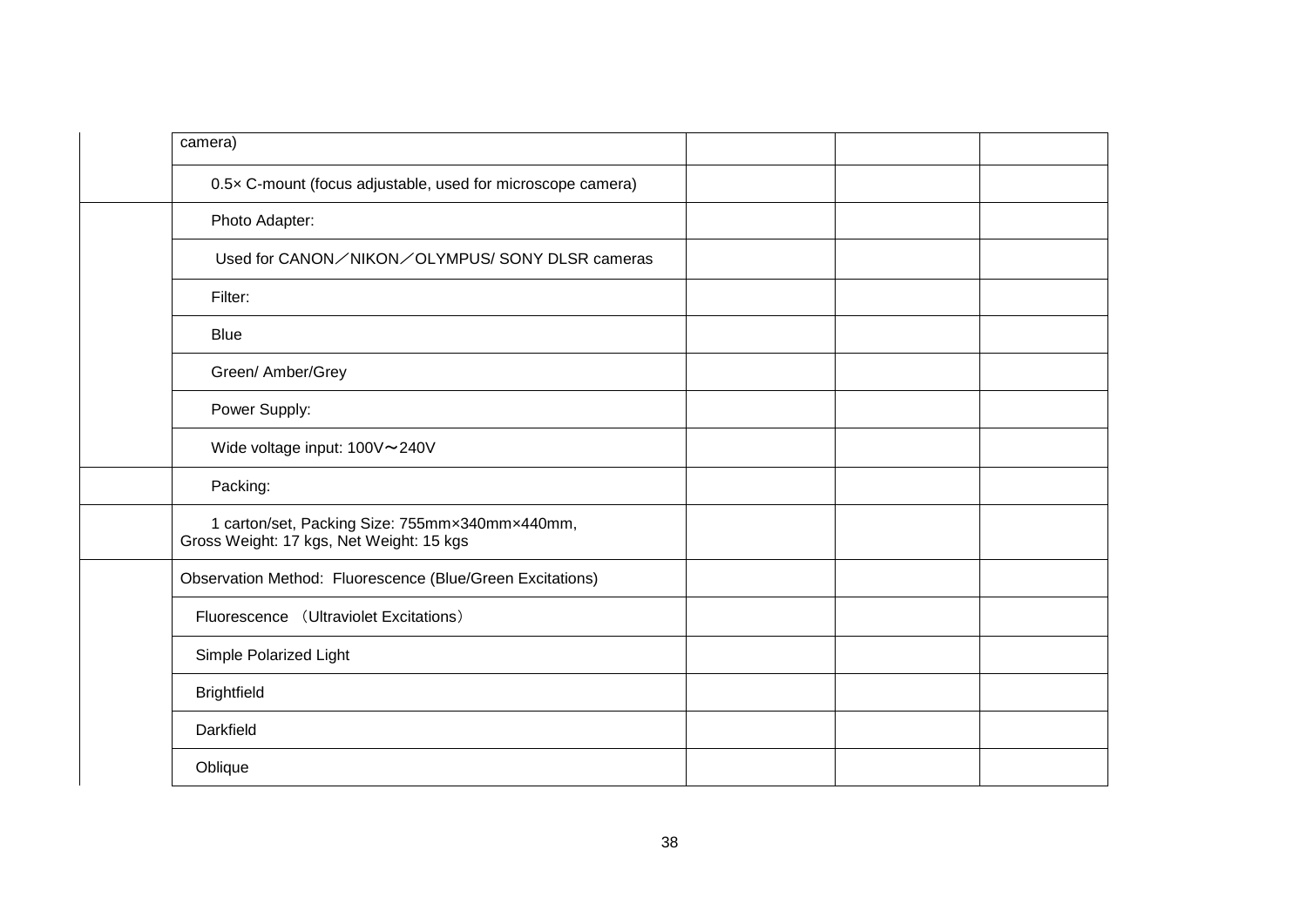| | | | | |
|---|---|---|---|---|
| | camera) | | | |
| | 0.5× C-mount (focus adjustable, used for microscope camera) | | | |
| | Photo Adapter: | | | |
| | Used for CANON／NIKON／OLYMPUS/ SONY DLSR cameras | | | |
| | Filter: | | | |
| | Blue | | | |
| | Green/ Amber/Grey | | | |
| | Power Supply: | | | |
| | Wide voltage input: 100V～240V | | | |
| | Packing: | | | |
| | 1 carton/set, Packing Size: 755mm×340mm×440mm, Gross Weight: 17 kgs, Net Weight: 15 kgs | | | |
| | Observation Method: Fluorescence (Blue/Green Excitations) | | | |
| | Fluorescence （Ultraviolet Excitations） | | | |
| | Simple Polarized Light | | | |
| | Brightfield | | | |
| | Darkfield | | | |
| | Oblique | | | |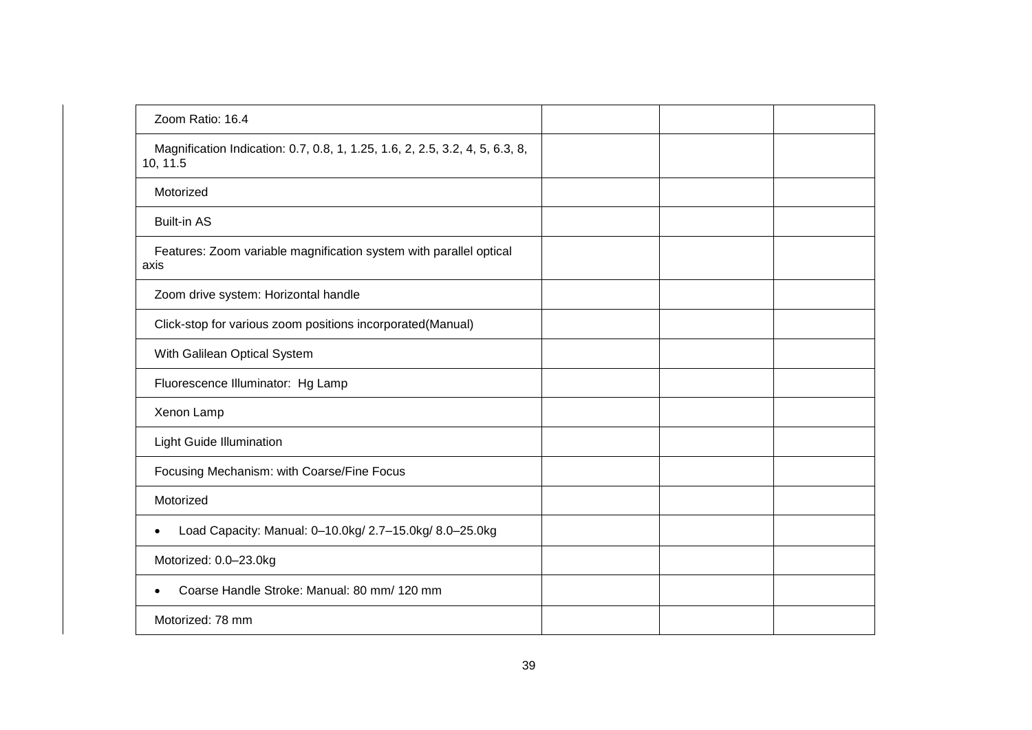| | | | |
|---|---|---|---|
| Zoom Ratio: 16.4 | | | |
| Magnification Indication: 0.7, 0.8, 1, 1.25, 1.6, 2, 2.5, 3.2, 4, 5, 6.3, 8, 10, 11.5 | | | |
| Motorized | | | |
| Built-in AS | | | |
| Features: Zoom variable magnification system with parallel optical axis | | | |
| Zoom drive system: Horizontal handle | | | |
| Click-stop for various zoom positions incorporated(Manual) | | | |
| With Galilean Optical System | | | |
| Fluorescence Illuminator: Hg Lamp | | | |
| Xenon Lamp | | | |
| Light Guide Illumination | | | |
| Focusing Mechanism: with Coarse/Fine Focus | | | |
| Motorized | | | |
| • Load Capacity: Manual: 0–10.0kg/ 2.7–15.0kg/ 8.0–25.0kg | | | |
| Motorized: 0.0–23.0kg | | | |
| • Coarse Handle Stroke: Manual: 80 mm/ 120 mm | | | |
| Motorized: 78 mm | | | |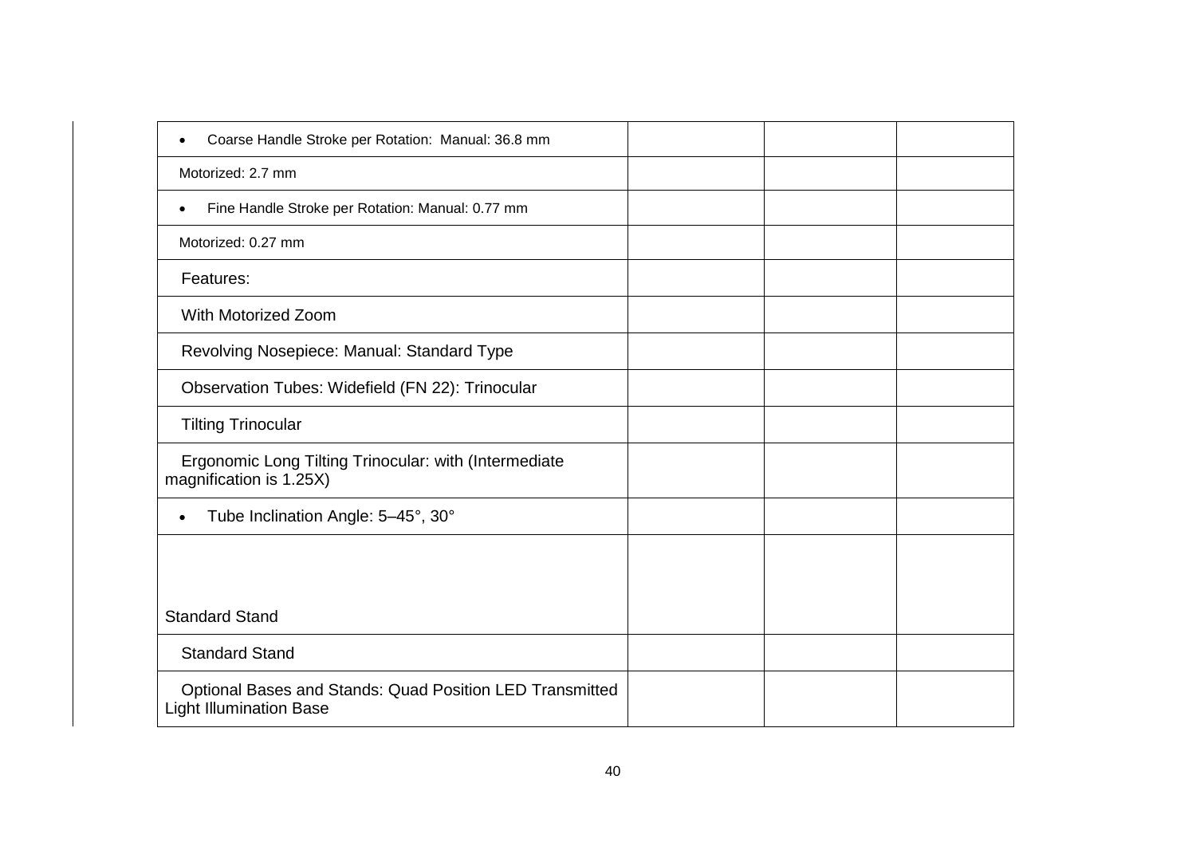| | | | |
|---|---|---|---|
| • Coarse Handle Stroke per Rotation: Manual: 36.8 mm | | | |
| Motorized: 2.7 mm | | | |
| • Fine Handle Stroke per Rotation: Manual: 0.77 mm | | | |
| Motorized: 0.27 mm | | | |
| Features: | | | |
| With Motorized Zoom | | | |
| Revolving Nosepiece: Manual: Standard Type | | | |
| Observation Tubes: Widefield (FN 22): Trinocular | | | |
| Tilting Trinocular | | | |
| Ergonomic Long Tilting Trinocular: with (Intermediate magnification is 1.25X) | | | |
| • Tube Inclination Angle: 5–45°, 30° | | | |
| Standard Stand | | | |
| Standard Stand | | | |
| Optional Bases and Stands: Quad Position LED Transmitted Light Illumination Base | | | |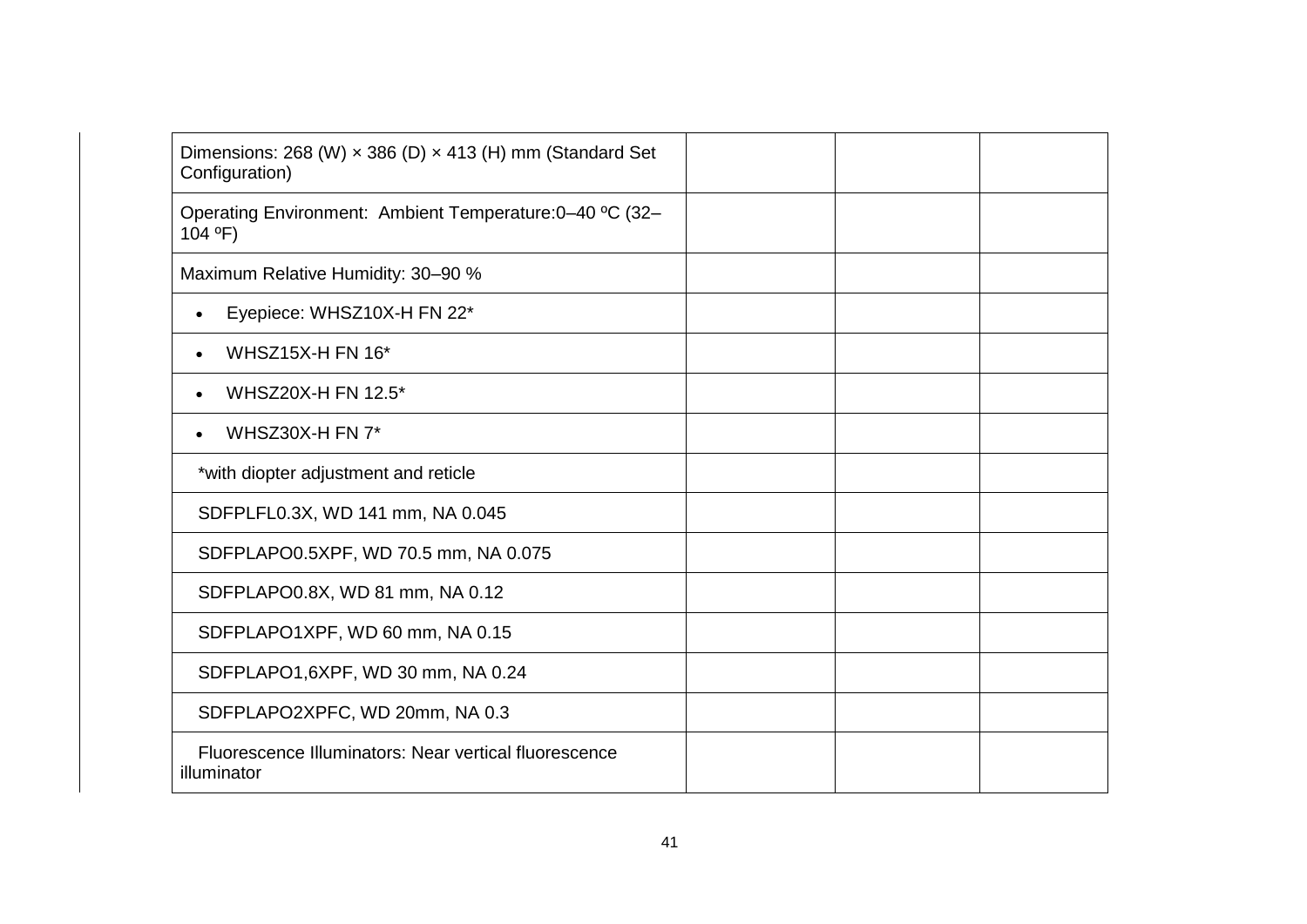| | | | |
|---|---|---|---|
| Dimensions: 268 (W) × 386 (D) × 413 (H) mm (Standard Set Configuration) | | | |
| Operating Environment: Ambient Temperature:0–40 ºC (32–104 ºF) | | | |
| Maximum Relative Humidity: 30–90 % | | | |
| • Eyepiece: WHSZ10X-H FN 22* | | | |
| • WHSZ15X-H FN 16* | | | |
| • WHSZ20X-H FN 12.5* | | | |
| • WHSZ30X-H FN 7* | | | |
| *with diopter adjustment and reticle | | | |
| SDFPLFL0.3X, WD 141 mm, NA 0.045 | | | |
| SDFPLAPO0.5XPF, WD 70.5 mm, NA 0.075 | | | |
| SDFPLAPO0.8X, WD 81 mm, NA 0.12 | | | |
| SDFPLAPO1XPF, WD 60 mm, NA 0.15 | | | |
| SDFPLAPO1,6XPF, WD 30 mm, NA 0.24 | | | |
| SDFPLAPO2XPFC, WD 20mm, NA 0.3 | | | |
| Fluorescence Illuminators: Near vertical fluorescence illuminator | | | |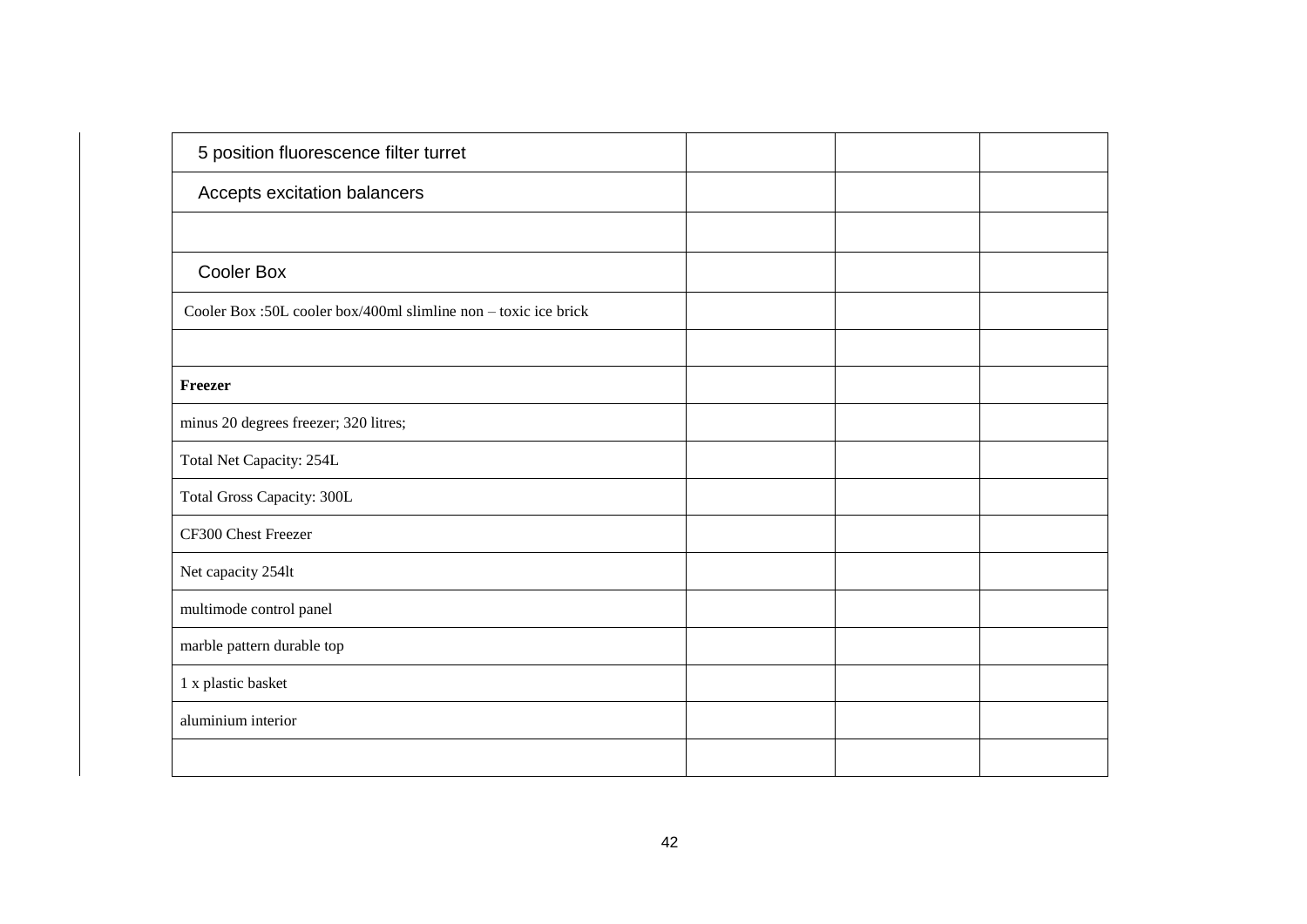| | | | |
|---|---|---|---|
| 5 position fluorescence filter turret | | | |
| Accepts excitation balancers | | | |
| | | | |
| Cooler Box | | | |
| Cooler Box :50L cooler box/400ml slimline non – toxic ice brick | | | |
| | | | |
| **Freezer** | | | |
| minus 20 degrees freezer; 320 litres; | | | |
| Total Net Capacity: 254L | | | |
| Total Gross Capacity: 300L | | | |
| CF300 Chest Freezer | | | |
| Net capacity 254lt | | | |
| multimode control panel | | | |
| marble pattern durable top | | | |
| 1 x plastic basket | | | |
| aluminium interior | | | |
| | | | |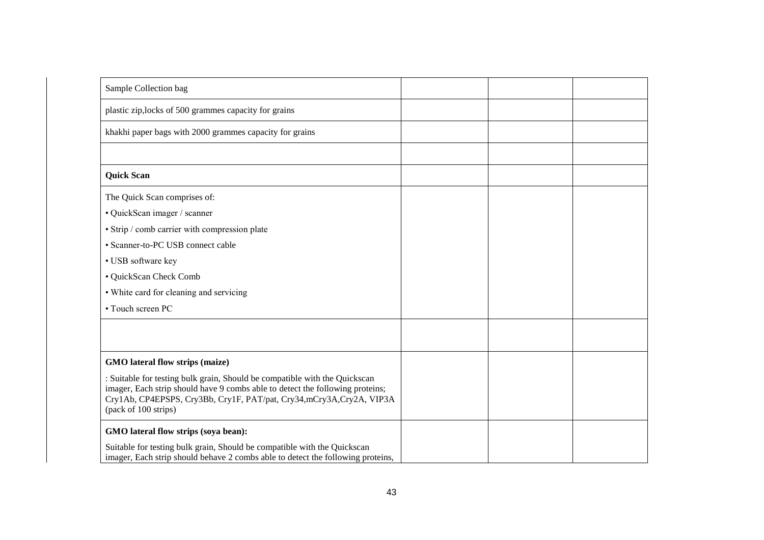| | | | |
|---|---|---|---|
| Sample Collection bag | | | |
| plastic zip,locks of 500 grammes capacity for grains | | | |
| khakhi paper bags with 2000 grammes capacity for grains | | | |
| | | | |
| **Quick Scan** | | | |
| The Quick Scan comprises of:<br>• QuickScan imager / scanner<br>• Strip / comb carrier with compression plate<br>• Scanner-to-PC USB connect cable<br>• USB software key<br>• QuickScan Check Comb<br>• White card for cleaning and servicing<br>• Touch screen PC | | | |
| | | | |
| **GMO lateral flow strips (maize)**<br>: Suitable for testing bulk grain, Should be compatible with the Quickscan imager, Each strip should have 9 combs able to detect the following proteins; Cry1Ab, CP4EPSPS, Cry3Bb, Cry1F, PAT/pat, Cry34,mCry3A,Cry2A, VIP3A (pack of 100 strips) | | | |
| **GMO lateral flow strips (soya bean):**<br>Suitable for testing bulk grain, Should be compatible with the Quickscan imager, Each strip should behave 2 combs able to detect the following proteins, | | | |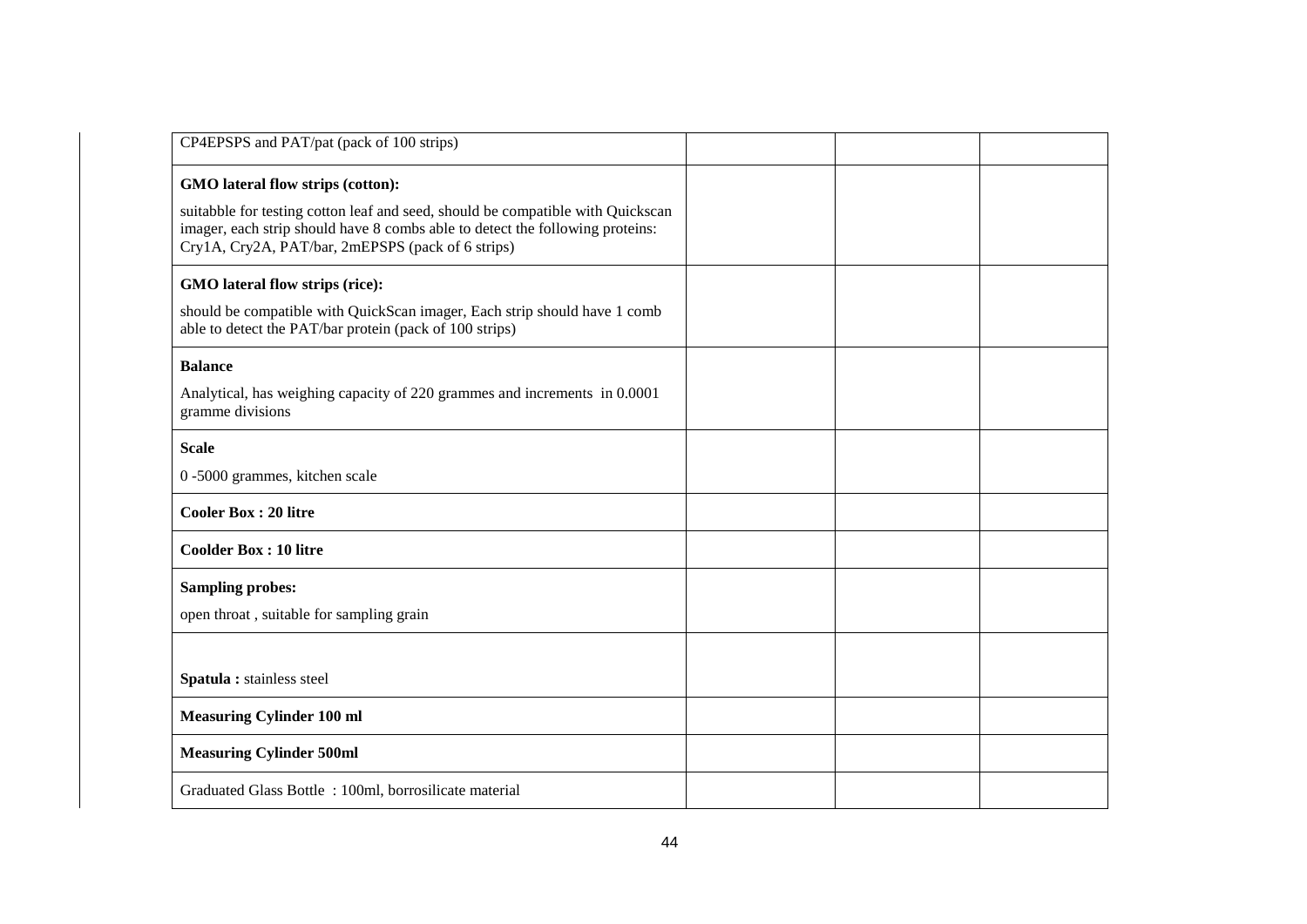| | | | |
|---|---|---|---|
| CP4EPSPS and PAT/pat (pack of 100 strips) | | | |
| **GMO lateral flow strips (cotton):**<br>suitabble for testing cotton leaf and seed, should be compatible with Quickscan imager, each strip should have 8 combs able to detect the following proteins: Cry1A, Cry2A, PAT/bar, 2mEPSPS (pack of 6 strips) | | | |
| **GMO lateral flow strips (rice):**<br>should be compatible with QuickScan imager, Each strip should have 1 comb able to detect the PAT/bar protein (pack of 100 strips) | | | |
| **Balance**<br>Analytical, has weighing capacity of 220 grammes and increments in 0.0001 gramme divisions | | | |
| **Scale**<br>0 -5000 grammes, kitchen scale | | | |
| **Cooler Box : 20 litre** | | | |
| **Coolder Box : 10 litre** | | | |
| **Sampling probes:**<br>open throat , suitable for sampling grain | | | |
| **Spatula :** stainless steel | | | |
| **Measuring Cylinder 100 ml** | | | |
| **Measuring Cylinder 500ml** | | | |
| Graduated Glass Bottle : 100ml, borrosilicate material | | | |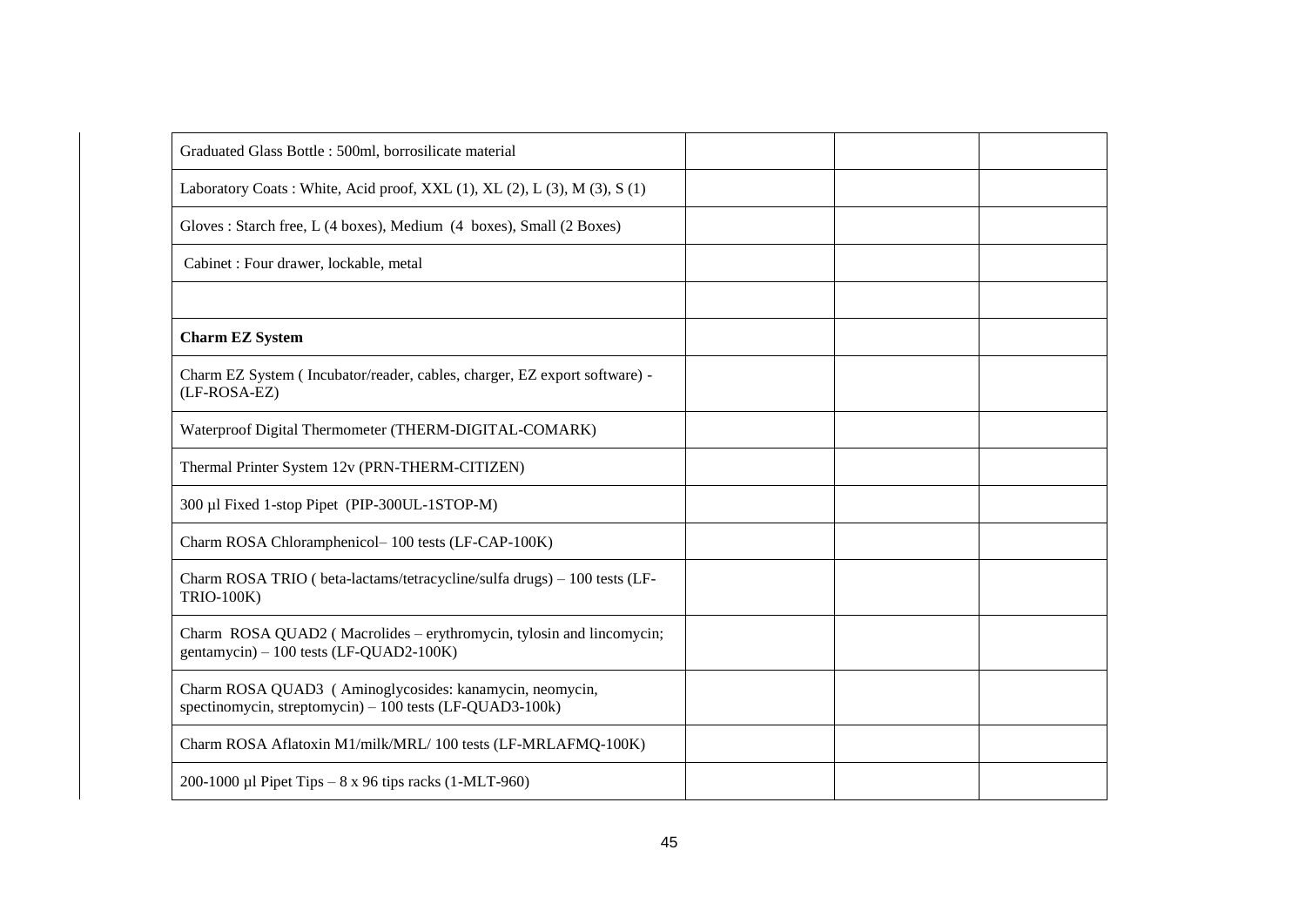| | | | |
|---|---|---|---|
| Graduated Glass Bottle : 500ml, borrosilicate material | | | |
| Laboratory Coats : White, Acid proof, XXL (1), XL (2), L (3), M (3), S (1) | | | |
| Gloves : Starch free, L (4 boxes), Medium (4 boxes), Small (2 Boxes) | | | |
| Cabinet : Four drawer, lockable, metal | | | |
| | | | |
| **Charm EZ System** | | | |
| Charm EZ System ( Incubator/reader, cables, charger, EZ export software) - (LF-ROSA-EZ) | | | |
| Waterproof Digital Thermometer (THERM-DIGITAL-COMARK) | | | |
| Thermal Printer System 12v (PRN-THERM-CITIZEN) | | | |
| 300 µl Fixed 1-stop Pipet (PIP-300UL-1STOP-M) | | | |
| Charm ROSA Chloramphenicol– 100 tests (LF-CAP-100K) | | | |
| Charm ROSA TRIO ( beta-lactams/tetracycline/sulfa drugs) – 100 tests (LF-TRIO-100K) | | | |
| Charm ROSA QUAD2 ( Macrolides – erythromycin, tylosin and lincomycin; gentamycin) – 100 tests (LF-QUAD2-100K) | | | |
| Charm ROSA QUAD3 ( Aminoglycosides: kanamycin, neomycin, spectinomycin, streptomycin) – 100 tests (LF-QUAD3-100k) | | | |
| Charm ROSA Aflatoxin M1/milk/MRL/ 100 tests (LF-MRLAFMQ-100K) | | | |
| 200-1000 µl Pipet Tips – 8 x 96 tips racks (1-MLT-960) | | | |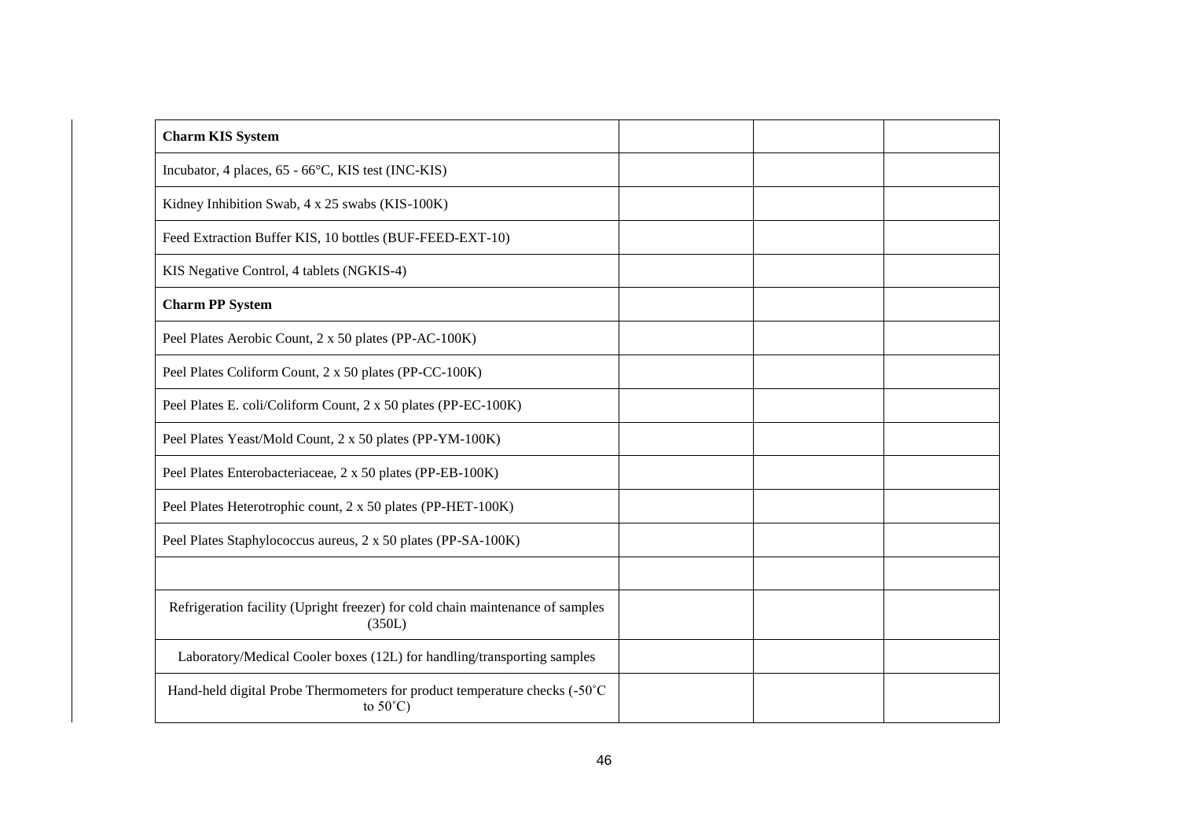| **Charm KIS System** | | | |
| --- | --- | --- | --- |
| Incubator, 4 places, 65 - 66°C, KIS test (INC-KIS) | | | |
| Kidney Inhibition Swab, 4 x 25 swabs (KIS-100K) | | | |
| Feed Extraction Buffer KIS, 10 bottles (BUF-FEED-EXT-10) | | | |
| KIS Negative Control, 4 tablets (NGKIS-4) | | | |
| **Charm PP System** | | | |
| Peel Plates Aerobic Count, 2 x 50 plates (PP-AC-100K) | | | |
| Peel Plates Coliform Count, 2 x 50 plates (PP-CC-100K) | | | |
| Peel Plates E. coli/Coliform Count, 2 x 50 plates (PP-EC-100K) | | | |
| Peel Plates Yeast/Mold Count, 2 x 50 plates (PP-YM-100K) | | | |
| Peel Plates Enterobacteriaceae, 2 x 50 plates (PP-EB-100K) | | | |
| Peel Plates Heterotrophic count, 2 x 50 plates (PP-HET-100K) | | | |
| Peel Plates Staphylococcus aureus, 2 x 50 plates (PP-SA-100K) | | | |
| | | | |
| Refrigeration facility (Upright freezer) for cold chain maintenance of samples (350L) | | | |
| Laboratory/Medical Cooler boxes (12L) for handling/transporting samples | | | |
| Hand-held digital Probe Thermometers for product temperature checks (-50˚C to 50˚C) | | | |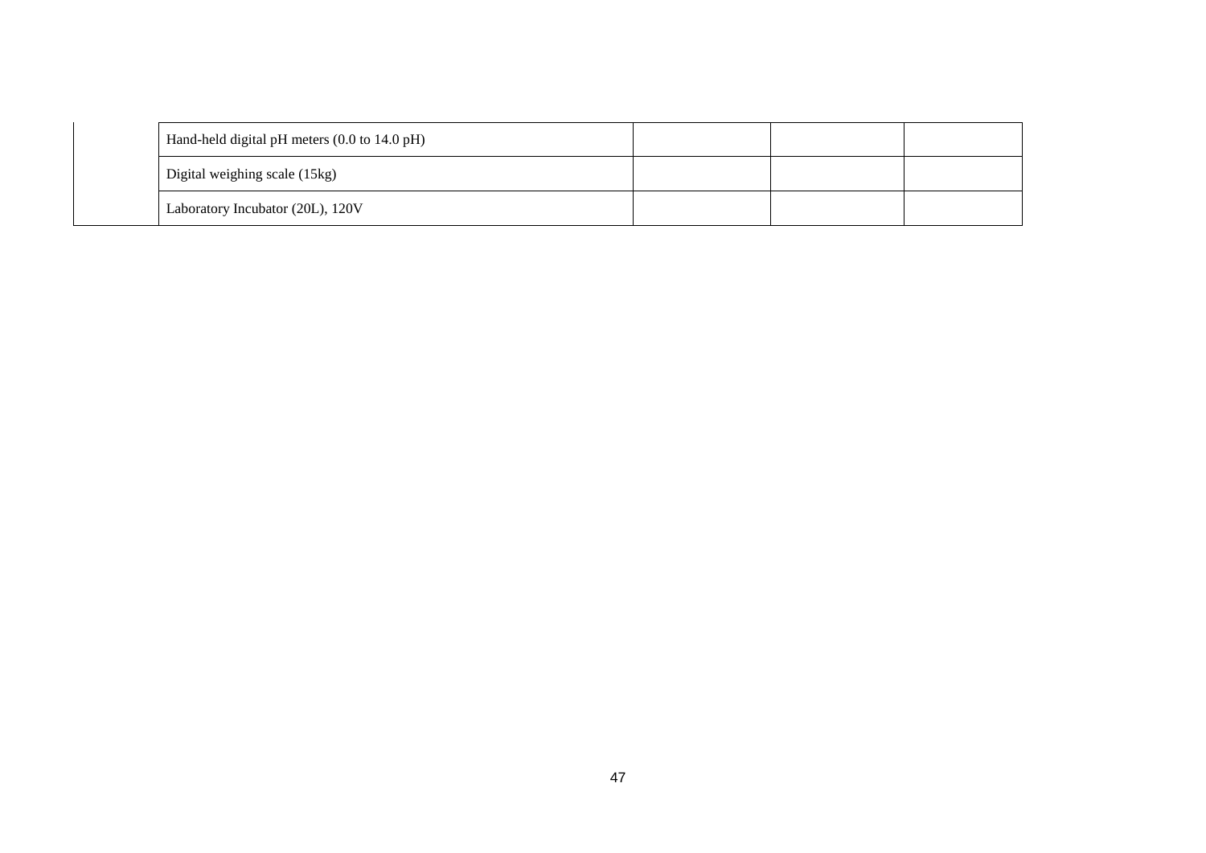| | | | | |
|---|---|---|---|---|
| | Hand-held digital pH meters (0.0 to 14.0 pH) | | | |
| | Digital weighing scale (15kg) | | | |
| | Laboratory Incubator (20L), 120V | | | |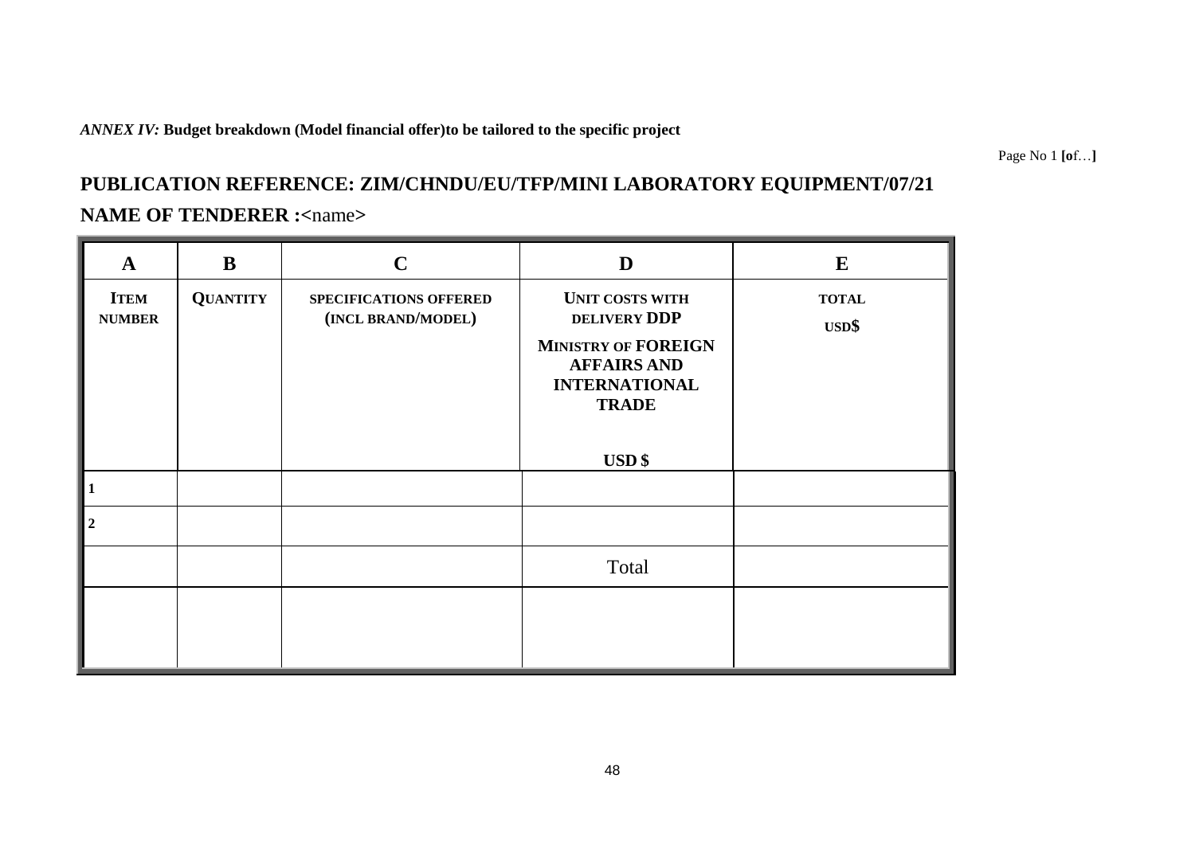*ANNEX IV:* **Budget breakdown (Model financial offer)to be tailored to the specific project**

Page No 1 **[o**f…**]**

## PUBLICATION REFERENCE: ZIM/CHNDU/EU/TFP/MINI LABORATORY EQUIPMENT/07/21

**NAME OF TENDERER :**<name>

| A | B | C | D | E |
|---|---|---|---|---|
| **ITEM NUMBER** | **QUANTITY** | **SPECIFICATIONS OFFERED (INCL BRAND/MODEL)** | **UNIT COSTS WITH DELIVERY DDP MINISTRY OF FOREIGN AFFAIRS AND INTERNATIONAL TRADE USD $** | **TOTAL USD$** |
| **1** | | | | |
| **2** | | | | |
| | | | Total | |
| | | | | |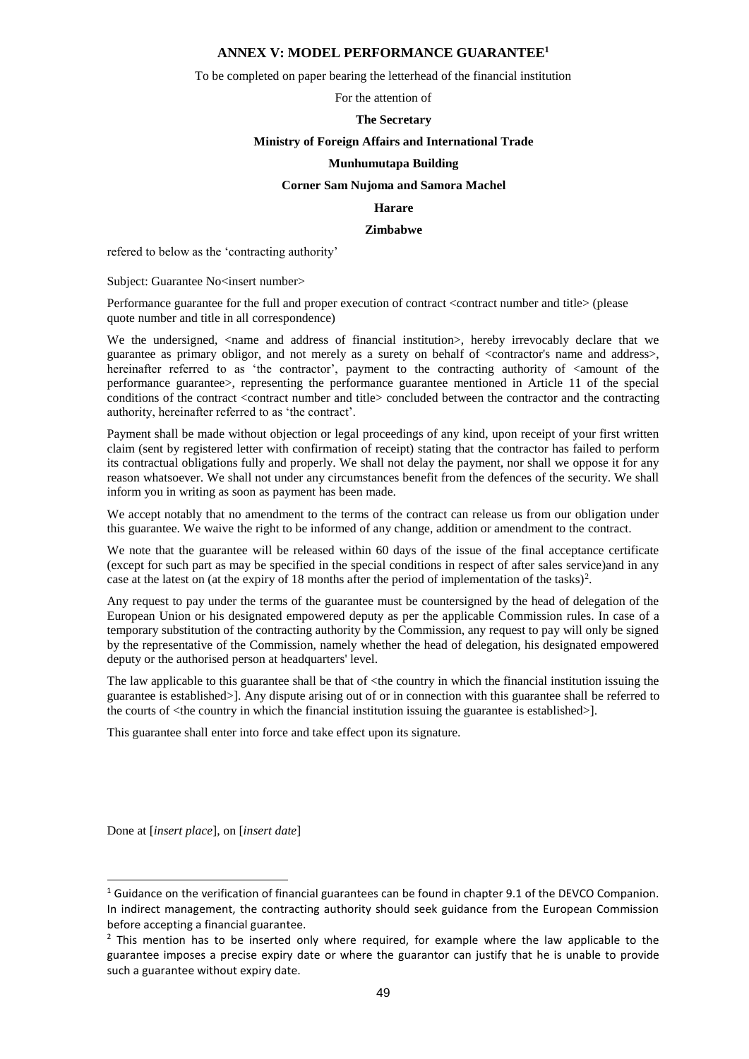## ANNEX V: MODEL PERFORMANCE GUARANTEE[1]

To be completed on paper bearing the letterhead of the financial institution

For the attention of

**The Secretary**

**Ministry of Foreign Affairs and International Trade**

**Munhumutapa Building**

**Corner Sam Nujoma and Samora Machel**

**Harare**

**Zimbabwe**

refered to below as the 'contracting authority'

Subject: Guarantee No<insert number>

Performance guarantee for the full and proper execution of contract <contract number and title> (please quote number and title in all correspondence)

We the undersigned, <name and address of financial institution>, hereby irrevocably declare that we guarantee as primary obligor, and not merely as a surety on behalf of <contractor's name and address>, hereinafter referred to as 'the contractor', payment to the contracting authority of <amount of the performance guarantee>, representing the performance guarantee mentioned in Article 11 of the special conditions of the contract <contract number and title> concluded between the contractor and the contracting authority, hereinafter referred to as 'the contract'.

Payment shall be made without objection or legal proceedings of any kind, upon receipt of your first written claim (sent by registered letter with confirmation of receipt) stating that the contractor has failed to perform its contractual obligations fully and properly. We shall not delay the payment, nor shall we oppose it for any reason whatsoever. We shall not under any circumstances benefit from the defences of the security. We shall inform you in writing as soon as payment has been made.

We accept notably that no amendment to the terms of the contract can release us from our obligation under this guarantee. We waive the right to be informed of any change, addition or amendment to the contract.

We note that the guarantee will be released within 60 days of the issue of the final acceptance certificate (except for such part as may be specified in the special conditions in respect of after sales service)and in any case at the latest on (at the expiry of 18 months after the period of implementation of the tasks)[2].

Any request to pay under the terms of the guarantee must be countersigned by the head of delegation of the European Union or his designated empowered deputy as per the applicable Commission rules. In case of a temporary substitution of the contracting authority by the Commission, any request to pay will only be signed by the representative of the Commission, namely whether the head of delegation, his designated empowered deputy or the authorised person at headquarters' level.

The law applicable to this guarantee shall be that of <the country in which the financial institution issuing the guarantee is established>]. Any dispute arising out of or in connection with this guarantee shall be referred to the courts of <the country in which the financial institution issuing the guarantee is established>].

This guarantee shall enter into force and take effect upon its signature.

Done at [*insert place*], on [*insert date*]

---

[1] Guidance on the verification of financial guarantees can be found in chapter 9.1 of the DEVCO Companion. In indirect management, the contracting authority should seek guidance from the European Commission before accepting a financial guarantee.

[2] This mention has to be inserted only where required, for example where the law applicable to the guarantee imposes a precise expiry date or where the guarantor can justify that he is unable to provide such a guarantee without expiry date.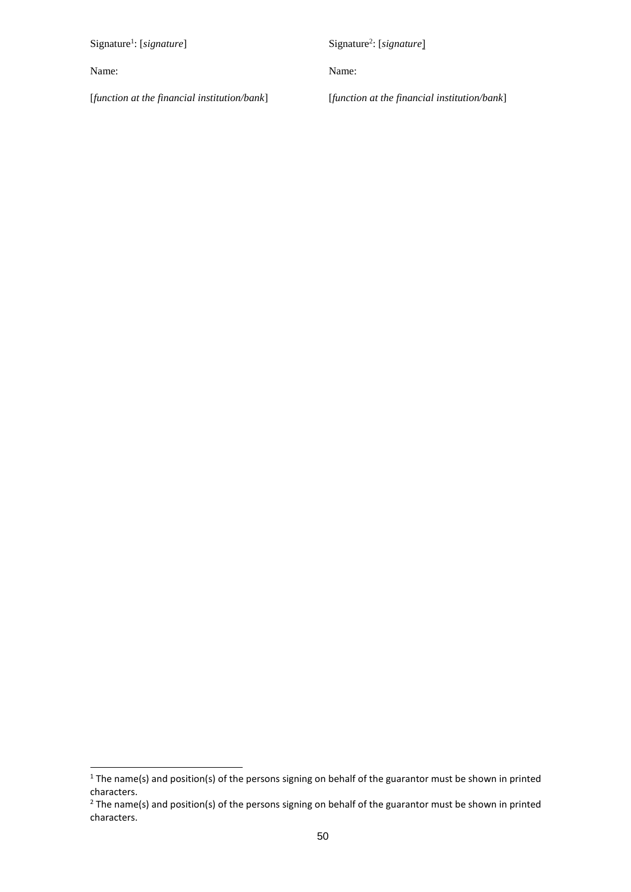| | |
|---|---|
| Signature[1]: [*signature*] | Signature[2]: [*signature*] |
| Name: | Name: |
| [*function at the financial institution/bank*] | [*function at the financial institution/bank*] |

[1] The name(s) and position(s) of the persons signing on behalf of the guarantor must be shown in printed characters.

[2] The name(s) and position(s) of the persons signing on behalf of the guarantor must be shown in printed characters.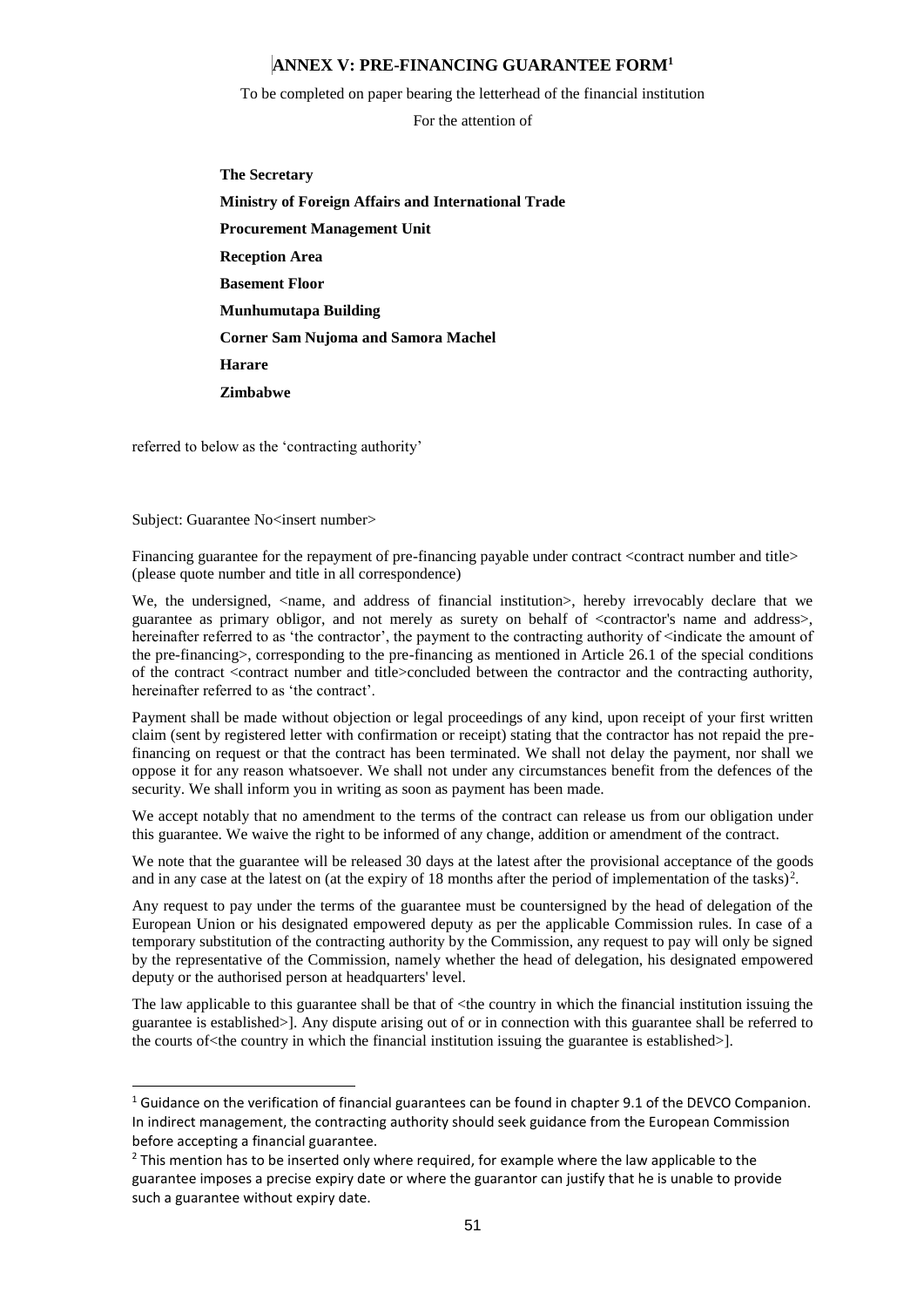## ANNEX V: PRE-FINANCING GUARANTEE FORM[1]

To be completed on paper bearing the letterhead of the financial institution

For the attention of

**The Secretary**
**Ministry of Foreign Affairs and International Trade**
**Procurement Management Unit**
**Reception Area**
**Basement Floor**
**Munhumutapa Building**
**Corner Sam Nujoma and Samora Machel**
**Harare**
**Zimbabwe**

referred to below as the 'contracting authority'

Subject: Guarantee No<insert number>

Financing guarantee for the repayment of pre-financing payable under contract <contract number and title> (please quote number and title in all correspondence)

We, the undersigned, <name, and address of financial institution>, hereby irrevocably declare that we guarantee as primary obligor, and not merely as surety on behalf of <contractor's name and address>, hereinafter referred to as 'the contractor', the payment to the contracting authority of <indicate the amount of the pre-financing>, corresponding to the pre-financing as mentioned in Article 26.1 of the special conditions of the contract <contract number and title>concluded between the contractor and the contracting authority, hereinafter referred to as 'the contract'.

Payment shall be made without objection or legal proceedings of any kind, upon receipt of your first written claim (sent by registered letter with confirmation or receipt) stating that the contractor has not repaid the pre-financing on request or that the contract has been terminated. We shall not delay the payment, nor shall we oppose it for any reason whatsoever. We shall not under any circumstances benefit from the defences of the security. We shall inform you in writing as soon as payment has been made.

We accept notably that no amendment to the terms of the contract can release us from our obligation under this guarantee. We waive the right to be informed of any change, addition or amendment of the contract.

We note that the guarantee will be released 30 days at the latest after the provisional acceptance of the goods and in any case at the latest on (at the expiry of 18 months after the period of implementation of the tasks)[2].

Any request to pay under the terms of the guarantee must be countersigned by the head of delegation of the European Union or his designated empowered deputy as per the applicable Commission rules. In case of a temporary substitution of the contracting authority by the Commission, any request to pay will only be signed by the representative of the Commission, namely whether the head of delegation, his designated empowered deputy or the authorised person at headquarters' level.

The law applicable to this guarantee shall be that of <the country in which the financial institution issuing the guarantee is established>]. Any dispute arising out of or in connection with this guarantee shall be referred to the courts of<the country in which the financial institution issuing the guarantee is established>].

---

[1] Guidance on the verification of financial guarantees can be found in chapter 9.1 of the DEVCO Companion. In indirect management, the contracting authority should seek guidance from the European Commission before accepting a financial guarantee.

[2] This mention has to be inserted only where required, for example where the law applicable to the guarantee imposes a precise expiry date or where the guarantor can justify that he is unable to provide such a guarantee without expiry date.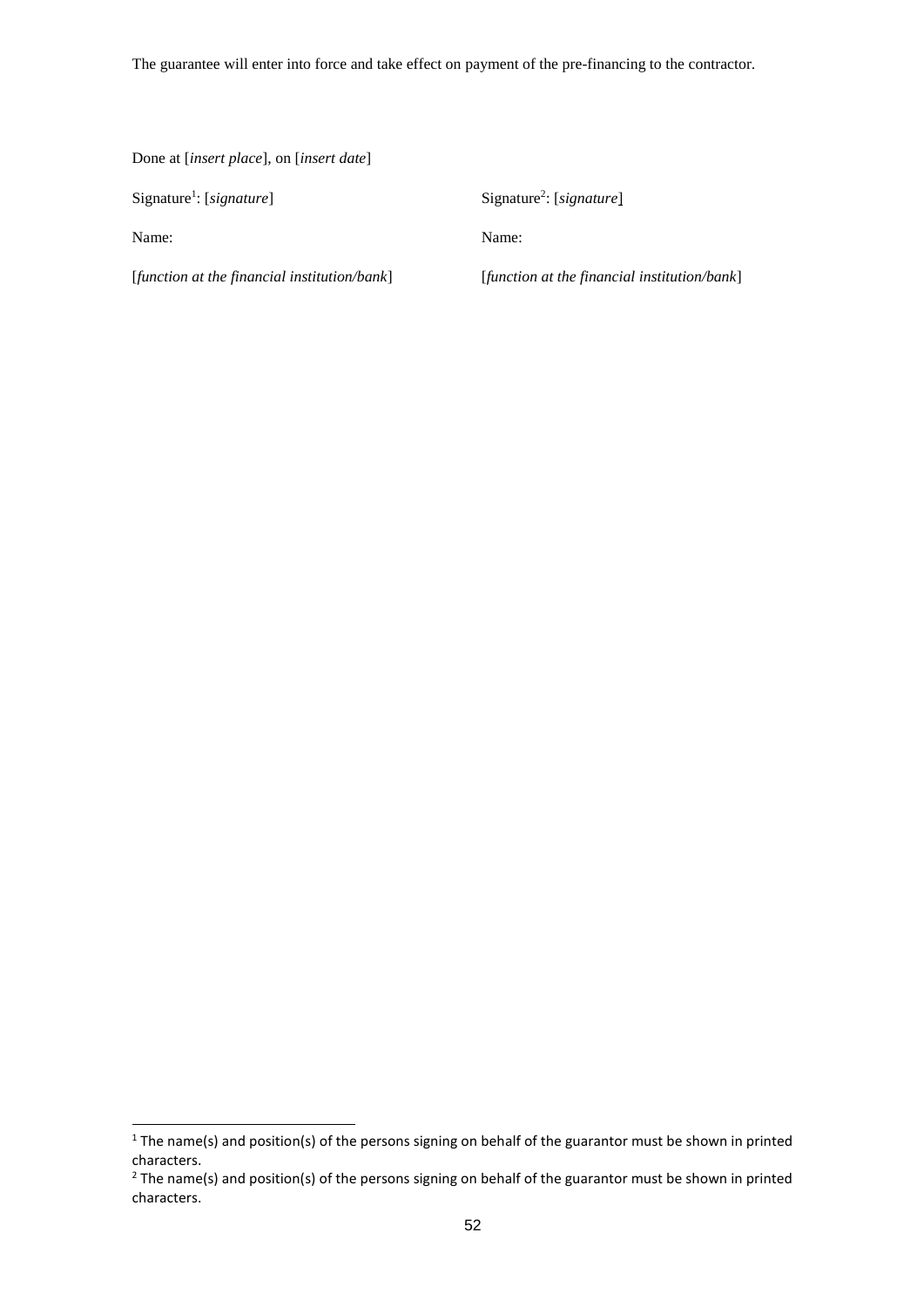The guarantee will enter into force and take effect on payment of the pre-financing to the contractor.

Done at [*insert place*], on [*insert date*]

Signature[1]: [*signature*]

Name:

[*function at the financial institution/bank*]

Signature[2]: [*signature*]

Name:

[*function at the financial institution/bank*]

[1] The name(s) and position(s) of the persons signing on behalf of the guarantor must be shown in printed characters.

[2] The name(s) and position(s) of the persons signing on behalf of the guarantor must be shown in printed characters.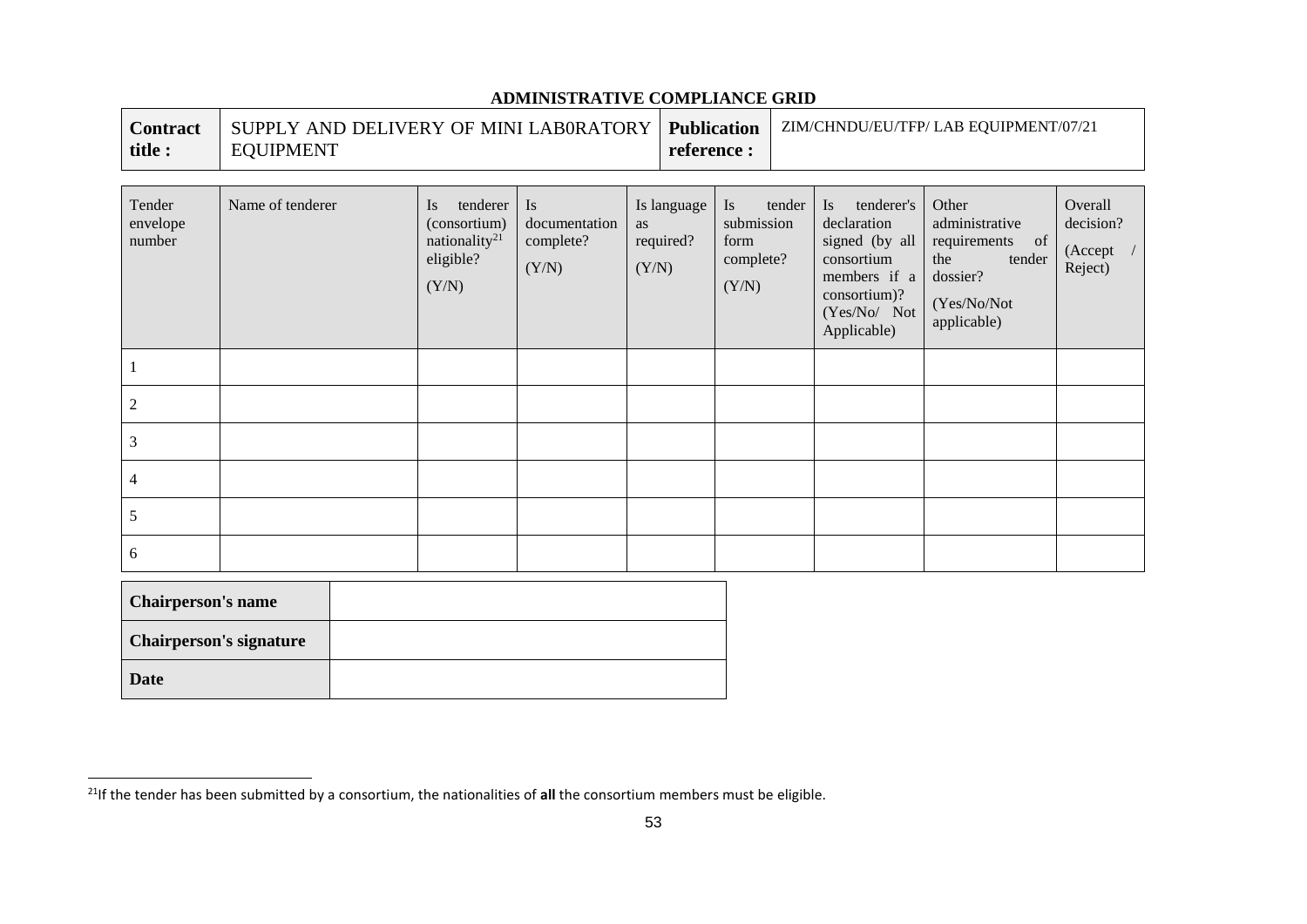## ADMINISTRATIVE COMPLIANCE GRID

| **Contract title :** | SUPPLY AND DELIVERY OF MINI LAB0RATORY EQUIPMENT | **Publication reference :** | ZIM/CHNDU/EU/TFP/ LAB EQUIPMENT/07/21 |
|---|---|---|---|

| Tender envelope number | Name of tenderer | Is tenderer (consortium) nationality[21] eligible? (Y/N) | Is documentation complete? (Y/N) | Is language as required? (Y/N) | Is tender submission form complete? (Y/N) | Is tenderer's declaration signed (by all consortium members if a consortium)? (Yes/No/ Not Applicable) | Other administrative requirements of the tender dossier? (Yes/No/Not applicable) | Overall decision? (Accept / Reject) |
|---|---|---|---|---|---|---|---|---|
| 1 | | | | | | | | |
| 2 | | | | | | | | |
| 3 | | | | | | | | |
| 4 | | | | | | | | |
| 5 | | | | | | | | |
| 6 | | | | | | | | |

| **Chairperson's name** | |
|---|---|
| **Chairperson's signature** | |
| **Date** | |

[21] If the tender has been submitted by a consortium, the nationalities of **all** the consortium members must be eligible.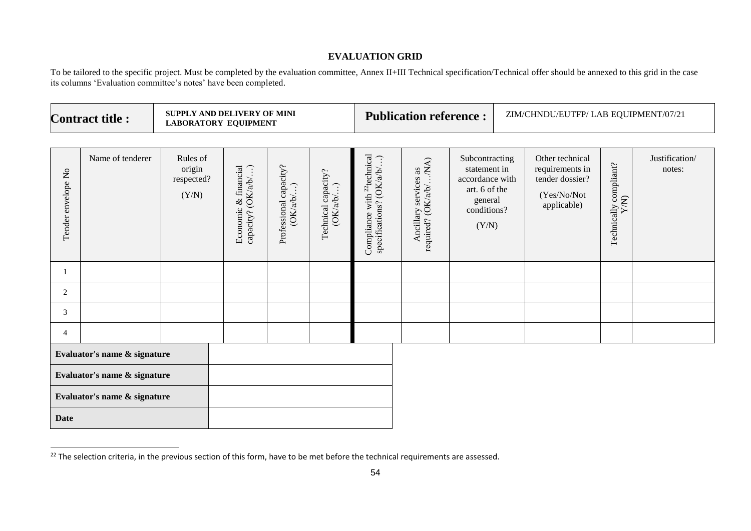## EVALUATION GRID

To be tailored to the specific project. Must be completed by the evaluation committee, Annex II+III Technical specification/Technical offer should be annexed to this grid in the case its columns 'Evaluation committee's notes' have been completed.

| **Contract title :** | **SUPPLY AND DELIVERY OF MINI LABORATORY EQUIPMENT** | **Publication reference :** | ZIM/CHNDU/EUTFP/ LAB EQUIPMENT/07/21 |
|---|---|---|---|

| Tender envelope No | Name of tenderer | Rules of origin respected? (Y/N) | Economic & financial capacity? (OK/a/b/…) | Professional capacity? (OK/a/b/…) | Technical capacity? (OK/a/b/…) | Compliance with [22]technical specifications? (OK/a/b/…) | Ancillary services as required? (OK/a/b/…/NA) | Subcontracting statement in accordance with art. 6 of the general conditions? (Y/N) | Other technical requirements in tender dossier? (Yes/No/Not applicable) | Technically compliant? Y/N) | Justification/ notes: |
|---|---|---|---|---|---|---|---|---|---|---|---|
| 1 | | | | | | | | | | | |
| 2 | | | | | | | | | | | |
| 3 | | | | | | | | | | | |
| 4 | | | | | | | | | | | |

| | |
|---|---|
| **Evaluator's name & signature** | |
| **Evaluator's name & signature** | |
| **Evaluator's name & signature** | |
| **Date** | |

[22] The selection criteria, in the previous section of this form, have to be met before the technical requirements are assessed.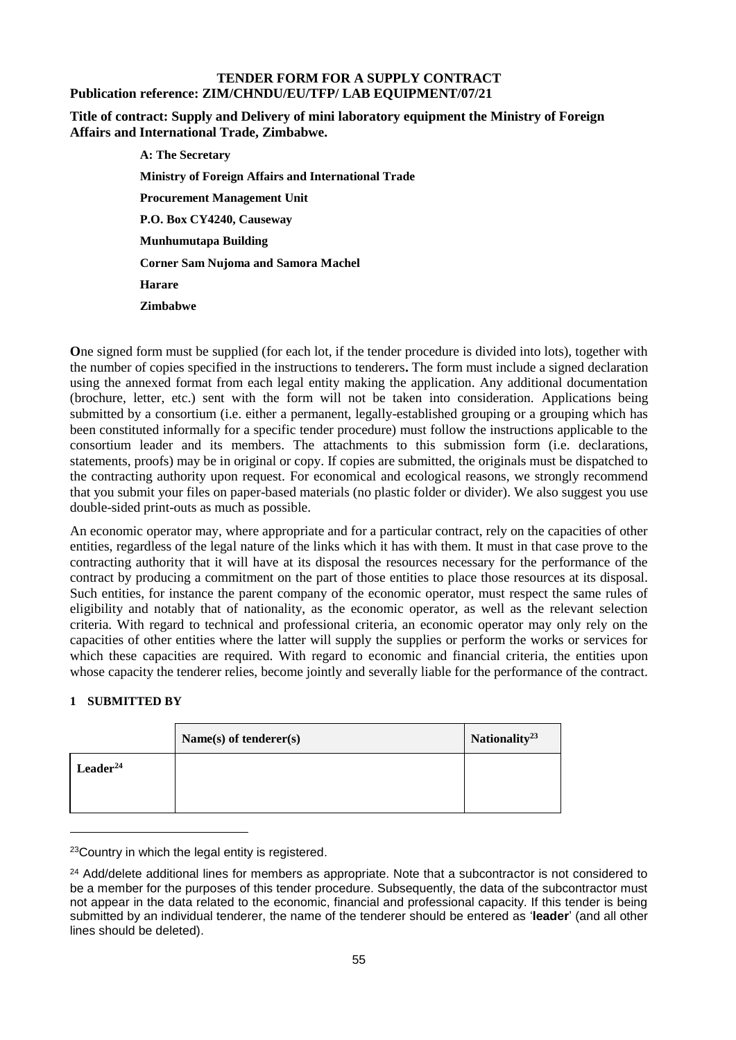**TENDER FORM FOR A SUPPLY CONTRACT**

**Publication reference: ZIM/CHNDU/EU/TFP/ LAB EQUIPMENT/07/21**

**Title of contract: Supply and Delivery of mini laboratory equipment the Ministry of Foreign Affairs and International Trade, Zimbabwe.**

**A: The Secretary**

**Ministry of Foreign Affairs and International Trade**

**Procurement Management Unit**

**P.O. Box CY4240, Causeway**

**Munhumutapa Building**

**Corner Sam Nujoma and Samora Machel**

**Harare**

**Zimbabwe**

**O**ne signed form must be supplied (for each lot, if the tender procedure is divided into lots), together with the number of copies specified in the instructions to tenderers**.** The form must include a signed declaration using the annexed format from each legal entity making the application. Any additional documentation (brochure, letter, etc.) sent with the form will not be taken into consideration. Applications being submitted by a consortium (i.e. either a permanent, legally-established grouping or a grouping which has been constituted informally for a specific tender procedure) must follow the instructions applicable to the consortium leader and its members. The attachments to this submission form (i.e. declarations, statements, proofs) may be in original or copy. If copies are submitted, the originals must be dispatched to the contracting authority upon request. For economical and ecological reasons, we strongly recommend that you submit your files on paper-based materials (no plastic folder or divider). We also suggest you use double-sided print-outs as much as possible.

An economic operator may, where appropriate and for a particular contract, rely on the capacities of other entities, regardless of the legal nature of the links which it has with them. It must in that case prove to the contracting authority that it will have at its disposal the resources necessary for the performance of the contract by producing a commitment on the part of those entities to place those resources at its disposal. Such entities, for instance the parent company of the economic operator, must respect the same rules of eligibility and notably that of nationality, as the economic operator, as well as the relevant selection criteria. With regard to technical and professional criteria, an economic operator may only rely on the capacities of other entities where the latter will supply the supplies or perform the works or services for which these capacities are required. With regard to economic and financial criteria, the entities upon whose capacity the tenderer relies, become jointly and severally liable for the performance of the contract.

**1 SUBMITTED BY**

| | **Name(s) of tenderer(s)** | **Nationality[23]** |
|---|---|---|
| **Leader[24]** | | |

[23] Country in which the legal entity is registered.

[24] Add/delete additional lines for members as appropriate. Note that a subcontractor is not considered to be a member for the purposes of this tender procedure. Subsequently, the data of the subcontractor must not appear in the data related to the economic, financial and professional capacity. If this tender is being submitted by an individual tenderer, the name of the tenderer should be entered as '**leader**' (and all other lines should be deleted).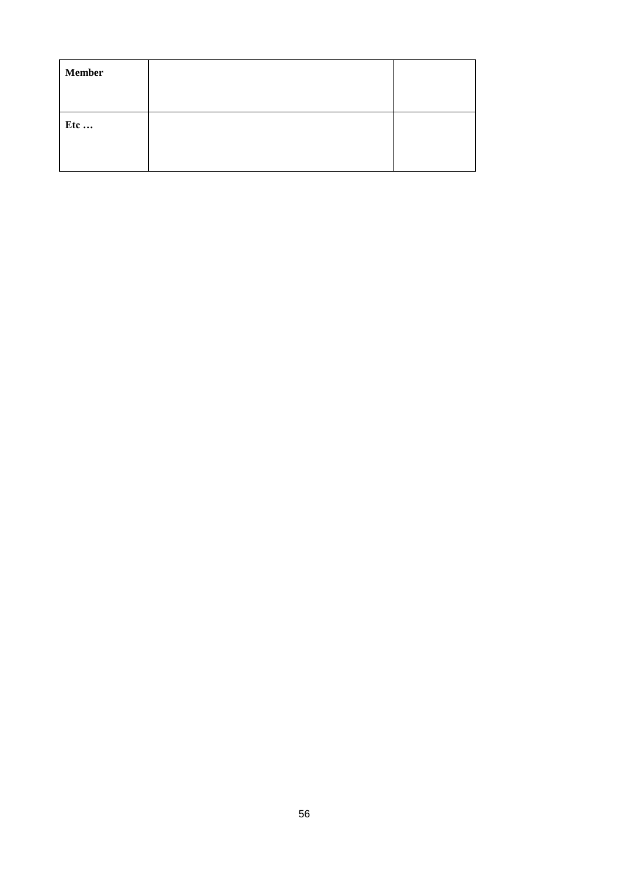| | | |
|---|---|---|
| **Member** | | |
| **Etc …** | | |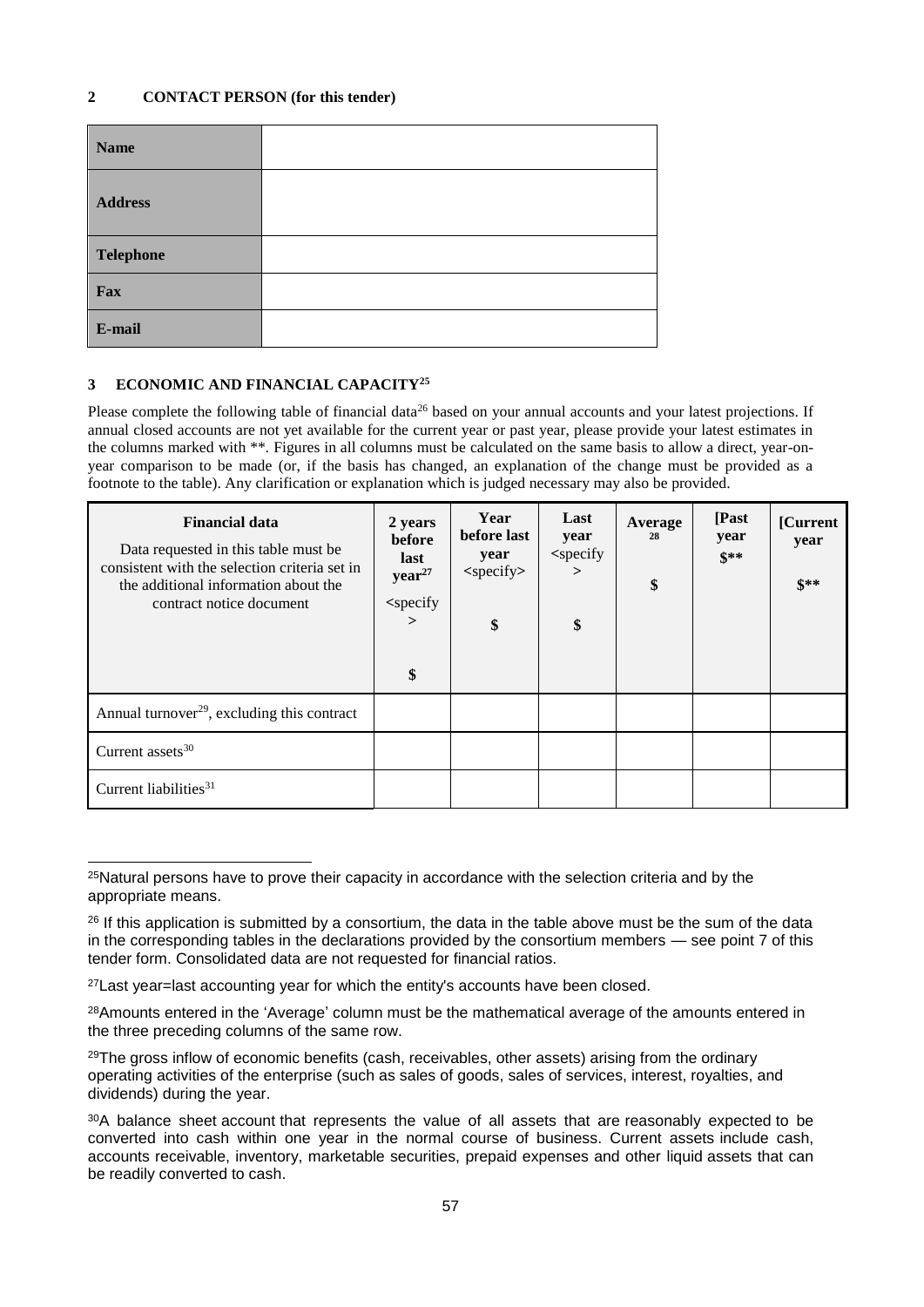## 2 CONTACT PERSON (for this tender)

| Name | |
|---|---|
| Address | |
| Telephone | |
| Fax | |
| E-mail | |

## 3 ECONOMIC AND FINANCIAL CAPACITY[25]

Please complete the following table of financial data[26] based on your annual accounts and your latest projections. If annual closed accounts are not yet available for the current year or past year, please provide your latest estimates in the columns marked with **. Figures in all columns must be calculated on the same basis to allow a direct, year-on-year comparison to be made (or, if the basis has changed, an explanation of the change must be provided as a footnote to the table). Any clarification or explanation which is judged necessary may also be provided.

| **Financial data** Data requested in this table must be consistent with the selection criteria set in the additional information about the contract notice document | **2 years before last year**[27] <specify> **$** | **Year before last year** <specify> **$** | **Last year** <specify> **$** | **Average**[28] **$** | **[Past year $**** | **[Current year $**** |
|---|---|---|---|---|---|---|
| Annual turnover[29], excluding this contract | | | | | | |
| Current assets[30] | | | | | | |
| Current liabilities[31] | | | | | | |

---

[25] Natural persons have to prove their capacity in accordance with the selection criteria and by the appropriate means.

[26] If this application is submitted by a consortium, the data in the table above must be the sum of the data in the corresponding tables in the declarations provided by the consortium members — see point 7 of this tender form. Consolidated data are not requested for financial ratios.

[27] Last year=last accounting year for which the entity's accounts have been closed.

[28] Amounts entered in the 'Average' column must be the mathematical average of the amounts entered in the three preceding columns of the same row.

[29] The gross inflow of economic benefits (cash, receivables, other assets) arising from the ordinary operating activities of the enterprise (such as sales of goods, sales of services, interest, royalties, and dividends) during the year.

[30] A balance sheet account that represents the value of all assets that are reasonably expected to be converted into cash within one year in the normal course of business. Current assets include cash, accounts receivable, inventory, marketable securities, prepaid expenses and other liquid assets that can be readily converted to cash.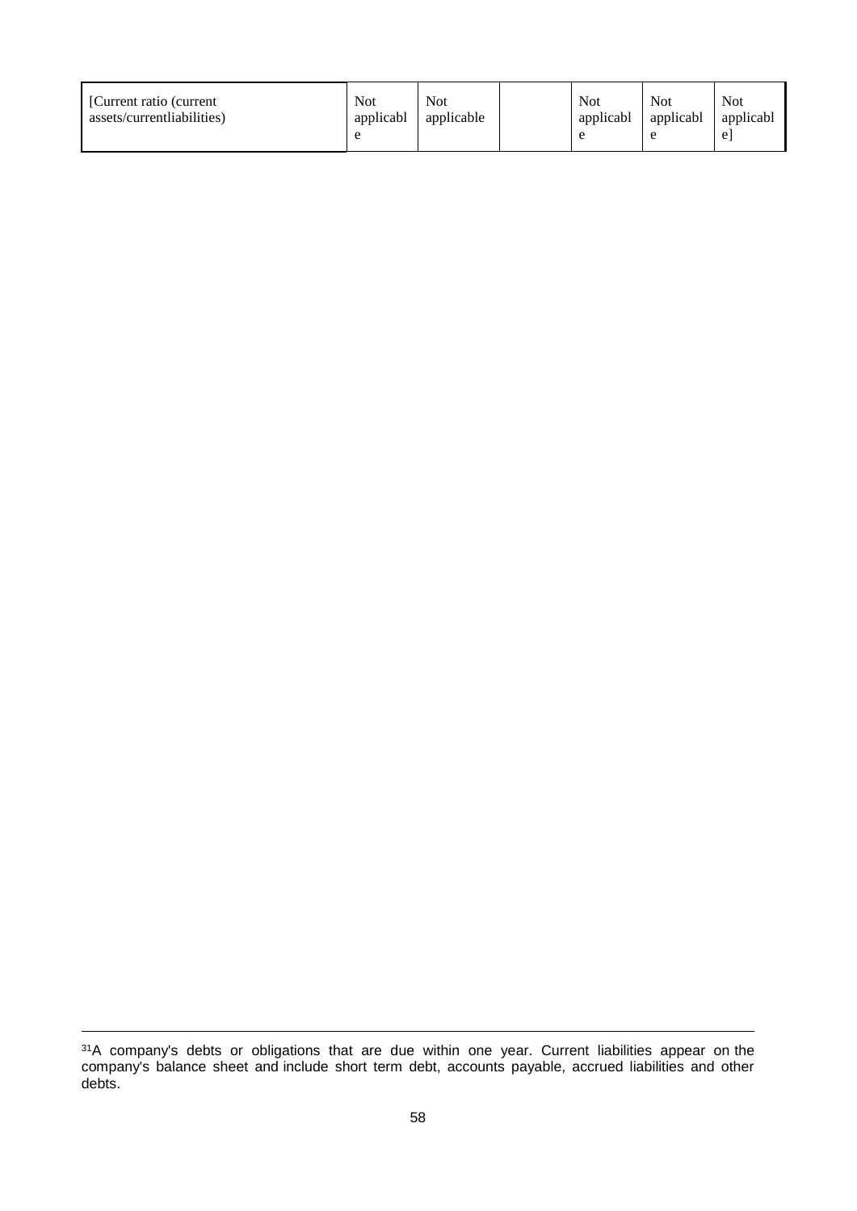| [Current ratio (current assets/currentliabilities) | Not applicable | Not applicable | | Not applicable | Not applicable | Not applicable] |
|---|---|---|---|---|---|---|

[31] A company's debts or obligations that are due within one year. Current liabilities appear on the company's balance sheet and include short term debt, accounts payable, accrued liabilities and other debts.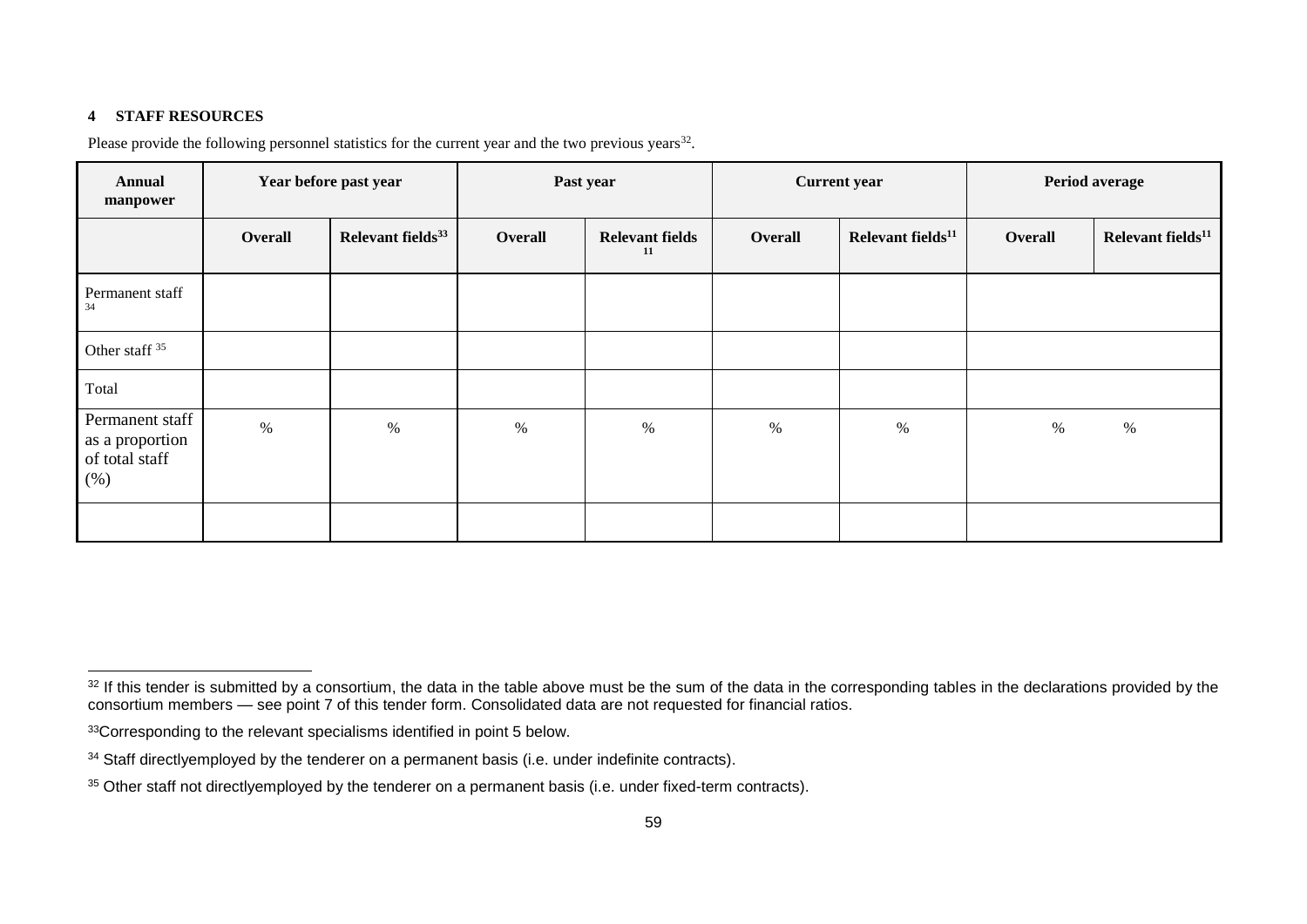**4 STAFF RESOURCES**

Please provide the following personnel statistics for the current year and the two previous years[32].

| Annual manpower | Year before past year | | Past year | | Current year | | Period average | |
|---|---|---|---|---|---|---|---|---|
| | Overall | Relevant fields[33] | Overall | Relevant fields [11] | Overall | Relevant fields[11] | Overall | Relevant fields[11] |
| Permanent staff [34] | | | | | | | | |
| Other staff [35] | | | | | | | | |
| Total | | | | | | | | |
| Permanent staff as a proportion of total staff (%) | % | % | % | % | % | % | % | % |
| | | | | | | | | |

[32] If this tender is submitted by a consortium, the data in the table above must be the sum of the data in the corresponding tables in the declarations provided by the consortium members — see point 7 of this tender form. Consolidated data are not requested for financial ratios.

[33] Corresponding to the relevant specialisms identified in point 5 below.

[34] Staff directlyemployed by the tenderer on a permanent basis (i.e. under indefinite contracts).

[35] Other staff not directlyemployed by the tenderer on a permanent basis (i.e. under fixed-term contracts).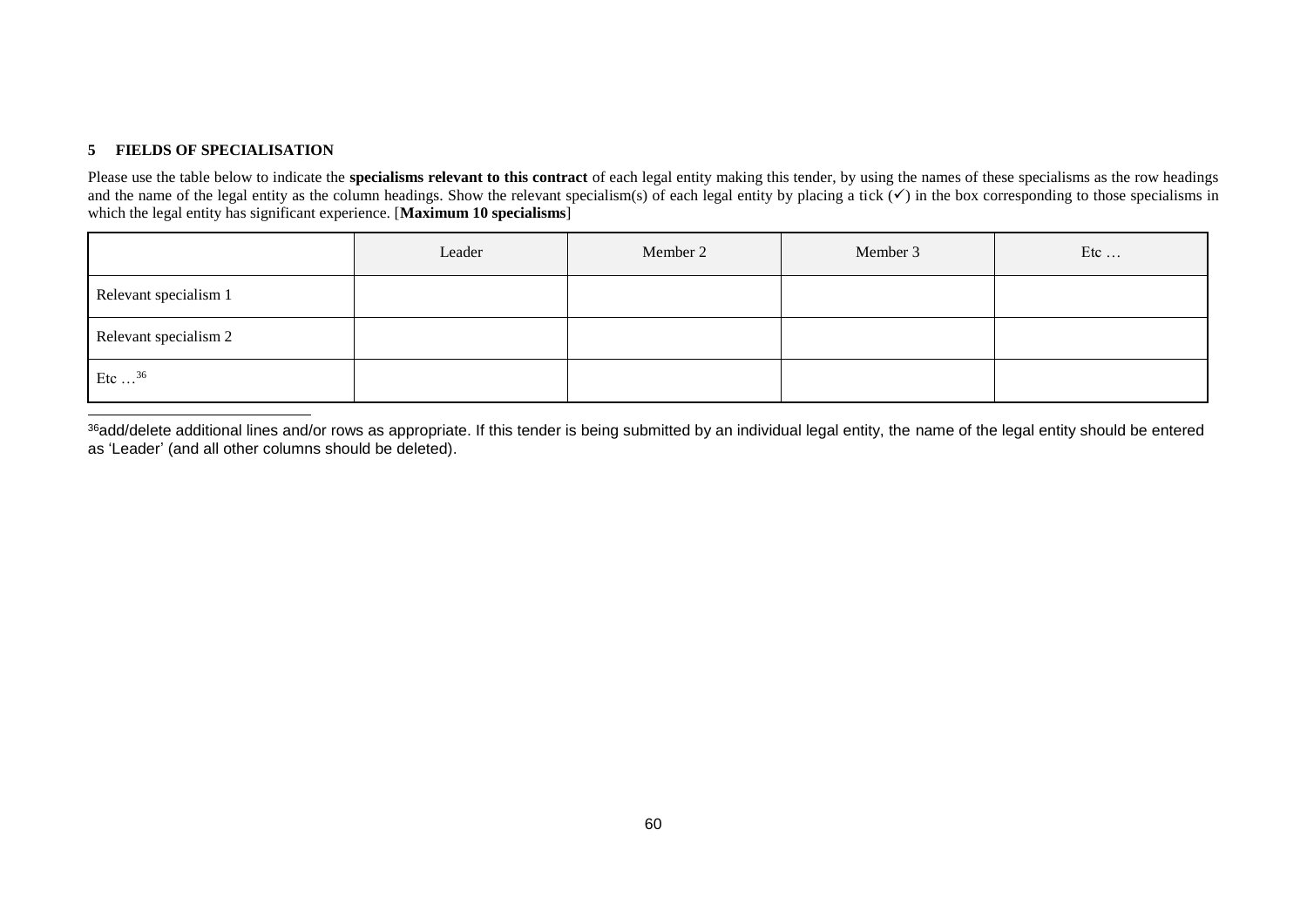## 5 FIELDS OF SPECIALISATION

Please use the table below to indicate the **specialisms relevant to this contract** of each legal entity making this tender, by using the names of these specialisms as the row headings and the name of the legal entity as the column headings. Show the relevant specialism(s) of each legal entity by placing a tick (✓) in the box corresponding to those specialisms in which the legal entity has significant experience. [**Maximum 10 specialisms**]

| | Leader | Member 2 | Member 3 | Etc … |
|---|---|---|---|---|
| Relevant specialism 1 | | | | |
| Relevant specialism 2 | | | | |
| Etc …[36] | | | | |

[36]add/delete additional lines and/or rows as appropriate. If this tender is being submitted by an individual legal entity, the name of the legal entity should be entered as 'Leader' (and all other columns should be deleted).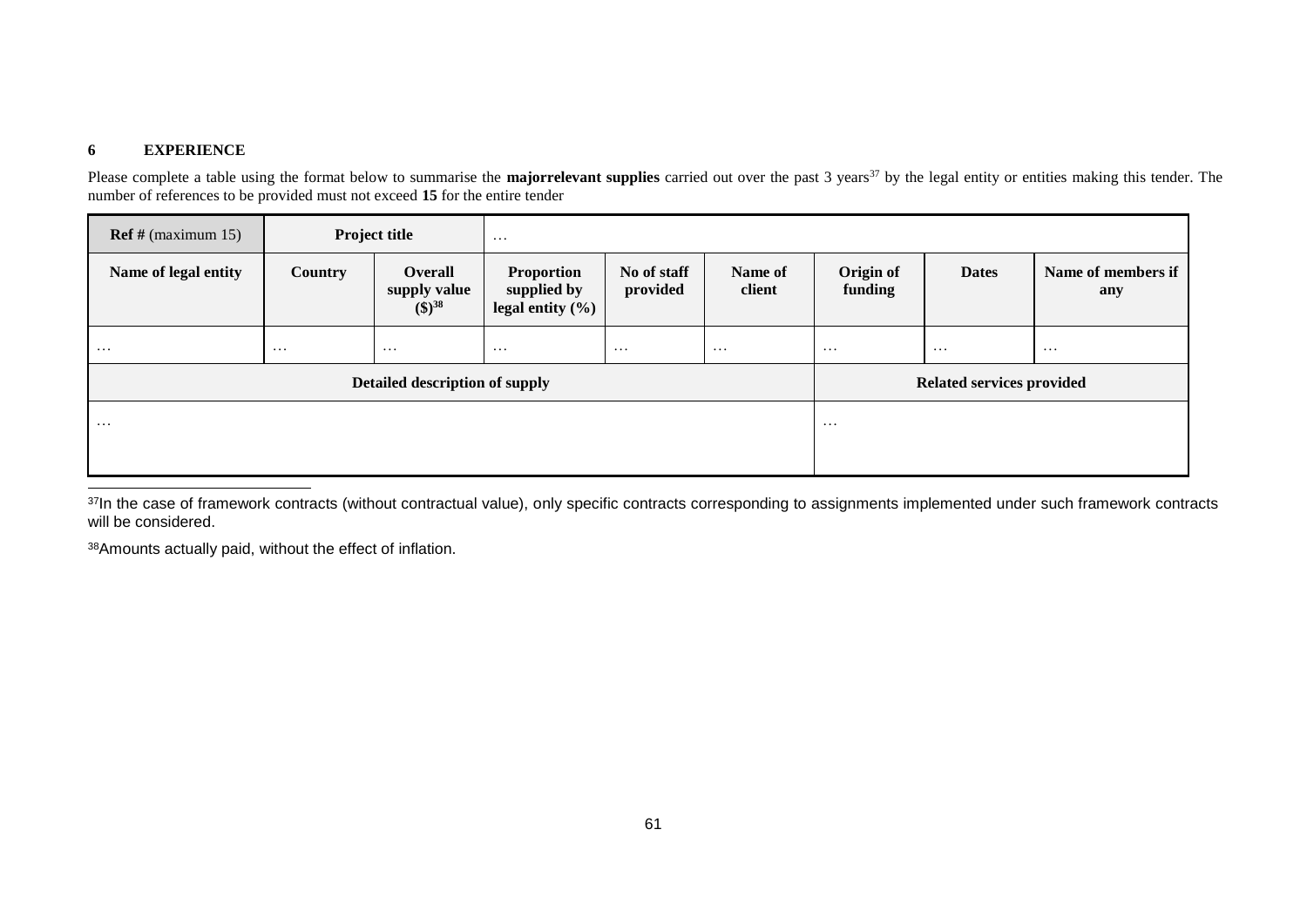## 6 EXPERIENCE

Please complete a table using the format below to summarise the **majorrelevant supplies** carried out over the past 3 years[37] by the legal entity or entities making this tender. The number of references to be provided must not exceed **15** for the entire tender

| **Ref #** (maximum 15) | **Project title** | | … | | | | | |
|---|---|---|---|---|---|---|---|---|
| **Name of legal entity** | **Country** | **Overall supply value ($)[38]** | **Proportion supplied by legal entity (%)** | **No of staff provided** | **Name of client** | **Origin of funding** | **Dates** | **Name of members if any** |
| … | … | … | … | … | … | … | … | … |
| **Detailed description of supply** | | | | | | **Related services provided** | | |
| … | | | | | | … | | |

[37]In the case of framework contracts (without contractual value), only specific contracts corresponding to assignments implemented under such framework contracts will be considered.

[38]Amounts actually paid, without the effect of inflation.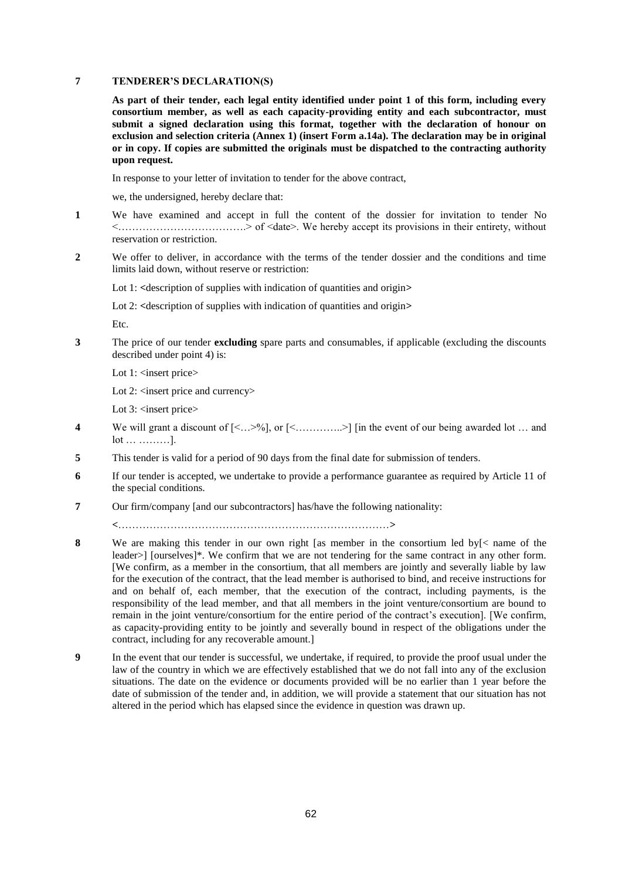## 7 TENDERER'S DECLARATION(S)

**As part of their tender, each legal entity identified under point 1 of this form, including every consortium member, as well as each capacity-providing entity and each subcontractor, must submit a signed declaration using this format, together with the declaration of honour on exclusion and selection criteria (Annex 1) (insert Form a.14a). The declaration may be in original or in copy. If copies are submitted the originals must be dispatched to the contracting authority upon request.**

In response to your letter of invitation to tender for the above contract,

we, the undersigned, hereby declare that:

1. We have examined and accept in full the content of the dossier for invitation to tender No <……………………………….> of <date>. We hereby accept its provisions in their entirety, without reservation or restriction.

2. We offer to deliver, in accordance with the terms of the tender dossier and the conditions and time limits laid down, without reserve or restriction:

   Lot 1: <description of supplies with indication of quantities and origin>

   Lot 2: <description of supplies with indication of quantities and origin>

   Etc.

3. The price of our tender **excluding** spare parts and consumables, if applicable (excluding the discounts described under point 4) is:

   Lot 1: <insert price>

   Lot 2: <insert price and currency>

   Lot 3: <insert price>

4. We will grant a discount of [<…>%], or [<…………..>] [in the event of our being awarded lot … and lot … ………].

5. This tender is valid for a period of 90 days from the final date for submission of tenders.

6. If our tender is accepted, we undertake to provide a performance guarantee as required by Article 11 of the special conditions.

7. Our firm/company [and our subcontractors] has/have the following nationality:

   <……………………………………………………………………>

8. We are making this tender in our own right [as member in the consortium led by[< name of the leader>] [ourselves]*. We confirm that we are not tendering for the same contract in any other form. [We confirm, as a member in the consortium, that all members are jointly and severally liable by law for the execution of the contract, that the lead member is authorised to bind, and receive instructions for and on behalf of, each member, that the execution of the contract, including payments, is the responsibility of the lead member, and that all members in the joint venture/consortium are bound to remain in the joint venture/consortium for the entire period of the contract's execution]. [We confirm, as capacity-providing entity to be jointly and severally bound in respect of the obligations under the contract, including for any recoverable amount.]

9. In the event that our tender is successful, we undertake, if required, to provide the proof usual under the law of the country in which we are effectively established that we do not fall into any of the exclusion situations. The date on the evidence or documents provided will be no earlier than 1 year before the date of submission of the tender and, in addition, we will provide a statement that our situation has not altered in the period which has elapsed since the evidence in question was drawn up.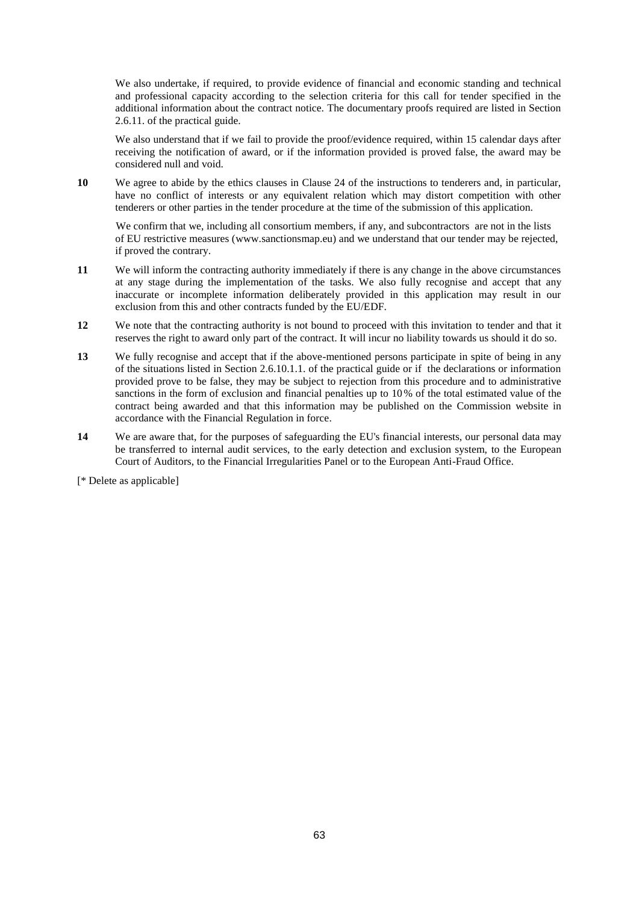We also undertake, if required, to provide evidence of financial and economic standing and technical and professional capacity according to the selection criteria for this call for tender specified in the additional information about the contract notice. The documentary proofs required are listed in Section 2.6.11. of the practical guide.

We also understand that if we fail to provide the proof/evidence required, within 15 calendar days after receiving the notification of award, or if the information provided is proved false, the award may be considered null and void.

**10** We agree to abide by the ethics clauses in Clause 24 of the instructions to tenderers and, in particular, have no conflict of interests or any equivalent relation which may distort competition with other tenderers or other parties in the tender procedure at the time of the submission of this application.

We confirm that we, including all consortium members, if any, and subcontractors are not in the lists of EU restrictive measures (www.sanctionsmap.eu) and we understand that our tender may be rejected, if proved the contrary.

**11** We will inform the contracting authority immediately if there is any change in the above circumstances at any stage during the implementation of the tasks. We also fully recognise and accept that any inaccurate or incomplete information deliberately provided in this application may result in our exclusion from this and other contracts funded by the EU/EDF.

**12** We note that the contracting authority is not bound to proceed with this invitation to tender and that it reserves the right to award only part of the contract. It will incur no liability towards us should it do so.

**13** We fully recognise and accept that if the above-mentioned persons participate in spite of being in any of the situations listed in Section 2.6.10.1.1. of the practical guide or if the declarations or information provided prove to be false, they may be subject to rejection from this procedure and to administrative sanctions in the form of exclusion and financial penalties up to 10 % of the total estimated value of the contract being awarded and that this information may be published on the Commission website in accordance with the Financial Regulation in force.

**14** We are aware that, for the purposes of safeguarding the EU's financial interests, our personal data may be transferred to internal audit services, to the early detection and exclusion system, to the European Court of Auditors, to the Financial Irregularities Panel or to the European Anti-Fraud Office.

[* Delete as applicable]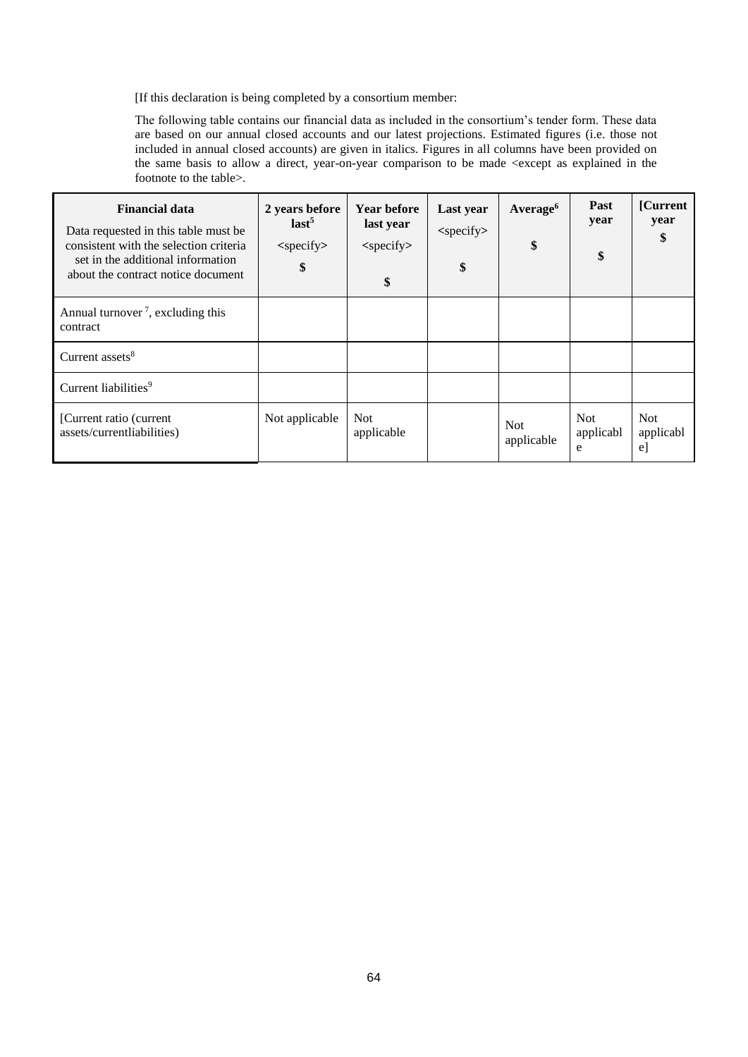[If this declaration is being completed by a consortium member:

The following table contains our financial data as included in the consortium's tender form. These data are based on our annual closed accounts and our latest projections. Estimated figures (i.e. those not included in annual closed accounts) are given in italics. Figures in all columns have been provided on the same basis to allow a direct, year-on-year comparison to be made <except as explained in the footnote to the table>.

| **Financial data**<br>Data requested in this table must be consistent with the selection criteria set in the additional information about the contract notice document | **2 years before last**[5]<br><specify><br>**$** | **Year before last year**<br><specify><br>**$** | **Last year**<br><specify><br>**$** | **Average**[6]<br>**$** | **Past year**<br>**$** | **[Current year**<br>**$** |
|---|---|---|---|---|---|---|
| Annual turnover [7], excluding this contract | | | | | | |
| Current assets[8] | | | | | | |
| Current liabilities[9] | | | | | | |
| [Current ratio (current assets/currentliabilities) | Not applicable | Not applicable | | Not applicable | Not applicable | Not applicable] |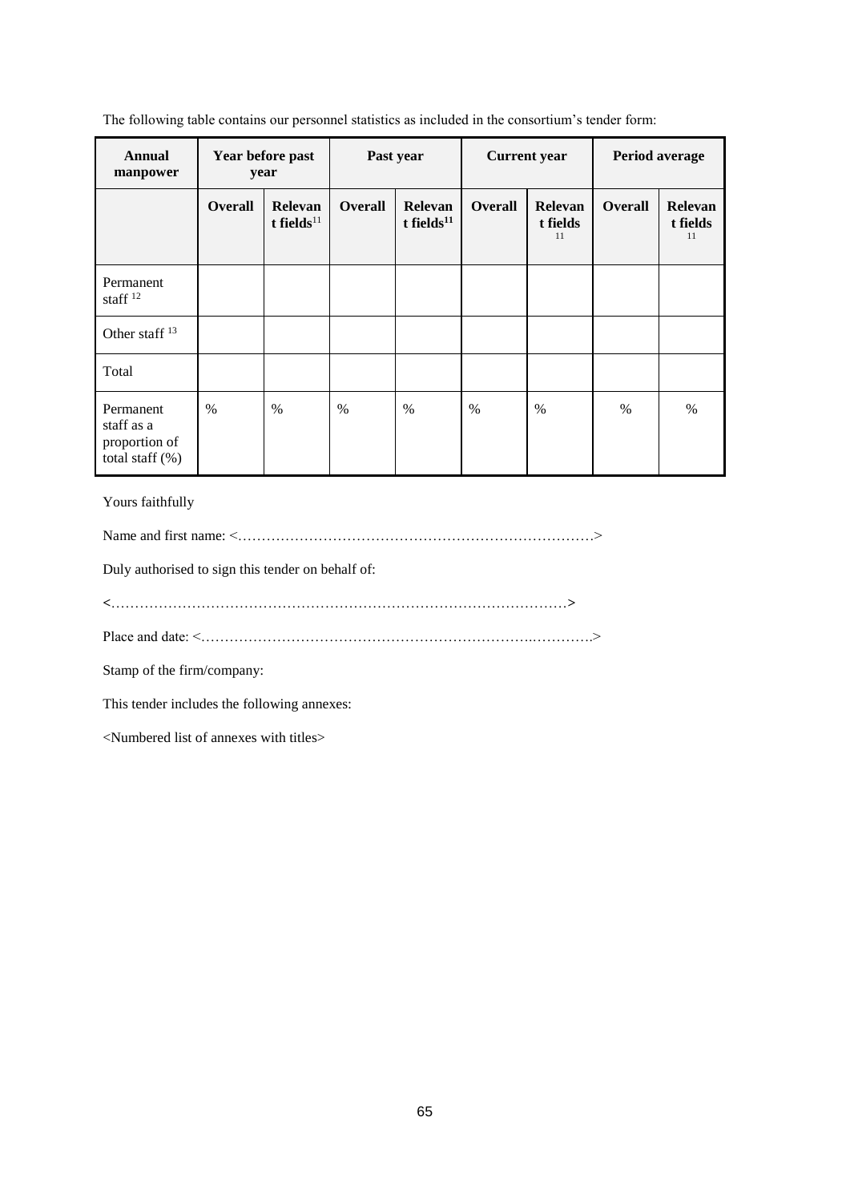The following table contains our personnel statistics as included in the consortium's tender form:

| **Annual manpower** | **Year before past year** | | **Past year** | | **Current year** | | **Period average** | |
|---|---|---|---|---|---|---|---|---|
| | **Overall** | **Relevant fields**[11] | **Overall** | **Relevant fields**[11] | **Overall** | **Relevant fields**[11] | **Overall** | **Relevant fields**[11] |
| Permanent staff [12] | | | | | | | | |
| Other staff [13] | | | | | | | | |
| Total | | | | | | | | |
| Permanent staff as a proportion of total staff (%) | % | % | % | % | % | % | % | % |

Yours faithfully

Name and first name: <……………………………………………………………………>

Duly authorised to sign this tender on behalf of:

<……………………………………………………………………………………>

Place and date: <……………………………………………………………..………..>

Stamp of the firm/company:

This tender includes the following annexes:

<Numbered list of annexes with titles>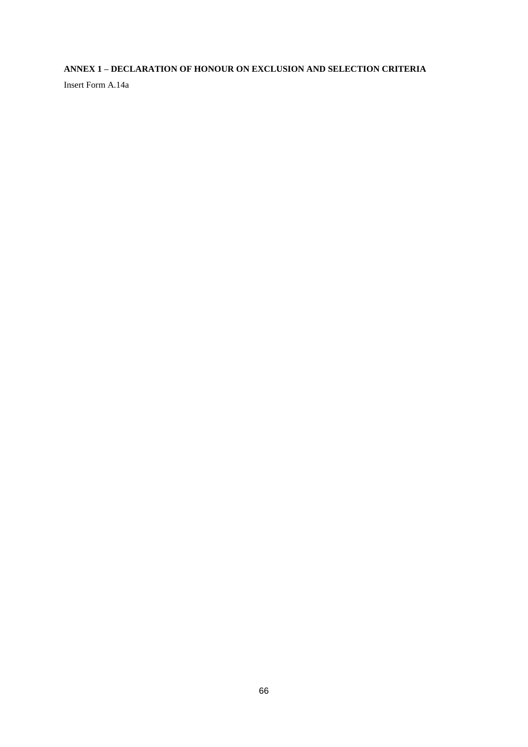## ANNEX 1 – DECLARATION OF HONOUR ON EXCLUSION AND SELECTION CRITERIA

Insert Form A.14a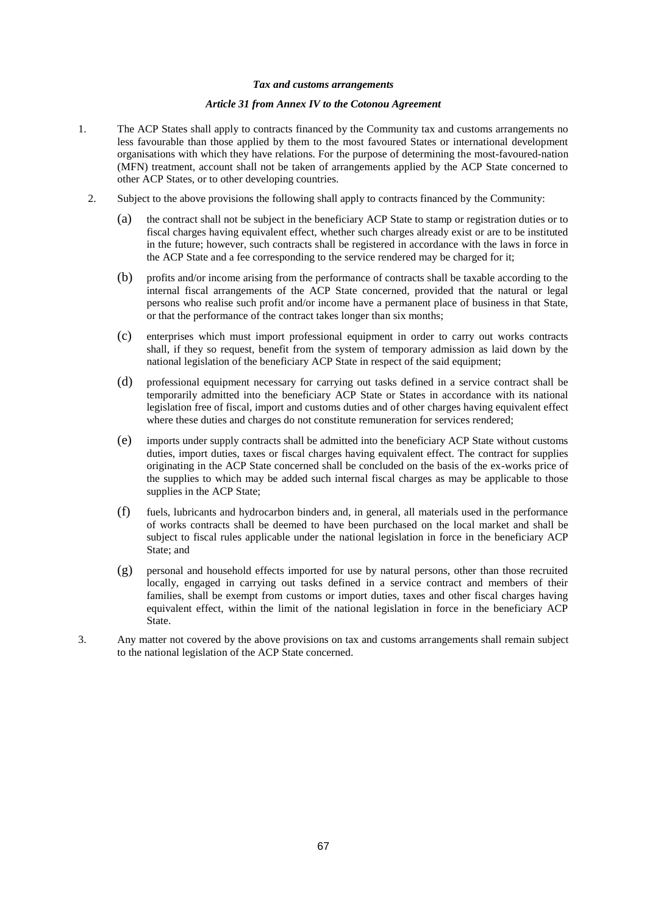***Tax and customs arrangements***

***Article 31 from Annex IV to the Cotonou Agreement***

1. The ACP States shall apply to contracts financed by the Community tax and customs arrangements no less favourable than those applied by them to the most favoured States or international development organisations with which they have relations. For the purpose of determining the most-favoured-nation (MFN) treatment, account shall not be taken of arrangements applied by the ACP State concerned to other ACP States, or to other developing countries.

2. Subject to the above provisions the following shall apply to contracts financed by the Community:

   (a) the contract shall not be subject in the beneficiary ACP State to stamp or registration duties or to fiscal charges having equivalent effect, whether such charges already exist or are to be instituted in the future; however, such contracts shall be registered in accordance with the laws in force in the ACP State and a fee corresponding to the service rendered may be charged for it;

   (b) profits and/or income arising from the performance of contracts shall be taxable according to the internal fiscal arrangements of the ACP State concerned, provided that the natural or legal persons who realise such profit and/or income have a permanent place of business in that State, or that the performance of the contract takes longer than six months;

   (c) enterprises which must import professional equipment in order to carry out works contracts shall, if they so request, benefit from the system of temporary admission as laid down by the national legislation of the beneficiary ACP State in respect of the said equipment;

   (d) professional equipment necessary for carrying out tasks defined in a service contract shall be temporarily admitted into the beneficiary ACP State or States in accordance with its national legislation free of fiscal, import and customs duties and of other charges having equivalent effect where these duties and charges do not constitute remuneration for services rendered;

   (e) imports under supply contracts shall be admitted into the beneficiary ACP State without customs duties, import duties, taxes or fiscal charges having equivalent effect. The contract for supplies originating in the ACP State concerned shall be concluded on the basis of the ex-works price of the supplies to which may be added such internal fiscal charges as may be applicable to those supplies in the ACP State;

   (f) fuels, lubricants and hydrocarbon binders and, in general, all materials used in the performance of works contracts shall be deemed to have been purchased on the local market and shall be subject to fiscal rules applicable under the national legislation in force in the beneficiary ACP State; and

   (g) personal and household effects imported for use by natural persons, other than those recruited locally, engaged in carrying out tasks defined in a service contract and members of their families, shall be exempt from customs or import duties, taxes and other fiscal charges having equivalent effect, within the limit of the national legislation in force in the beneficiary ACP State.

3. Any matter not covered by the above provisions on tax and customs arrangements shall remain subject to the national legislation of the ACP State concerned.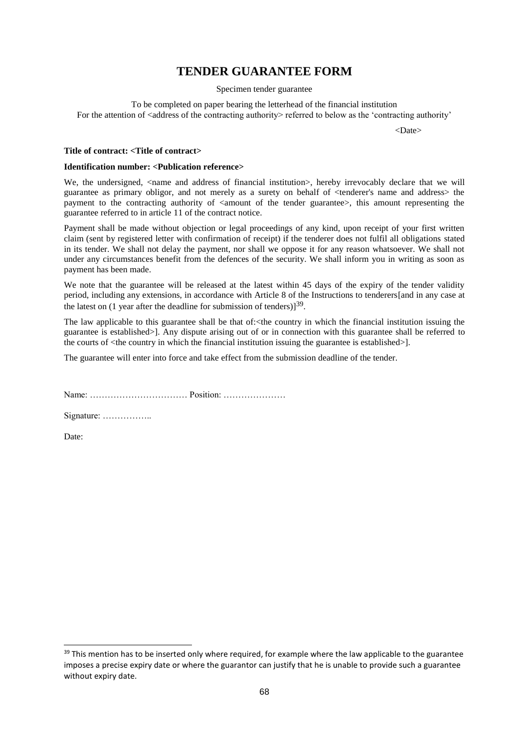# TENDER GUARANTEE FORM

Specimen tender guarantee

To be completed on paper bearing the letterhead of the financial institution
For the attention of <address of the contracting authority> referred to below as the 'contracting authority'

<Date>

**Title of contract: <Title of contract>**

**Identification number: <Publication reference>**

We, the undersigned, <name and address of financial institution>, hereby irrevocably declare that we will guarantee as primary obligor, and not merely as a surety on behalf of <tenderer's name and address> the payment to the contracting authority of <amount of the tender guarantee>, this amount representing the guarantee referred to in article 11 of the contract notice.

Payment shall be made without objection or legal proceedings of any kind, upon receipt of your first written claim (sent by registered letter with confirmation of receipt) if the tenderer does not fulfil all obligations stated in its tender. We shall not delay the payment, nor shall we oppose it for any reason whatsoever. We shall not under any circumstances benefit from the defences of the security. We shall inform you in writing as soon as payment has been made.

We note that the guarantee will be released at the latest within 45 days of the expiry of the tender validity period, including any extensions, in accordance with Article 8 of the Instructions to tenderers[and in any case at the latest on (1 year after the deadline for submission of tenders)][39].

The law applicable to this guarantee shall be that of:<the country in which the financial institution issuing the guarantee is established>]. Any dispute arising out of or in connection with this guarantee shall be referred to the courts of <the country in which the financial institution issuing the guarantee is established>].

The guarantee will enter into force and take effect from the submission deadline of the tender.

Name: …………………………… Position: …………………

Signature: ……………..

Date:

[39] This mention has to be inserted only where required, for example where the law applicable to the guarantee imposes a precise expiry date or where the guarantor can justify that he is unable to provide such a guarantee without expiry date.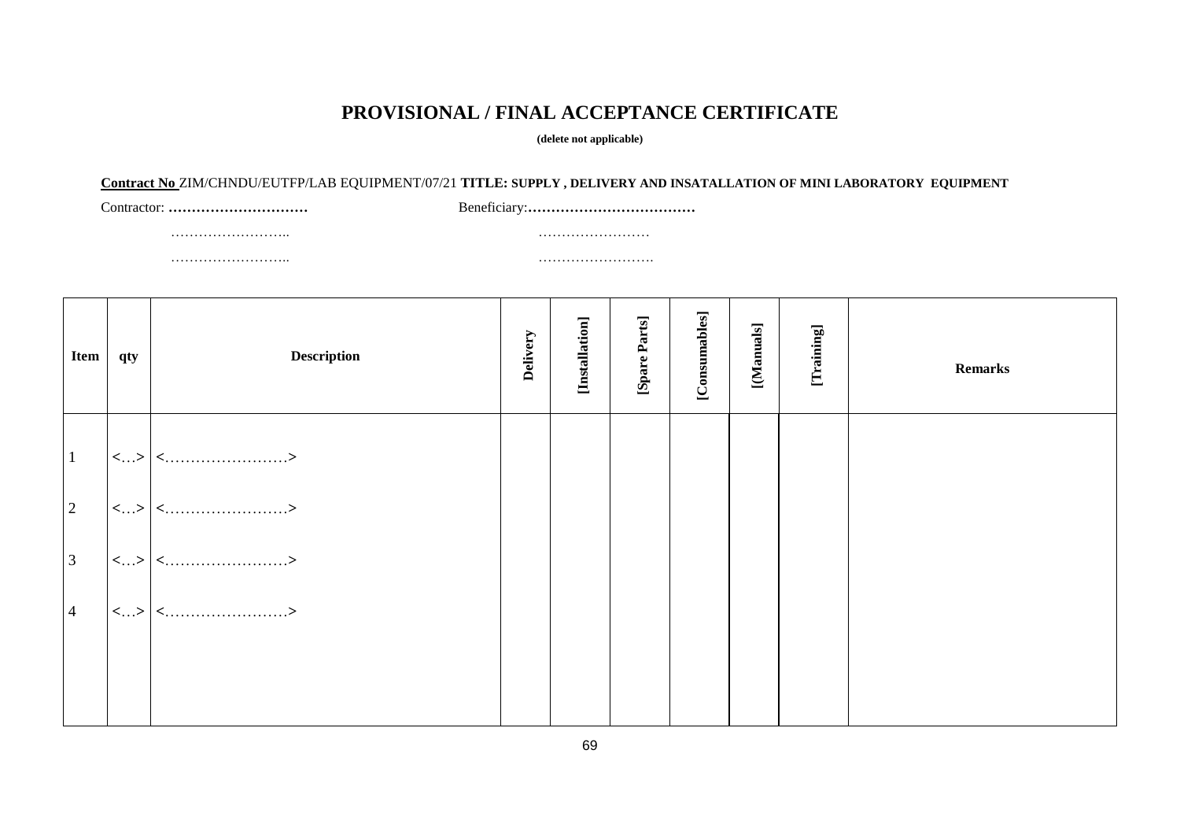# PROVISIONAL / FINAL ACCEPTANCE CERTIFICATE

**(delete not applicable)**

**Contract No** ZIM/CHNDU/EUTFP/LAB EQUIPMENT/07/21 **TITLE: SUPPLY , DELIVERY AND INSATALLATION OF MINI LABORATORY EQUIPMENT**

Contractor: **…………………………** Beneficiary:**………………………………**

……………………..    ……………………

……………………..    …………………….

| Item | qty | Description | Delivery | [Installation] | [Spare Parts] | [Consumables] | [(Manuals] | [Training] | Remarks |
|---|---|---|---|---|---|---|---|---|---|
| 1 | <…> | <……………………> | | | | | | | |
| 2 | <…> | <……………………> | | | | | | | |
| 3 | <…> | <……………………> | | | | | | | |
| 4 | <…> | <……………………> | | | | | | | |
| | | | | | | | | | |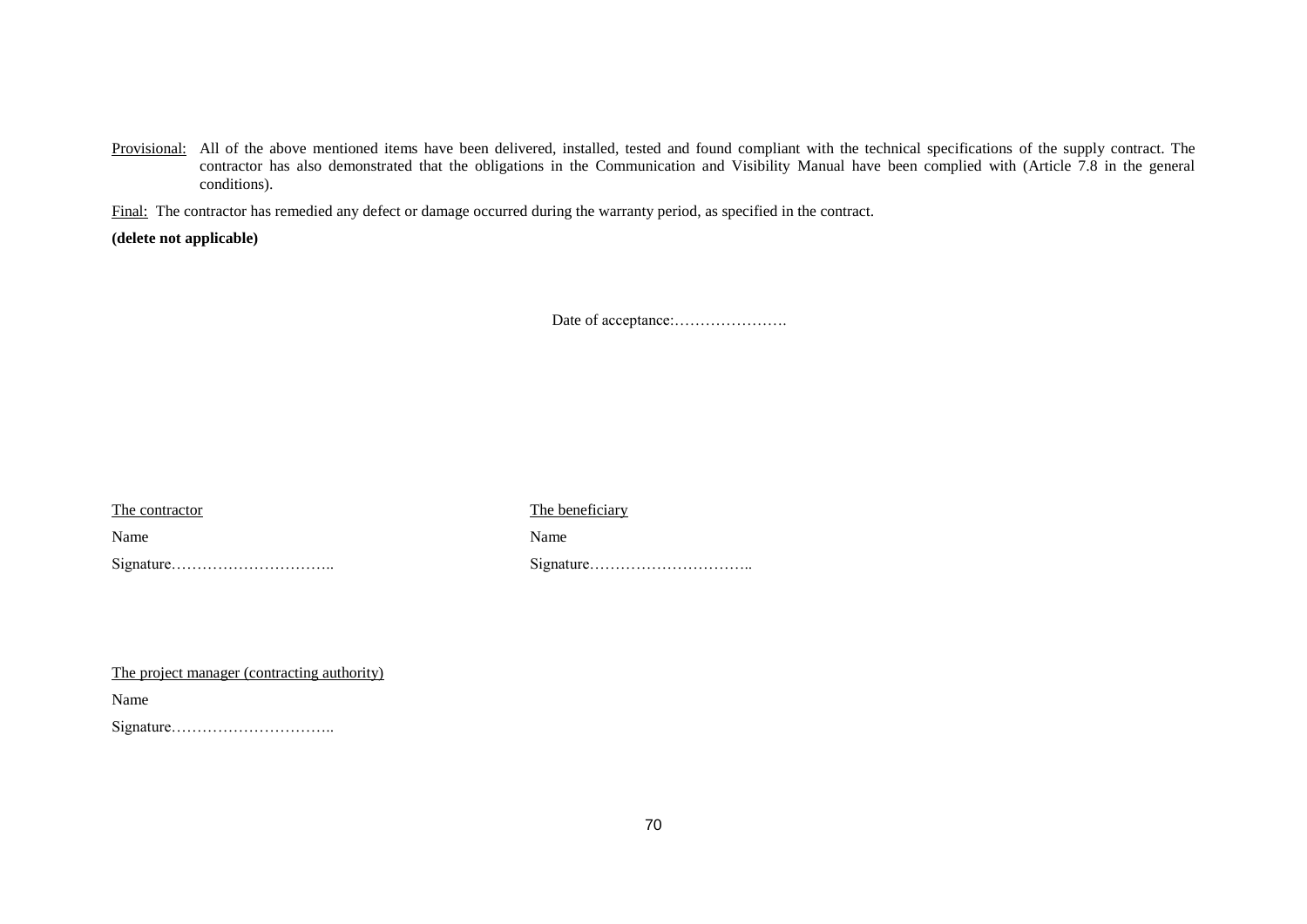Provisional: All of the above mentioned items have been delivered, installed, tested and found compliant with the technical specifications of the supply contract. The contractor has also demonstrated that the obligations in the Communication and Visibility Manual have been complied with (Article 7.8 in the general conditions).

Final: The contractor has remedied any defect or damage occurred during the warranty period, as specified in the contract.

**(delete not applicable)**

Date of acceptance:………………….

| The contractor | The beneficiary |
|---|---|
| Name | Name |
| Signature………………………….. | Signature………………………….. |

The project manager (contracting authority)

Name

Signature…………………………..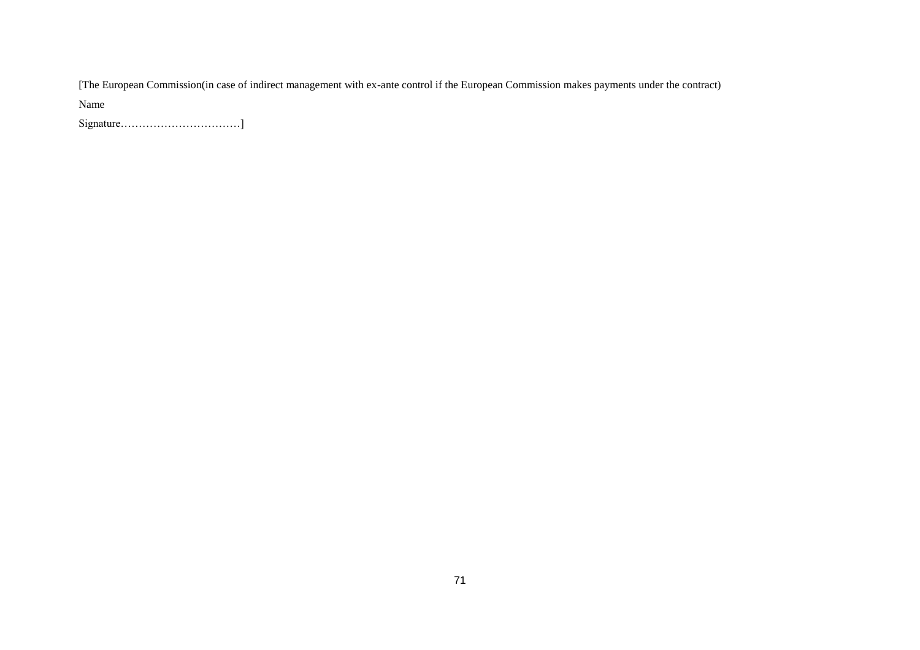[The European Commission(in case of indirect management with ex-ante control if the European Commission makes payments under the contract)

Name

Signature……………………………]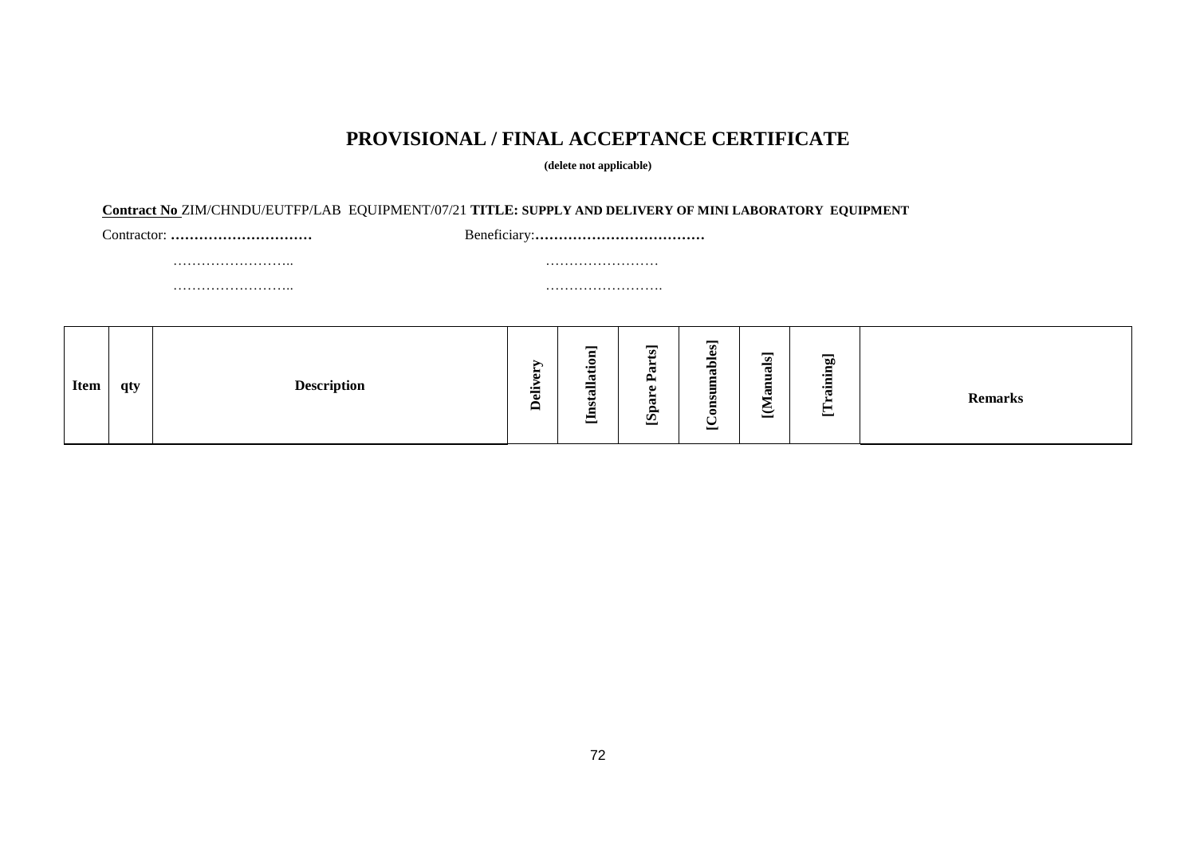# PROVISIONAL / FINAL ACCEPTANCE CERTIFICATE

**(delete not applicable)**

**Contract No** ZIM/CHNDU/EUTFP/LAB EQUIPMENT/07/21 **TITLE: SUPPLY AND DELIVERY OF MINI LABORATORY EQUIPMENT**

Contractor: **…………………………** Beneficiary:**………………………………**

…………………….. ……………………

…………………….. …………………….

| Item | qty | Description | Delivery | [Installation] | [Spare Parts] | [Consumables] | [(Manuals] | [Training] | Remarks |
|---|---|---|---|---|---|---|---|---|---|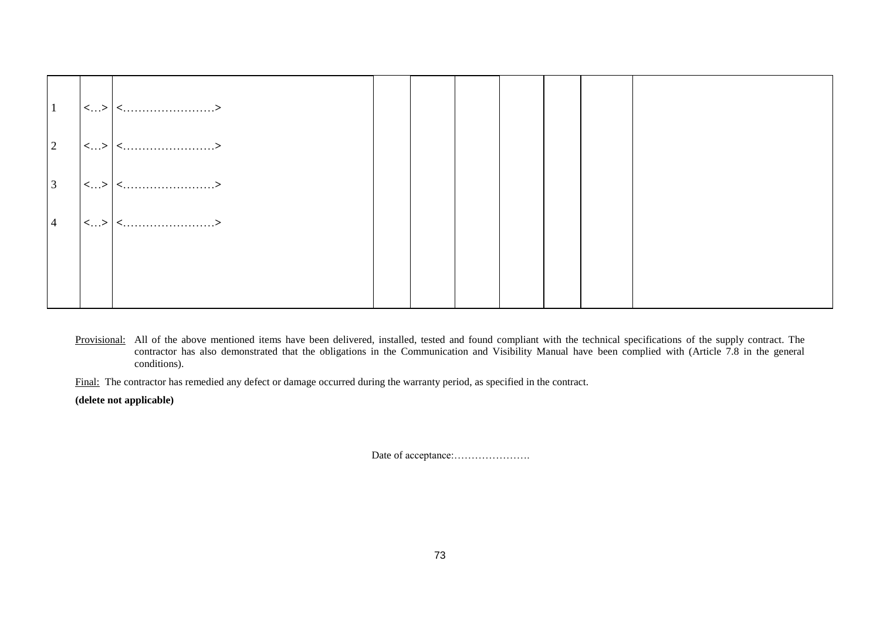| | | | | | | | | | |
|---|---|---|---|---|---|---|---|---|---|
| 1 | <…> | <……………………> | | | | | | | |
| 2 | <…> | <……………………> | | | | | | | |
| 3 | <…> | <……………………> | | | | | | | |
| 4 | <…> | <……………………> | | | | | | | |
| | | | | | | | | | |

Provisional: All of the above mentioned items have been delivered, installed, tested and found compliant with the technical specifications of the supply contract. The contractor has also demonstrated that the obligations in the Communication and Visibility Manual have been complied with (Article 7.8 in the general conditions).

Final: The contractor has remedied any defect or damage occurred during the warranty period, as specified in the contract.

**(delete not applicable)**

Date of acceptance:………………….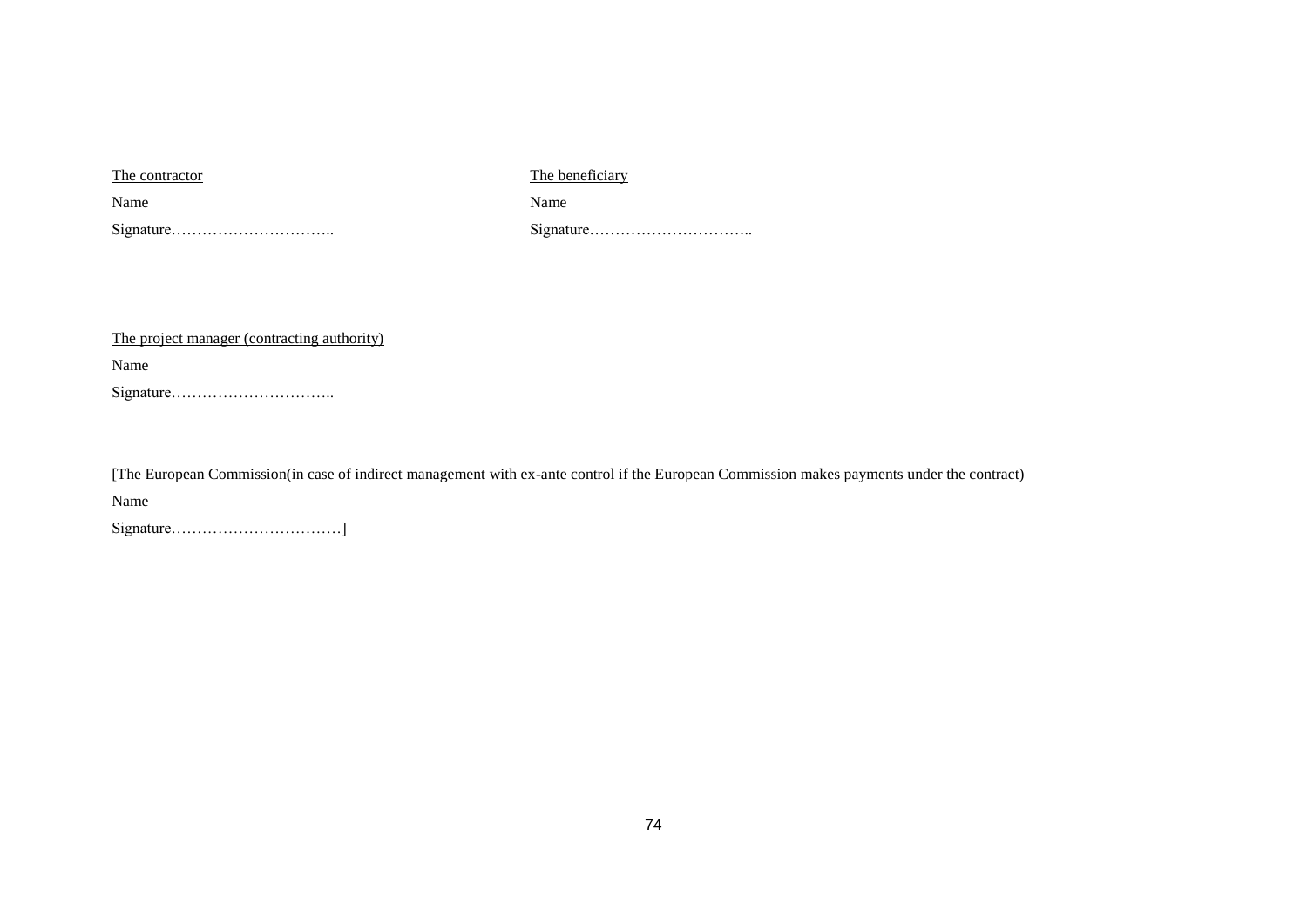<u>The contractor</u>

Name

Signature…………………………..

<u>The beneficiary</u>

Name

Signature…………………………..

<u>The project manager (contracting authority)</u>

Name

Signature…………………………..

[The European Commission(in case of indirect management with ex-ante control if the European Commission makes payments under the contract)

Name

Signature……………………………]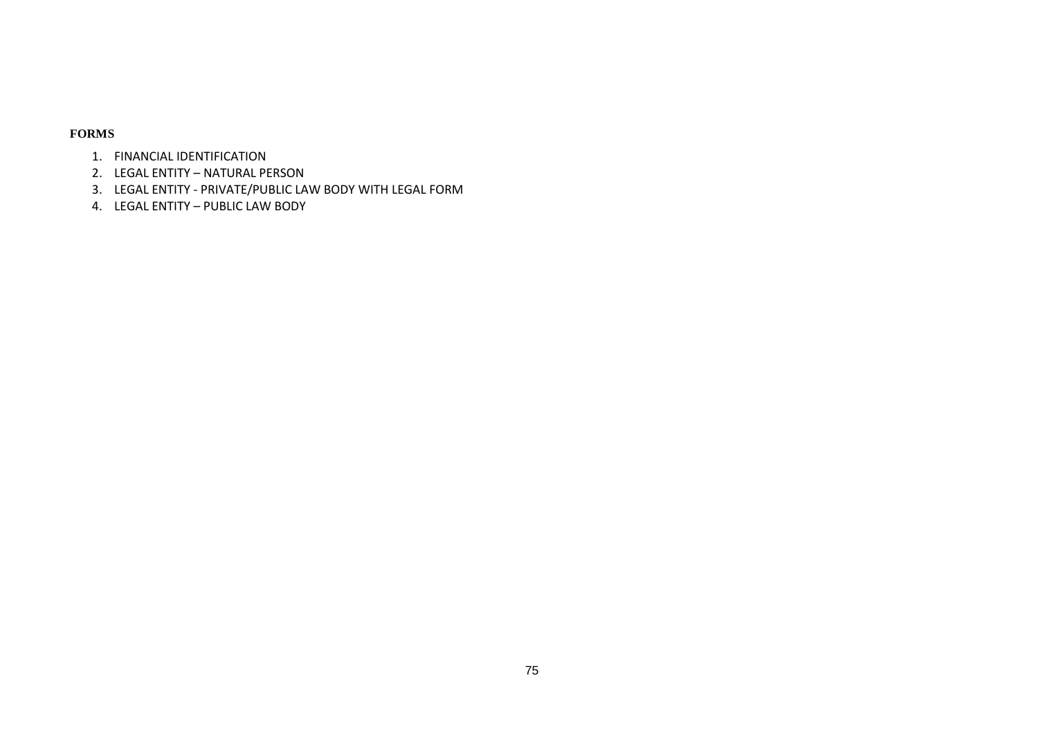**FORMS**

1. FINANCIAL IDENTIFICATION
2. LEGAL ENTITY – NATURAL PERSON
3. LEGAL ENTITY - PRIVATE/PUBLIC LAW BODY WITH LEGAL FORM
4. LEGAL ENTITY – PUBLIC LAW BODY